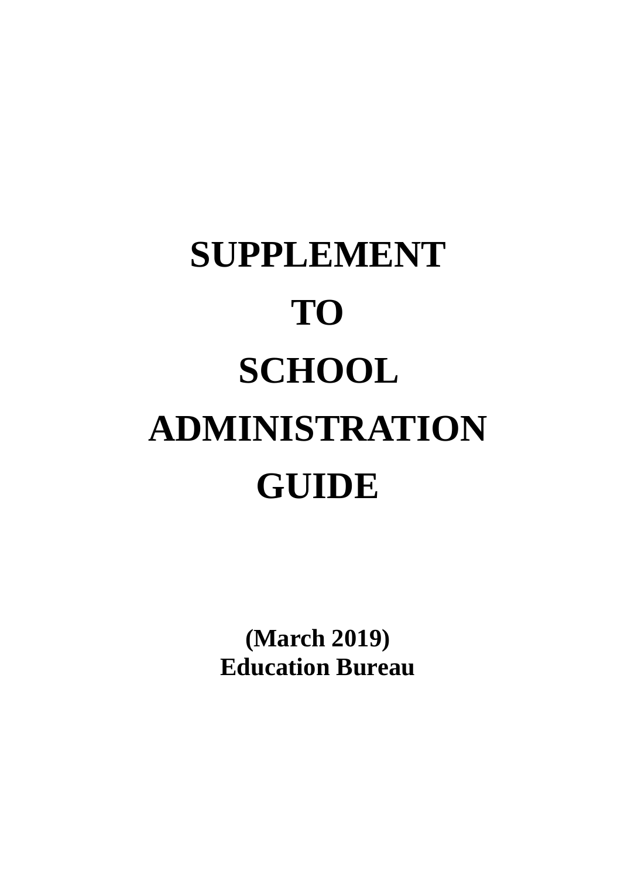# SUPPLEMENT TO SCHOOL ADMINISTRATION GUIDE

**(March 2019)**
**Education Bureau**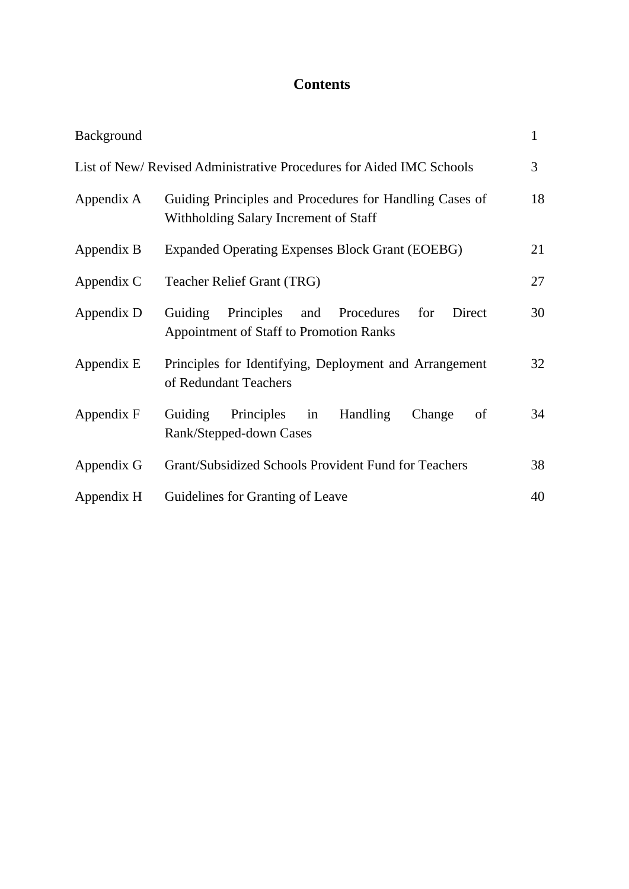# Contents

| | | |
|---|---|---|
| Background | | 1 |
| List of New/ Revised Administrative Procedures for Aided IMC Schools | | 3 |
| Appendix A | Guiding Principles and Procedures for Handling Cases of Withholding Salary Increment of Staff | 18 |
| Appendix B | Expanded Operating Expenses Block Grant (EOEBG) | 21 |
| Appendix C | Teacher Relief Grant (TRG) | 27 |
| Appendix D | Guiding Principles and Procedures for Direct Appointment of Staff to Promotion Ranks | 30 |
| Appendix E | Principles for Identifying, Deployment and Arrangement of Redundant Teachers | 32 |
| Appendix F | Guiding Principles in Handling Change of Rank/Stepped-down Cases | 34 |
| Appendix G | Grant/Subsidized Schools Provident Fund for Teachers | 38 |
| Appendix H | Guidelines for Granting of Leave | 40 |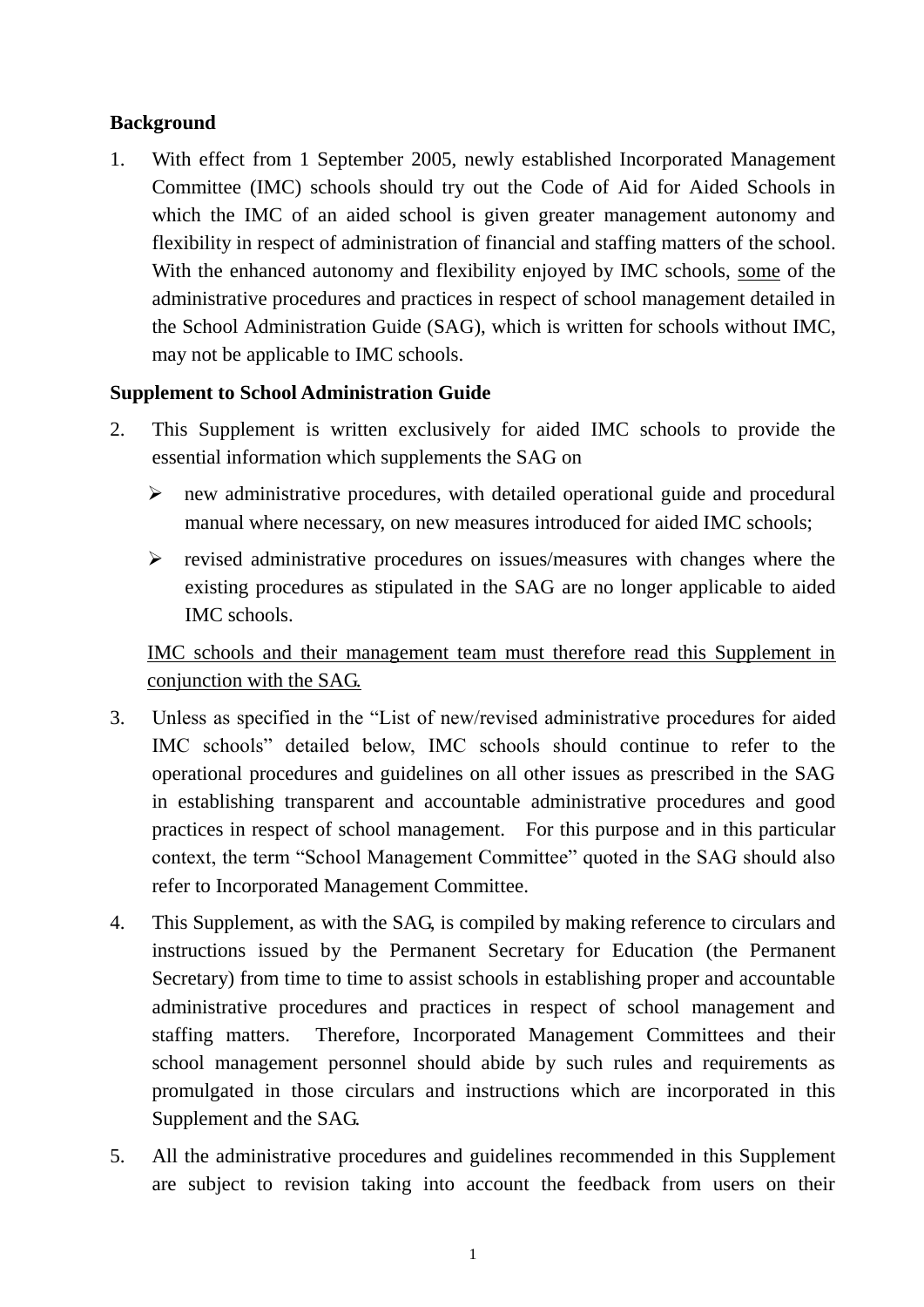**Background**

1. With effect from 1 September 2005, newly established Incorporated Management Committee (IMC) schools should try out the Code of Aid for Aided Schools in which the IMC of an aided school is given greater management autonomy and flexibility in respect of administration of financial and staffing matters of the school. With the enhanced autonomy and flexibility enjoyed by IMC schools, <u>some</u> of the administrative procedures and practices in respect of school management detailed in the School Administration Guide (SAG), which is written for schools without IMC, may not be applicable to IMC schools.

**Supplement to School Administration Guide**

2. This Supplement is written exclusively for aided IMC schools to provide the essential information which supplements the SAG on

   - new administrative procedures, with detailed operational guide and procedural manual where necessary, on new measures introduced for aided IMC schools;
   - revised administrative procedures on issues/measures with changes where the existing procedures as stipulated in the SAG are no longer applicable to aided IMC schools.

   <u>IMC schools and their management team must therefore read this Supplement in conjunction with the SAG.</u>

3. Unless as specified in the "List of new/revised administrative procedures for aided IMC schools" detailed below, IMC schools should continue to refer to the operational procedures and guidelines on all other issues as prescribed in the SAG in establishing transparent and accountable administrative procedures and good practices in respect of school management. For this purpose and in this particular context, the term "School Management Committee" quoted in the SAG should also refer to Incorporated Management Committee.

4. This Supplement, as with the SAG, is compiled by making reference to circulars and instructions issued by the Permanent Secretary for Education (the Permanent Secretary) from time to time to assist schools in establishing proper and accountable administrative procedures and practices in respect of school management and staffing matters. Therefore, Incorporated Management Committees and their school management personnel should abide by such rules and requirements as promulgated in those circulars and instructions which are incorporated in this Supplement and the SAG.

5. All the administrative procedures and guidelines recommended in this Supplement are subject to revision taking into account the feedback from users on their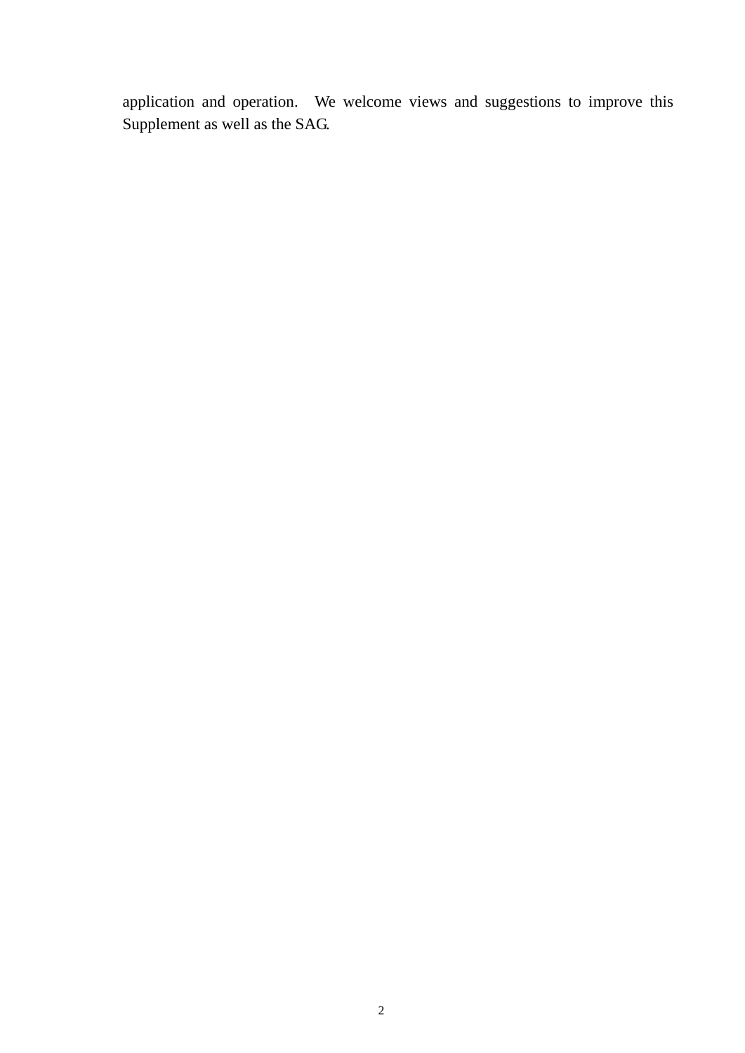application and operation.  We welcome views and suggestions to improve this Supplement as well as the SAG.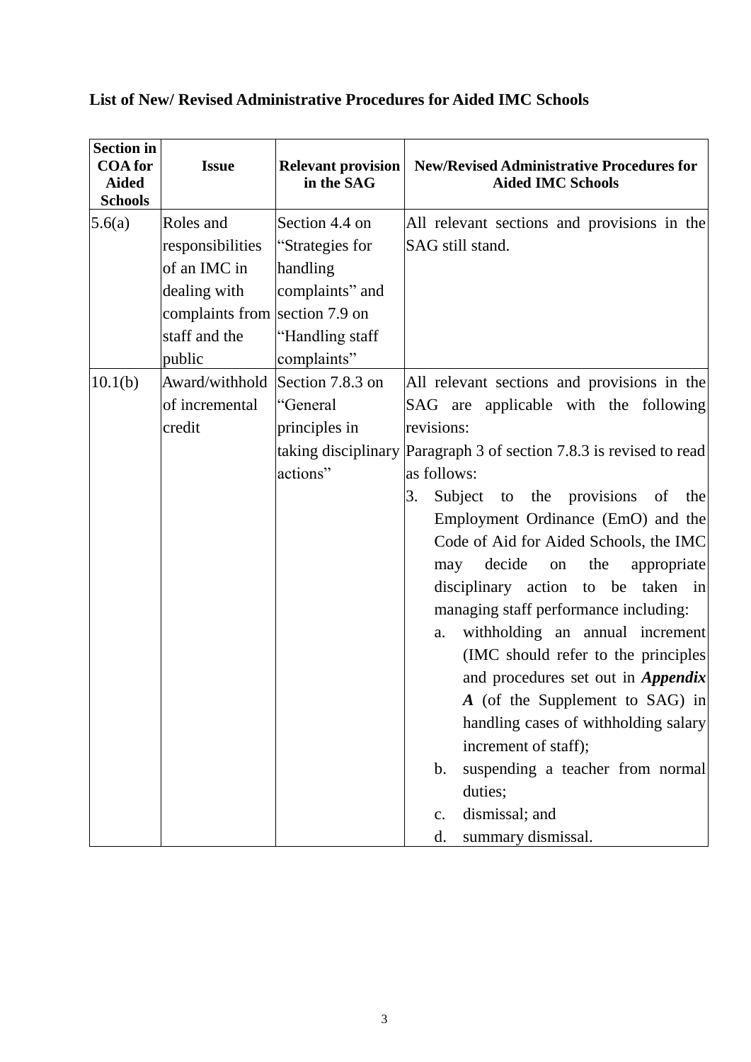**List of New/ Revised Administrative Procedures for Aided IMC Schools**

| Section in COA for Aided Schools | Issue | Relevant provision in the SAG | New/Revised Administrative Procedures for Aided IMC Schools |
|---|---|---|---|
| 5.6(a) | Roles and responsibilities of an IMC in dealing with complaints from staff and the public | Section 4.4 on "Strategies for handling complaints" and section 7.9 on "Handling staff complaints" | All relevant sections and provisions in the SAG still stand. |
| 10.1(b) | Award/withhold of incremental credit | Section 7.8.3 on "General principles in taking disciplinary actions" | All relevant sections and provisions in the SAG are applicable with the following revisions:<br>Paragraph 3 of section 7.8.3 is revised to read as follows:<br>3. Subject to the provisions of the Employment Ordinance (EmO) and the Code of Aid for Aided Schools, the IMC may decide on the appropriate disciplinary action to be taken in managing staff performance including:<br>a. withholding an annual increment (IMC should refer to the principles and procedures set out in ***Appendix A*** (of the Supplement to SAG) in handling cases of withholding salary increment of staff);<br>b. suspending a teacher from normal duties;<br>c. dismissal; and<br>d. summary dismissal. |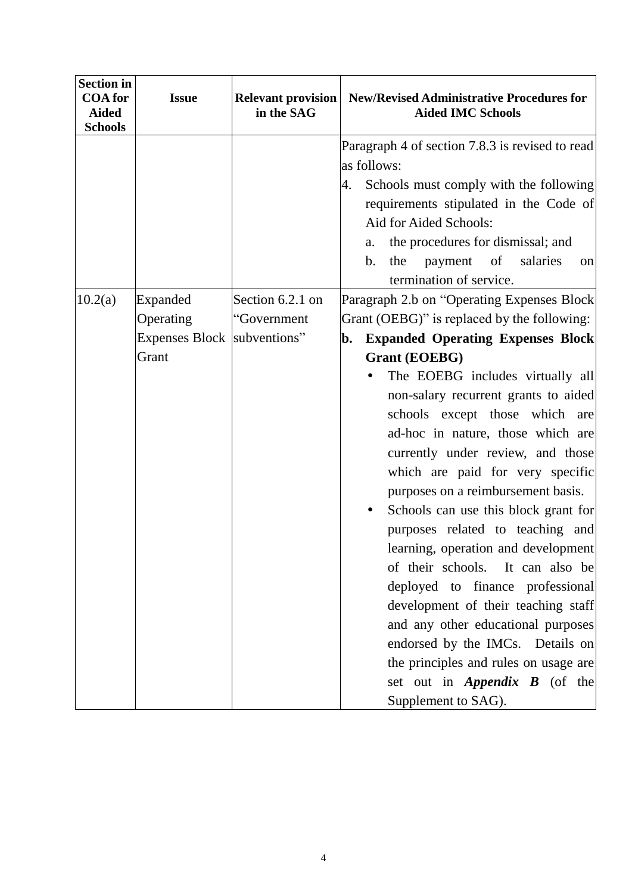| Section in COA for Aided Schools | Issue | Relevant provision in the SAG | New/Revised Administrative Procedures for Aided IMC Schools |
|---|---|---|---|
| | | | Paragraph 4 of section 7.8.3 is revised to read as follows:<br>4. Schools must comply with the following requirements stipulated in the Code of Aid for Aided Schools:<br>a. the procedures for dismissal; and<br>b. the payment of salaries on termination of service. |
| 10.2(a) | Expanded Operating Expenses Block Grant | Section 6.2.1 on "Government subventions" | Paragraph 2.b on "Operating Expenses Block Grant (OEBG)" is replaced by the following:<br>**b. Expanded Operating Expenses Block Grant (EOEBG)**<br>• The EOEBG includes virtually all non-salary recurrent grants to aided schools except those which are ad-hoc in nature, those which are currently under review, and those which are paid for very specific purposes on a reimbursement basis.<br>• Schools can use this block grant for purposes related to teaching and learning, operation and development of their schools. It can also be deployed to finance professional development of their teaching staff and any other educational purposes endorsed by the IMCs. Details on the principles and rules on usage are set out in ***Appendix B*** (of the Supplement to SAG). |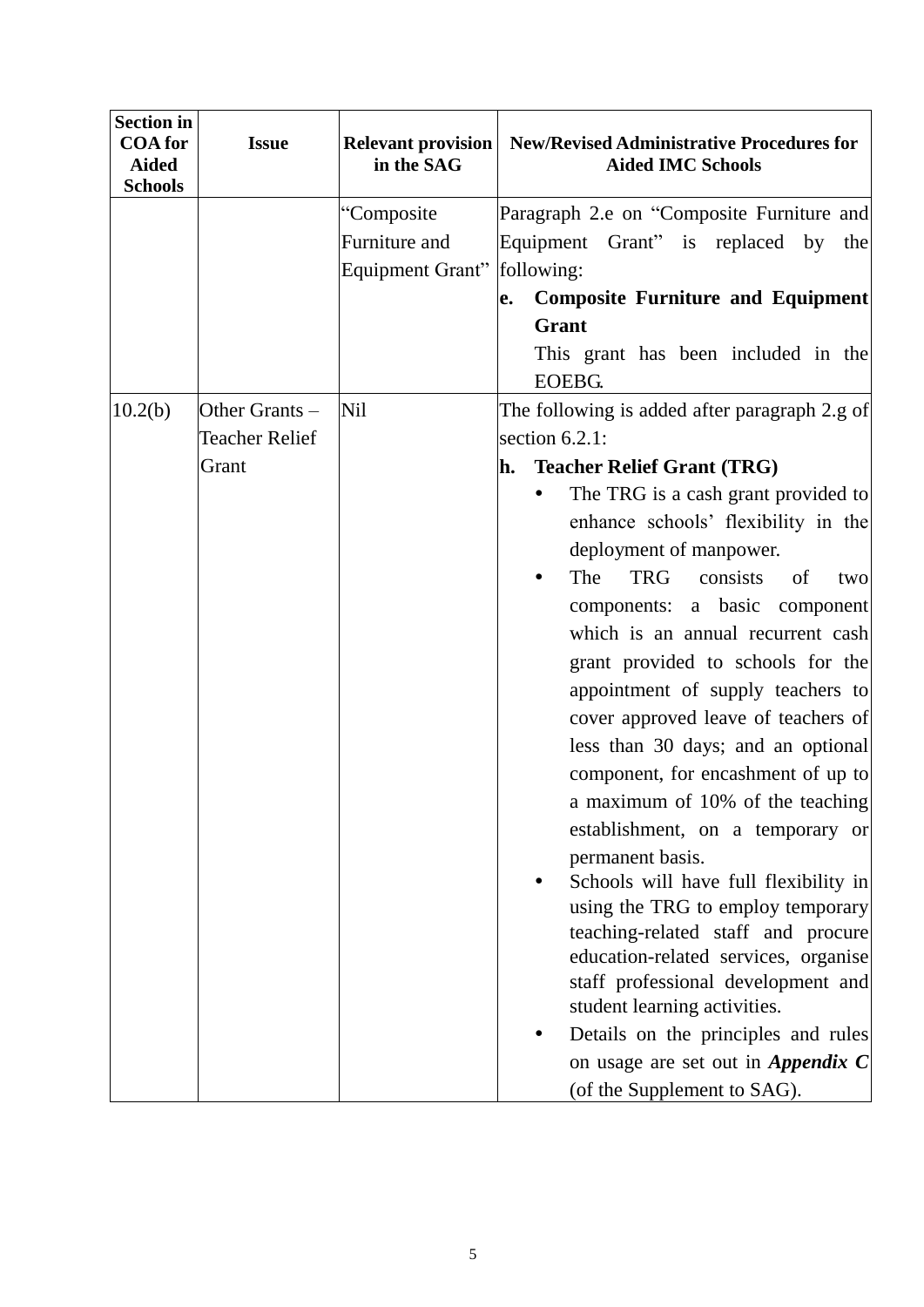| Section in COA for Aided Schools | Issue | Relevant provision in the SAG | New/Revised Administrative Procedures for Aided IMC Schools |
|---|---|---|---|
| | | "Composite Furniture and Equipment Grant" | Paragraph 2.e on "Composite Furniture and Equipment Grant" is replaced by the following:<br>**e. Composite Furniture and Equipment Grant**<br>This grant has been included in the EOEBG. |
| 10.2(b) | Other Grants – Teacher Relief Grant | Nil | The following is added after paragraph 2.g of section 6.2.1:<br>**h. Teacher Relief Grant (TRG)**<br>• The TRG is a cash grant provided to enhance schools' flexibility in the deployment of manpower.<br>• The TRG consists of two components: a basic component which is an annual recurrent cash grant provided to schools for the appointment of supply teachers to cover approved leave of teachers of less than 30 days; and an optional component, for encashment of up to a maximum of 10% of the teaching establishment, on a temporary or permanent basis.<br>• Schools will have full flexibility in using the TRG to employ temporary teaching-related staff and procure education-related services, organise staff professional development and student learning activities.<br>• Details on the principles and rules on usage are set out in ***Appendix C*** (of the Supplement to SAG). |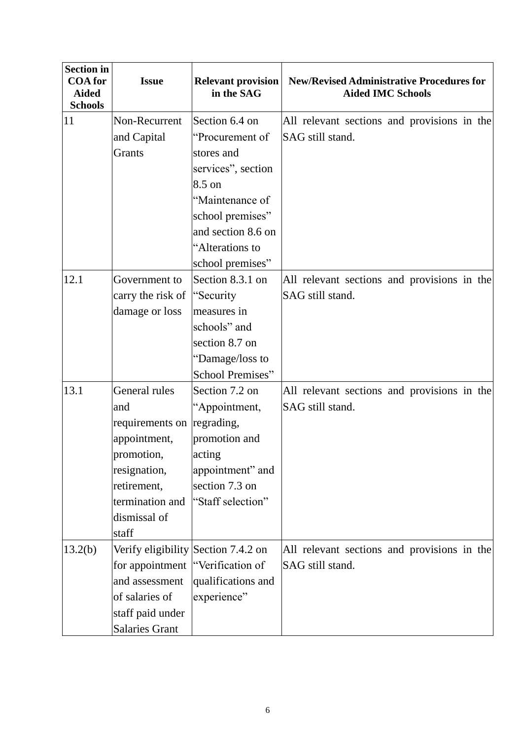| Section in COA for Aided Schools | Issue | Relevant provision in the SAG | New/Revised Administrative Procedures for Aided IMC Schools |
|---|---|---|---|
| 11 | Non-Recurrent and Capital Grants | Section 6.4 on "Procurement of stores and services", section 8.5 on "Maintenance of school premises" and section 8.6 on "Alterations to school premises" | All relevant sections and provisions in the SAG still stand. |
| 12.1 | Government to carry the risk of damage or loss | Section 8.3.1 on "Security measures in schools" and section 8.7 on "Damage/loss to School Premises" | All relevant sections and provisions in the SAG still stand. |
| 13.1 | General rules and requirements on appointment, promotion, resignation, retirement, termination and dismissal of staff | Section 7.2 on "Appointment, regrading, promotion and acting appointment" and section 7.3 on "Staff selection" | All relevant sections and provisions in the SAG still stand. |
| 13.2(b) | Verify eligibility for appointment and assessment of salaries of staff paid under Salaries Grant | Section 7.4.2 on "Verification of qualifications and experience" | All relevant sections and provisions in the SAG still stand. |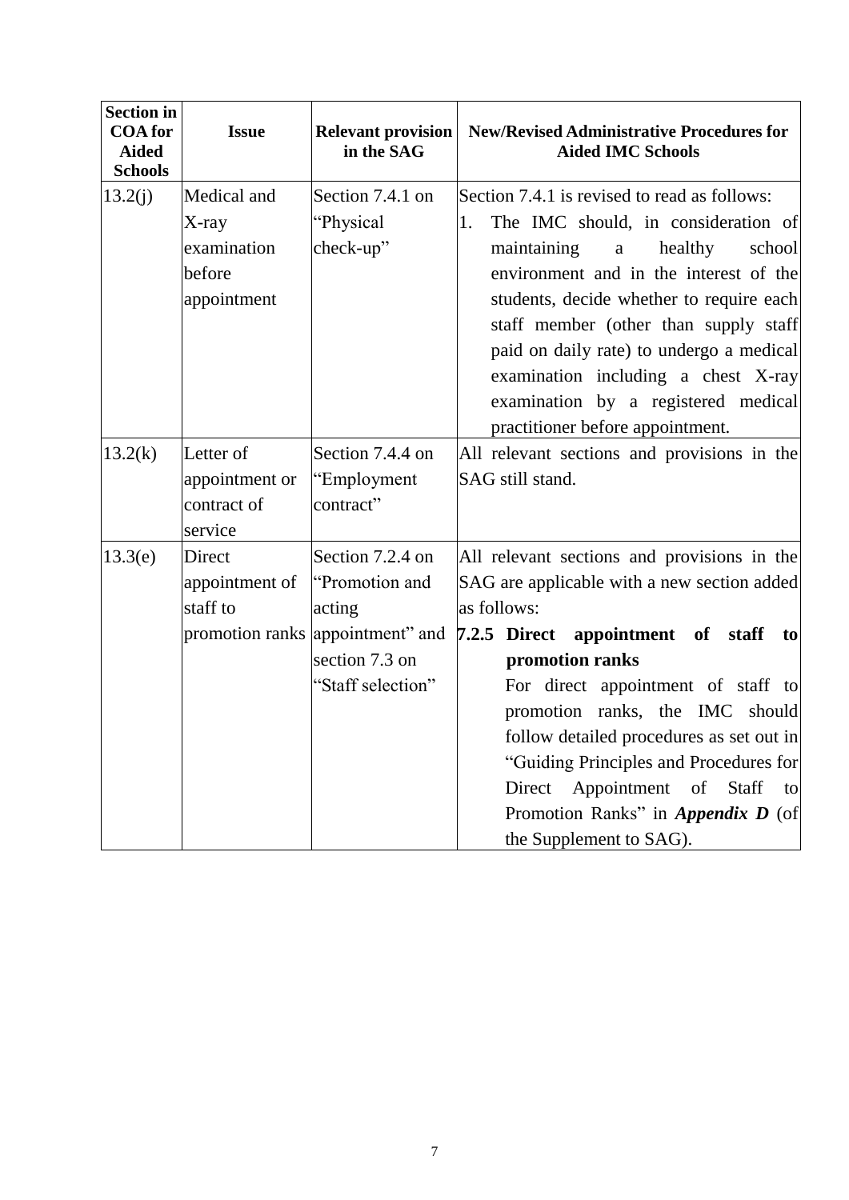| Section in COA for Aided Schools | Issue | Relevant provision in the SAG | New/Revised Administrative Procedures for Aided IMC Schools |
|---|---|---|---|
| 13.2(j) | Medical and X-ray examination before appointment | Section 7.4.1 on "Physical check-up" | Section 7.4.1 is revised to read as follows:<br>1. The IMC should, in consideration of maintaining a healthy school environment and in the interest of the students, decide whether to require each staff member (other than supply staff paid on daily rate) to undergo a medical examination including a chest X-ray examination by a registered medical practitioner before appointment. |
| 13.2(k) | Letter of appointment or contract of service | Section 7.4.4 on "Employment contract" | All relevant sections and provisions in the SAG still stand. |
| 13.3(e) | Direct appointment of staff to promotion ranks | Section 7.2.4 on "Promotion and acting appointment" and section 7.3 on "Staff selection" | All relevant sections and provisions in the SAG are applicable with a new section added as follows:<br>**7.2.5 Direct appointment of staff to promotion ranks**<br>For direct appointment of staff to promotion ranks, the IMC should follow detailed procedures as set out in "Guiding Principles and Procedures for Direct Appointment of Staff to Promotion Ranks" in ***Appendix D*** (of the Supplement to SAG). |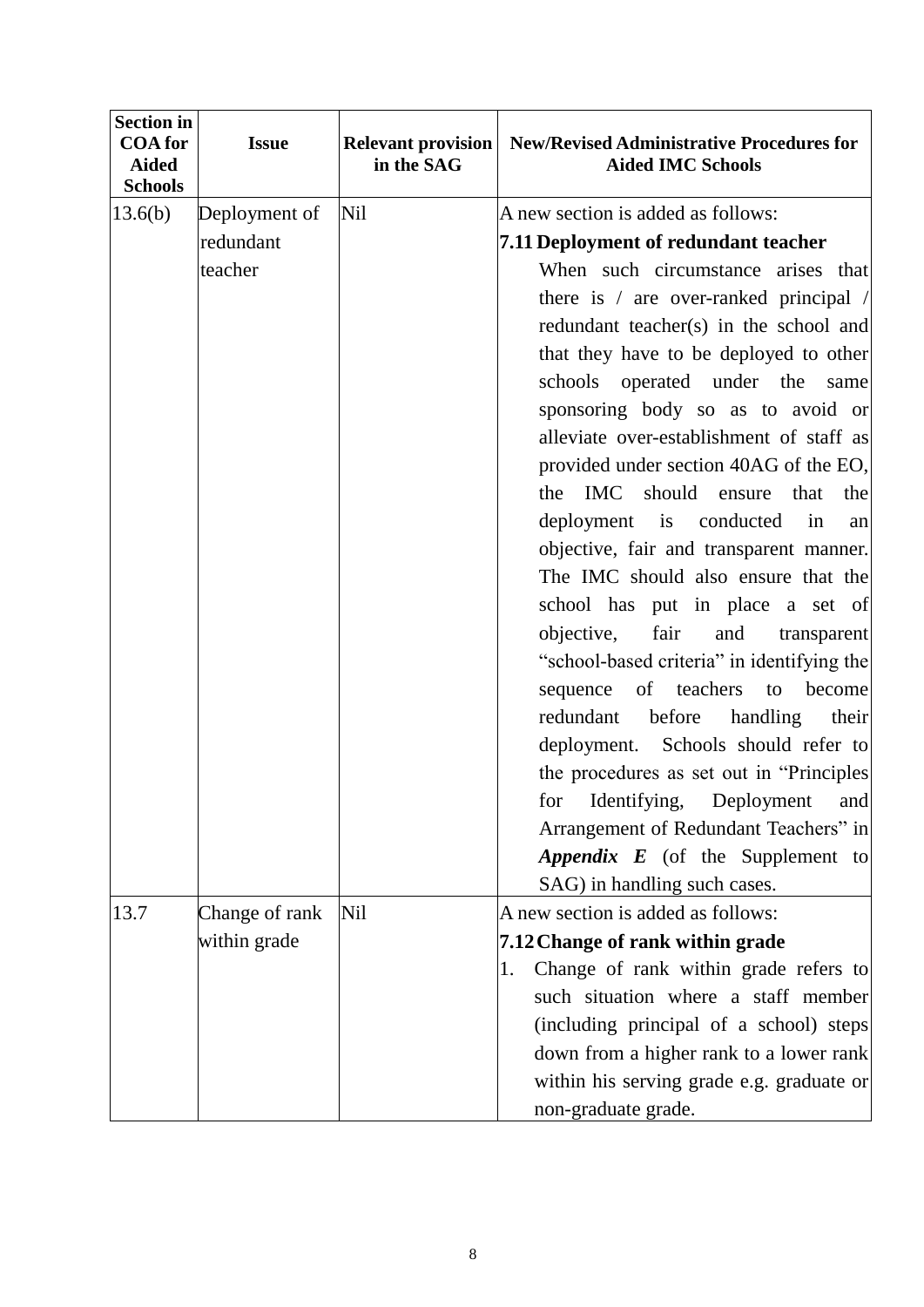| Section in COA for Aided Schools | Issue | Relevant provision in the SAG | New/Revised Administrative Procedures for Aided IMC Schools |
|---|---|---|---|
| 13.6(b) | Deployment of redundant teacher | Nil | A new section is added as follows:<br>**7.11 Deployment of redundant teacher**<br>When such circumstance arises that there is / are over-ranked principal / redundant teacher(s) in the school and that they have to be deployed to other schools operated under the same sponsoring body so as to avoid or alleviate over-establishment of staff as provided under section 40AG of the EO, the IMC should ensure that the deployment is conducted in an objective, fair and transparent manner. The IMC should also ensure that the school has put in place a set of objective, fair and transparent "school-based criteria" in identifying the sequence of teachers to become redundant before handling their deployment. Schools should refer to the procedures as set out in "Principles for Identifying, Deployment and Arrangement of Redundant Teachers" in ***Appendix E*** (of the Supplement to SAG) in handling such cases. |
| 13.7 | Change of rank within grade | Nil | A new section is added as follows:<br>**7.12 Change of rank within grade**<br>1. Change of rank within grade refers to such situation where a staff member (including principal of a school) steps down from a higher rank to a lower rank within his serving grade e.g. graduate or non-graduate grade. |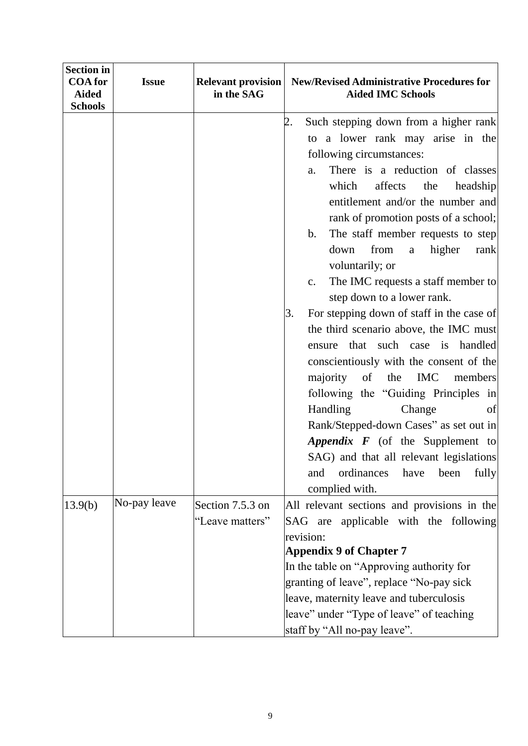| Section in COA for Aided Schools | Issue | Relevant provision in the SAG | New/Revised Administrative Procedures for Aided IMC Schools |
|---|---|---|---|
| | | | 2. Such stepping down from a higher rank to a lower rank may arise in the following circumstances:<br>a. There is a reduction of classes which affects the headship entitlement and/or the number and rank of promotion posts of a school;<br>b. The staff member requests to step down from a higher rank voluntarily; or<br>c. The IMC requests a staff member to step down to a lower rank.<br>3. For stepping down of staff in the case of the third scenario above, the IMC must ensure that such case is handled conscientiously with the consent of the majority of the IMC members following the "Guiding Principles in Handling Change of Rank/Stepped-down Cases" as set out in ***Appendix F*** (of the Supplement to SAG) and that all relevant legislations and ordinances have been fully complied with. |
| 13.9(b) | No-pay leave | Section 7.5.3 on "Leave matters" | All relevant sections and provisions in the SAG are applicable with the following revision:<br>**Appendix 9 of Chapter 7**<br>In the table on "Approving authority for granting of leave", replace "No-pay sick leave, maternity leave and tuberculosis leave" under "Type of leave" of teaching staff by "All no-pay leave". |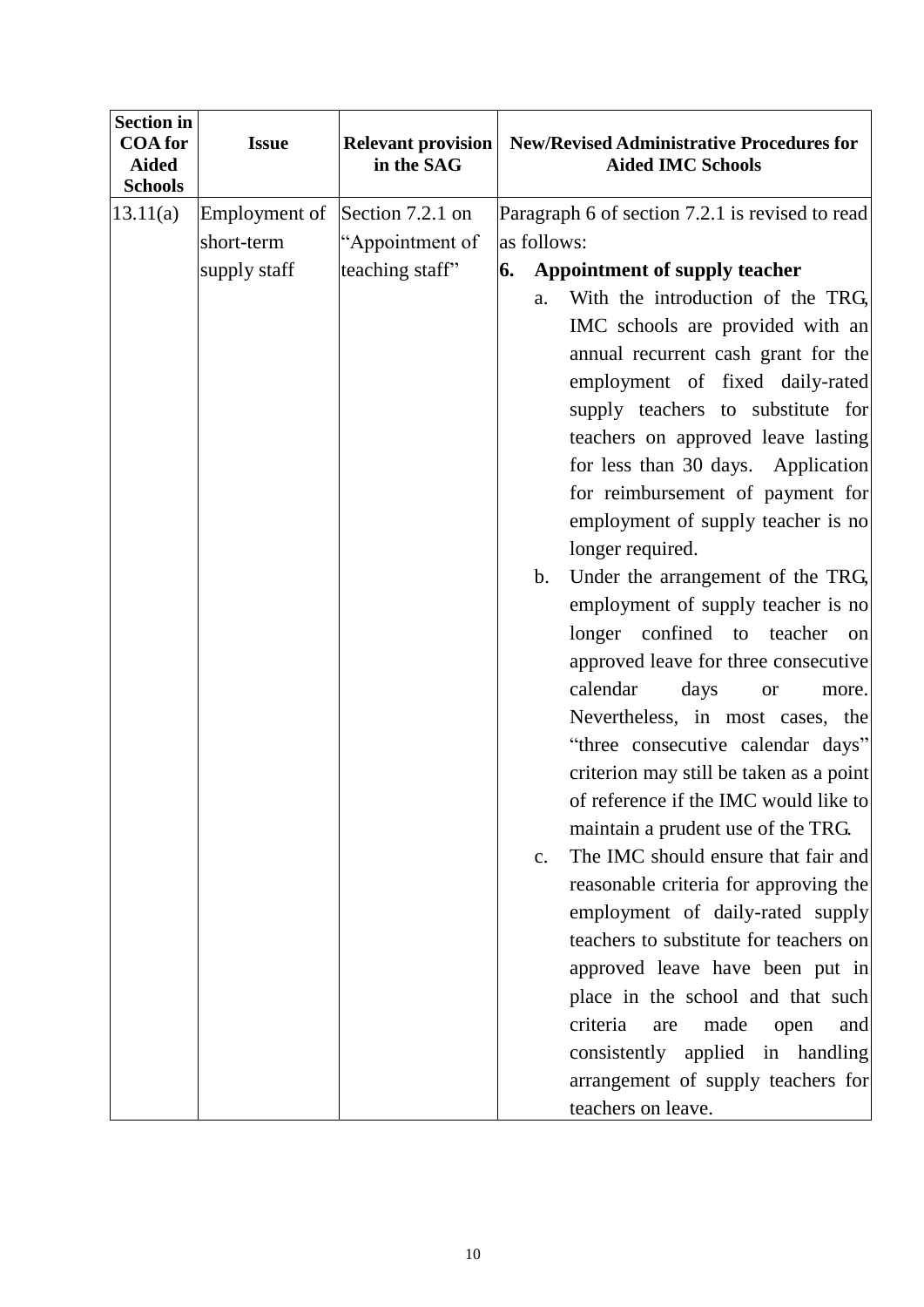| Section in COA for Aided Schools | Issue | Relevant provision in the SAG | New/Revised Administrative Procedures for Aided IMC Schools |
|---|---|---|---|
| 13.11(a) | Employment of short-term supply staff | Section 7.2.1 on "Appointment of teaching staff" | Paragraph 6 of section 7.2.1 is revised to read as follows:<br>**6. Appointment of supply teacher**<br>a. With the introduction of the TRG, IMC schools are provided with an annual recurrent cash grant for the employment of fixed daily-rated supply teachers to substitute for teachers on approved leave lasting for less than 30 days. Application for reimbursement of payment for employment of supply teacher is no longer required.<br>b. Under the arrangement of the TRG, employment of supply teacher is no longer confined to teacher on approved leave for three consecutive calendar days or more. Nevertheless, in most cases, the "three consecutive calendar days" criterion may still be taken as a point of reference if the IMC would like to maintain a prudent use of the TRG.<br>c. The IMC should ensure that fair and reasonable criteria for approving the employment of daily-rated supply teachers to substitute for teachers on approved leave have been put in place in the school and that such criteria are made open and consistently applied in handling arrangement of supply teachers for teachers on leave. |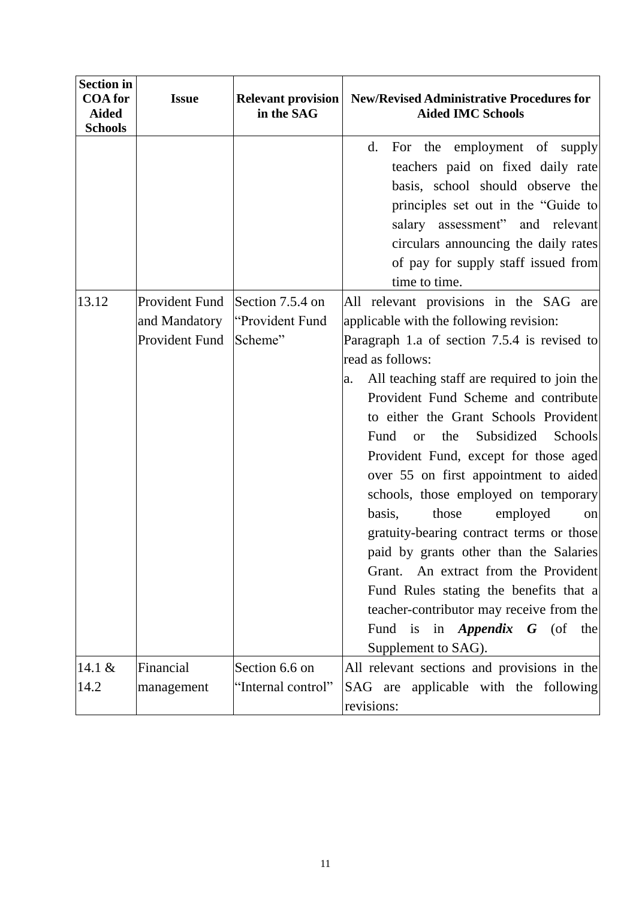| Section in COA for Aided Schools | Issue | Relevant provision in the SAG | New/Revised Administrative Procedures for Aided IMC Schools |
|---|---|---|---|
| | | | d. For the employment of supply teachers paid on fixed daily rate basis, school should observe the principles set out in the "Guide to salary assessment" and relevant circulars announcing the daily rates of pay for supply staff issued from time to time. |
| 13.12 | Provident Fund and Mandatory Provident Fund | Section 7.5.4 on "Provident Fund Scheme" | All relevant provisions in the SAG are applicable with the following revision:<br>Paragraph 1.a of section 7.5.4 is revised to read as follows:<br>a. All teaching staff are required to join the Provident Fund Scheme and contribute to either the Grant Schools Provident Fund or the Subsidized Schools Provident Fund, except for those aged over 55 on first appointment to aided schools, those employed on temporary basis, those employed on gratuity-bearing contract terms or those paid by grants other than the Salaries Grant. An extract from the Provident Fund Rules stating the benefits that a teacher-contributor may receive from the Fund is in ***Appendix G*** (of the Supplement to SAG). |
| 14.1 & 14.2 | Financial management | Section 6.6 on "Internal control" | All relevant sections and provisions in the SAG are applicable with the following revisions: |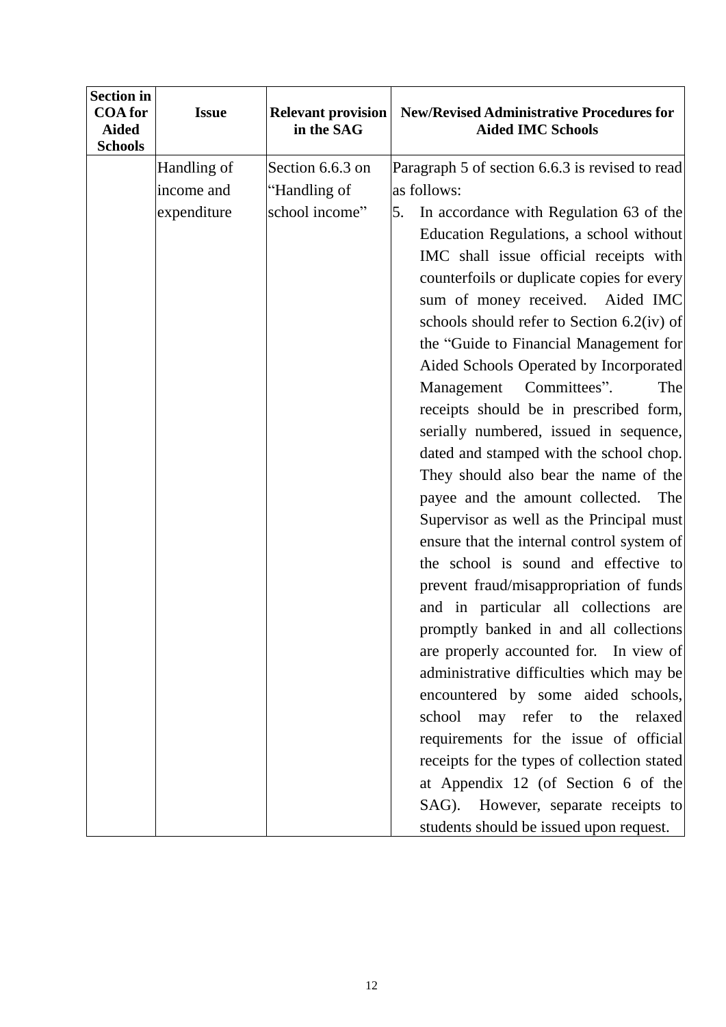| Section in COA for Aided Schools | Issue | Relevant provision in the SAG | New/Revised Administrative Procedures for Aided IMC Schools |
|---|---|---|---|
| | Handling of income and expenditure | Section 6.6.3 on "Handling of school income" | Paragraph 5 of section 6.6.3 is revised to read as follows:<br>5. In accordance with Regulation 63 of the Education Regulations, a school without IMC shall issue official receipts with counterfoils or duplicate copies for every sum of money received. Aided IMC schools should refer to Section 6.2(iv) of the "Guide to Financial Management for Aided Schools Operated by Incorporated Management Committees". The receipts should be in prescribed form, serially numbered, issued in sequence, dated and stamped with the school chop. They should also bear the name of the payee and the amount collected. The Supervisor as well as the Principal must ensure that the internal control system of the school is sound and effective to prevent fraud/misappropriation of funds and in particular all collections are promptly banked in and all collections are properly accounted for. In view of administrative difficulties which may be encountered by some aided schools, school may refer to the relaxed requirements for the issue of official receipts for the types of collection stated at Appendix 12 (of Section 6 of the SAG). However, separate receipts to students should be issued upon request. |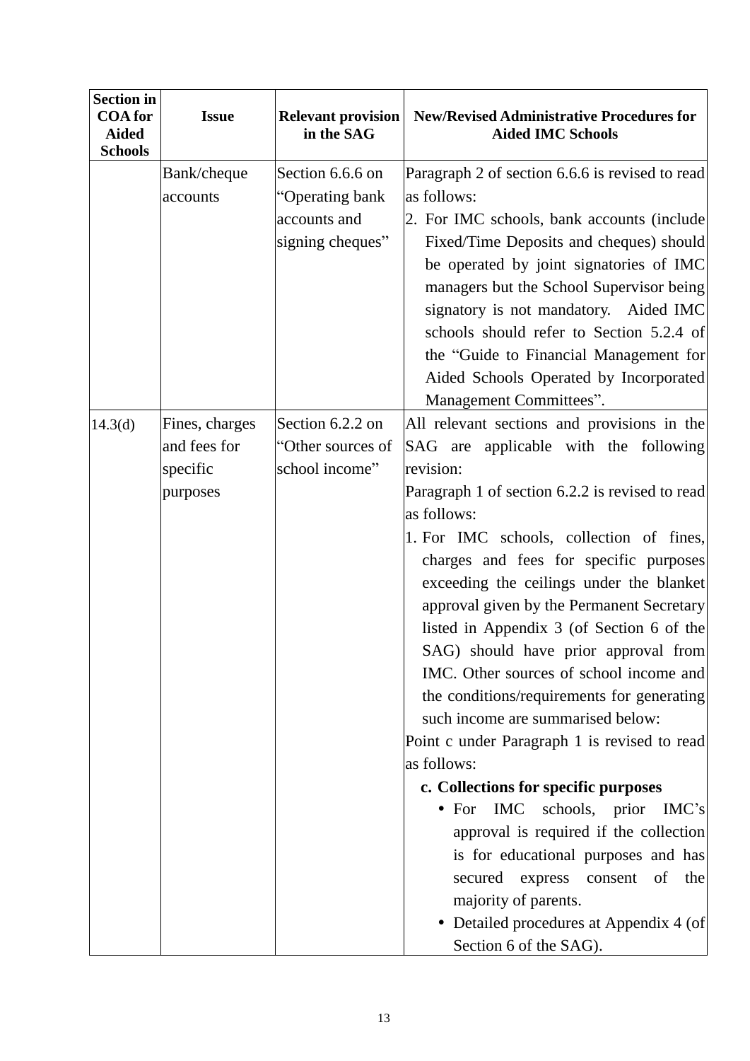| Section in COA for Aided Schools | Issue | Relevant provision in the SAG | New/Revised Administrative Procedures for Aided IMC Schools |
|---|---|---|---|
| | Bank/cheque accounts | Section 6.6.6 on "Operating bank accounts and signing cheques" | Paragraph 2 of section 6.6.6 is revised to read as follows:<br>2. For IMC schools, bank accounts (include Fixed/Time Deposits and cheques) should be operated by joint signatories of IMC managers but the School Supervisor being signatory is not mandatory. Aided IMC schools should refer to Section 5.2.4 of the "Guide to Financial Management for Aided Schools Operated by Incorporated Management Committees". |
| 14.3(d) | Fines, charges and fees for specific purposes | Section 6.2.2 on "Other sources of school income" | All relevant sections and provisions in the SAG are applicable with the following revision:<br>Paragraph 1 of section 6.2.2 is revised to read as follows:<br>1. For IMC schools, collection of fines, charges and fees for specific purposes exceeding the ceilings under the blanket approval given by the Permanent Secretary listed in Appendix 3 (of Section 6 of the SAG) should have prior approval from IMC. Other sources of school income and the conditions/requirements for generating such income are summarised below:<br>Point c under Paragraph 1 is revised to read as follows:<br>**c. Collections for specific purposes**<br>• For IMC schools, prior IMC's approval is required if the collection is for educational purposes and has secured express consent of the majority of parents.<br>• Detailed procedures at Appendix 4 (of Section 6 of the SAG). |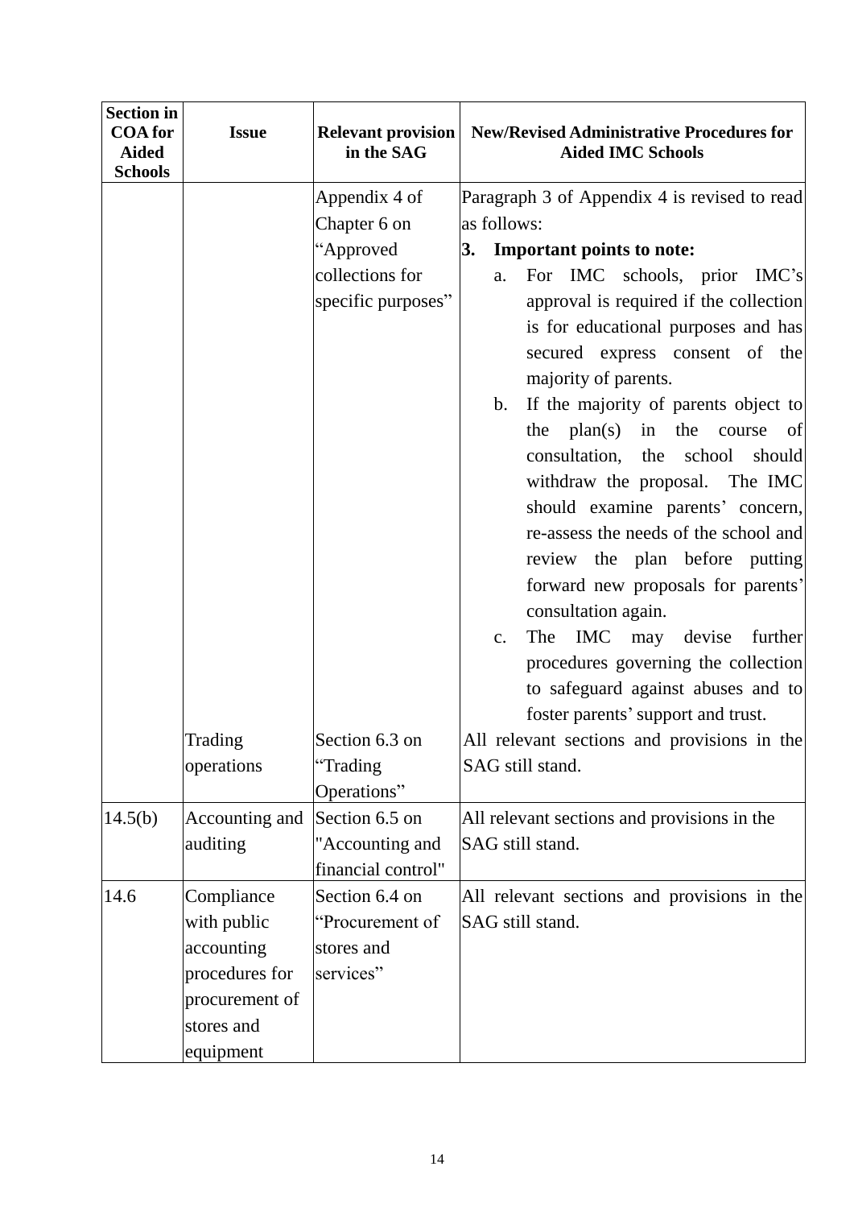| Section in COA for Aided Schools | Issue | Relevant provision in the SAG | New/Revised Administrative Procedures for Aided IMC Schools |
|---|---|---|---|
| | | Appendix 4 of Chapter 6 on "Approved collections for specific purposes" | Paragraph 3 of Appendix 4 is revised to read as follows:<br>**3. Important points to note:**<br>a. For IMC schools, prior IMC's approval is required if the collection is for educational purposes and has secured express consent of the majority of parents.<br>b. If the majority of parents object to the plan(s) in the course of consultation, the school should withdraw the proposal. The IMC should examine parents' concern, re-assess the needs of the school and review the plan before putting forward new proposals for parents' consultation again.<br>c. The IMC may devise further procedures governing the collection to safeguard against abuses and to foster parents' support and trust. |
| | Trading operations | Section 6.3 on "Trading Operations" | All relevant sections and provisions in the SAG still stand. |
| 14.5(b) | Accounting and auditing | Section 6.5 on "Accounting and financial control" | All relevant sections and provisions in the SAG still stand. |
| 14.6 | Compliance with public accounting procedures for procurement of stores and equipment | Section 6.4 on "Procurement of stores and services" | All relevant sections and provisions in the SAG still stand. |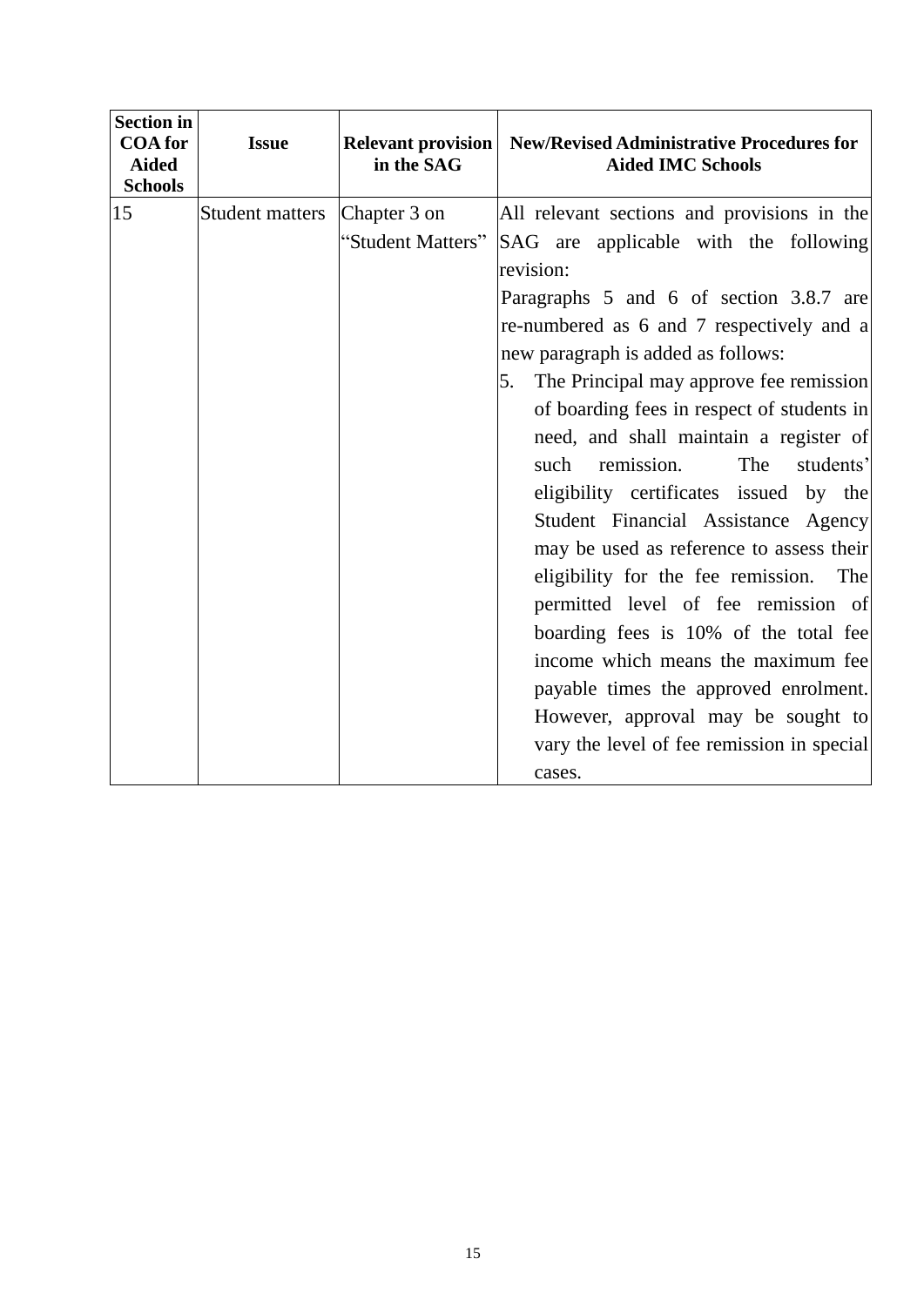| Section in COA for Aided Schools | Issue | Relevant provision in the SAG | New/Revised Administrative Procedures for Aided IMC Schools |
|---|---|---|---|
| 15 | Student matters | Chapter 3 on "Student Matters" | All relevant sections and provisions in the SAG are applicable with the following revision:<br>Paragraphs 5 and 6 of section 3.8.7 are re-numbered as 6 and 7 respectively and a new paragraph is added as follows:<br>5. The Principal may approve fee remission of boarding fees in respect of students in need, and shall maintain a register of such remission. The students' eligibility certificates issued by the Student Financial Assistance Agency may be used as reference to assess their eligibility for the fee remission. The permitted level of fee remission of boarding fees is 10% of the total fee income which means the maximum fee payable times the approved enrolment. However, approval may be sought to vary the level of fee remission in special cases. |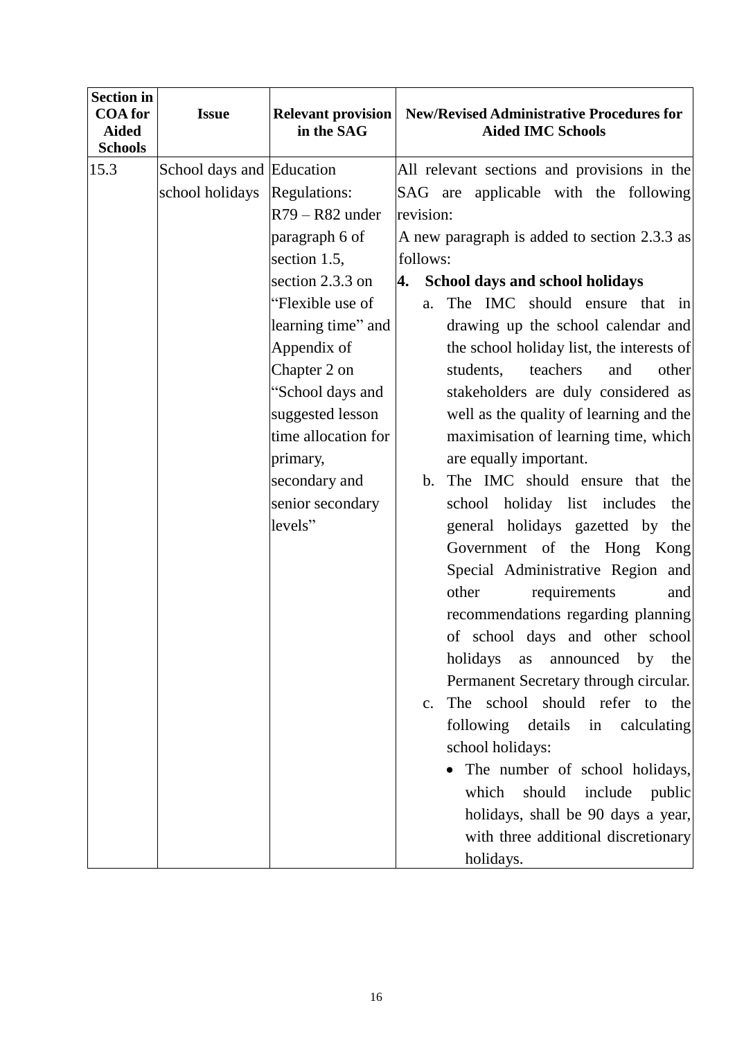| Section in COA for Aided Schools | Issue | Relevant provision in the SAG | New/Revised Administrative Procedures for Aided IMC Schools |
|---|---|---|---|
| 15.3 | School days and school holidays | Education Regulations: R79 – R82 under paragraph 6 of section 1.5, section 2.3.3 on "Flexible use of learning time" and Appendix of Chapter 2 on "School days and suggested lesson time allocation for primary, secondary and senior secondary levels" | All relevant sections and provisions in the SAG are applicable with the following revision:<br>A new paragraph is added to section 2.3.3 as follows:<br>**4. School days and school holidays**<br>a. The IMC should ensure that in drawing up the school calendar and the school holiday list, the interests of students, teachers and other stakeholders are duly considered as well as the quality of learning and the maximisation of learning time, which are equally important.<br>b. The IMC should ensure that the school holiday list includes the general holidays gazetted by the Government of the Hong Kong Special Administrative Region and other requirements and recommendations regarding planning of school days and other school holidays as announced by the Permanent Secretary through circular.<br>c. The school should refer to the following details in calculating school holidays:<br>• The number of school holidays, which should include public holidays, shall be 90 days a year, with three additional discretionary holidays. |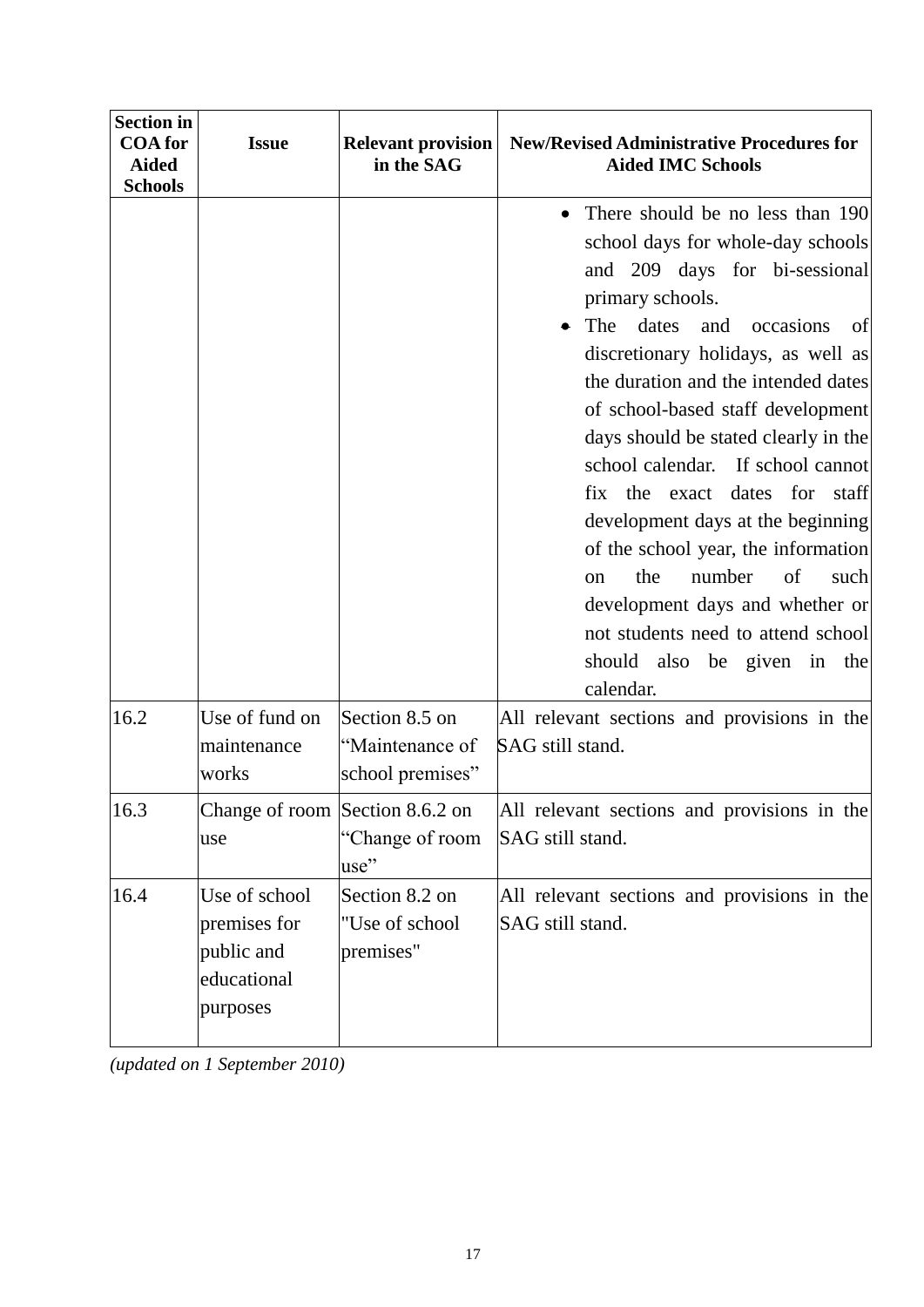| Section in COA for Aided Schools | Issue | Relevant provision in the SAG | New/Revised Administrative Procedures for Aided IMC Schools |
|---|---|---|---|
| | | | • There should be no less than 190 school days for whole-day schools and 209 days for bi-sessional primary schools.<br>• The dates and occasions of discretionary holidays, as well as the duration and the intended dates of school-based staff development days should be stated clearly in the school calendar. If school cannot fix the exact dates for staff development days at the beginning of the school year, the information on the number of such development days and whether or not students need to attend school should also be given in the calendar. |
| 16.2 | Use of fund on maintenance works | Section 8.5 on "Maintenance of school premises" | All relevant sections and provisions in the SAG still stand. |
| 16.3 | Change of room use | Section 8.6.2 on "Change of room use" | All relevant sections and provisions in the SAG still stand. |
| 16.4 | Use of school premises for public and educational purposes | Section 8.2 on "Use of school premises" | All relevant sections and provisions in the SAG still stand. |

*(updated on 1 September 2010)*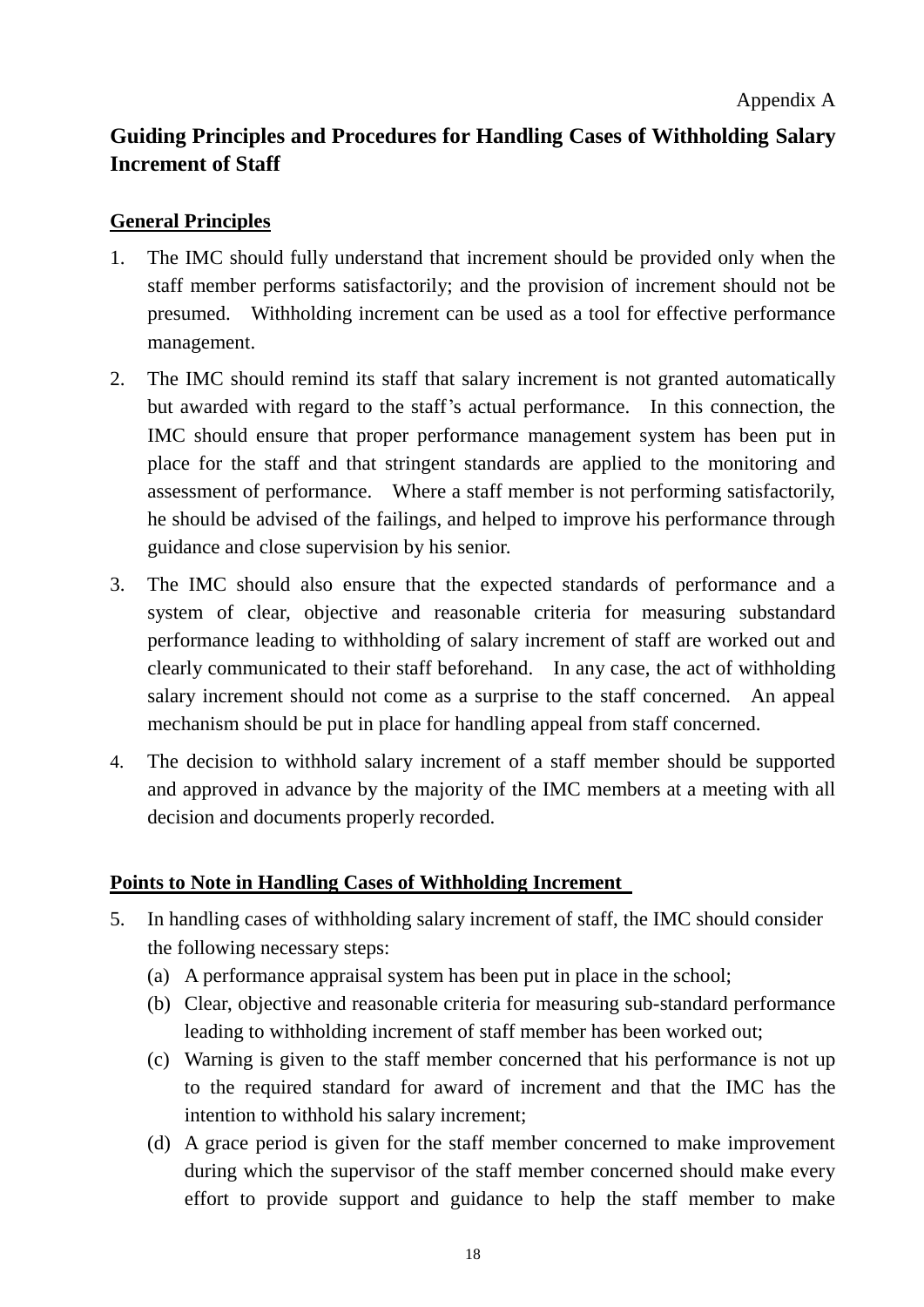Appendix A

# Guiding Principles and Procedures for Handling Cases of Withholding Salary Increment of Staff

## General Principles

1. The IMC should fully understand that increment should be provided only when the staff member performs satisfactorily; and the provision of increment should not be presumed. Withholding increment can be used as a tool for effective performance management.

2. The IMC should remind its staff that salary increment is not granted automatically but awarded with regard to the staff's actual performance. In this connection, the IMC should ensure that proper performance management system has been put in place for the staff and that stringent standards are applied to the monitoring and assessment of performance. Where a staff member is not performing satisfactorily, he should be advised of the failings, and helped to improve his performance through guidance and close supervision by his senior.

3. The IMC should also ensure that the expected standards of performance and a system of clear, objective and reasonable criteria for measuring substandard performance leading to withholding of salary increment of staff are worked out and clearly communicated to their staff beforehand. In any case, the act of withholding salary increment should not come as a surprise to the staff concerned. An appeal mechanism should be put in place for handling appeal from staff concerned.

4. The decision to withhold salary increment of a staff member should be supported and approved in advance by the majority of the IMC members at a meeting with all decision and documents properly recorded.

## Points to Note in Handling Cases of Withholding Increment

5. In handling cases of withholding salary increment of staff, the IMC should consider the following necessary steps:
   (a) A performance appraisal system has been put in place in the school;
   (b) Clear, objective and reasonable criteria for measuring sub-standard performance leading to withholding increment of staff member has been worked out;
   (c) Warning is given to the staff member concerned that his performance is not up to the required standard for award of increment and that the IMC has the intention to withhold his salary increment;
   (d) A grace period is given for the staff member concerned to make improvement during which the supervisor of the staff member concerned should make every effort to provide support and guidance to help the staff member to make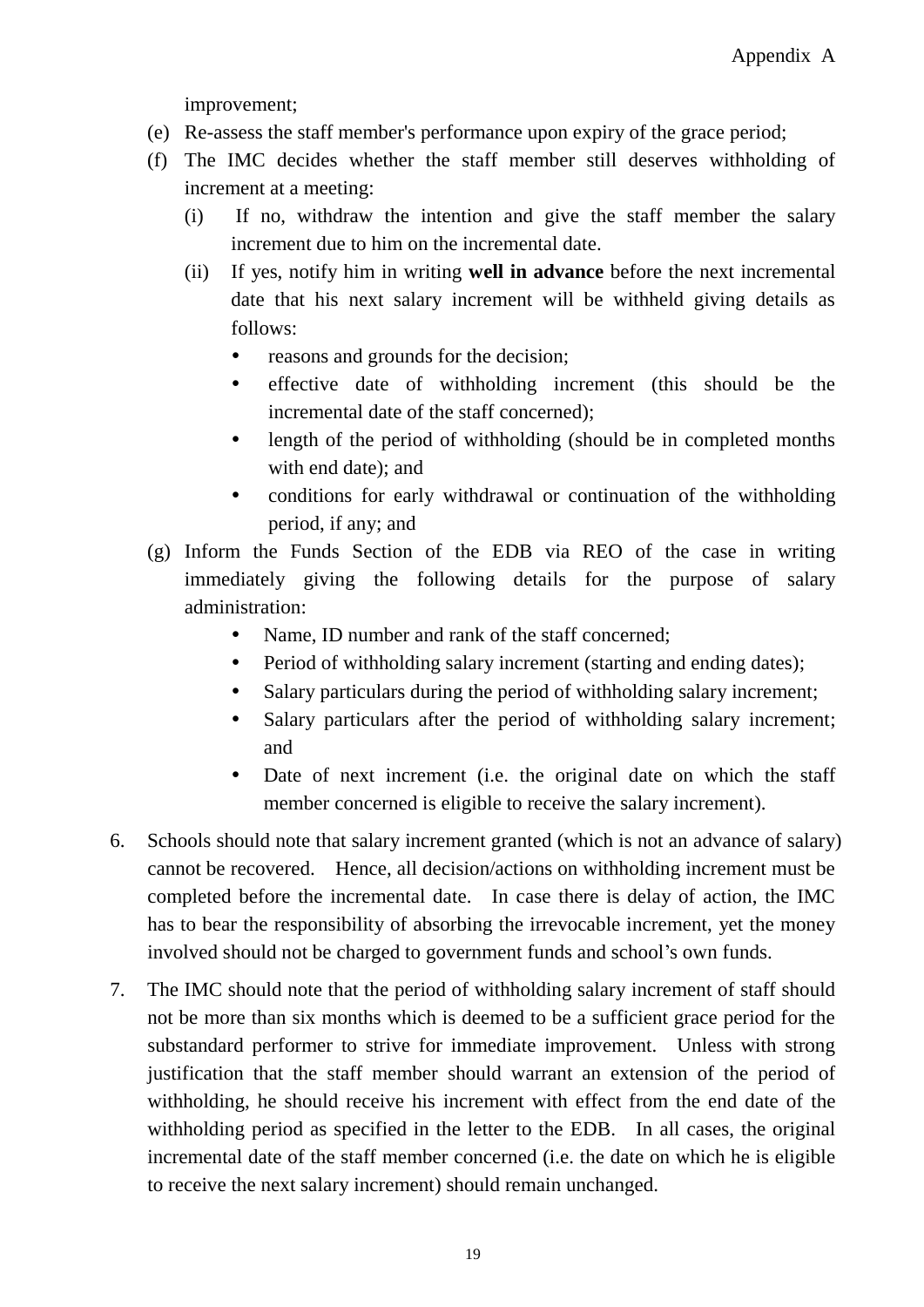improvement;

(e) Re-assess the staff member's performance upon expiry of the grace period;

(f) The IMC decides whether the staff member still deserves withholding of increment at a meeting:

   (i) If no, withdraw the intention and give the staff member the salary increment due to him on the incremental date.

   (ii) If yes, notify him in writing **well in advance** before the next incremental date that his next salary increment will be withheld giving details as follows:

   - reasons and grounds for the decision;
   - effective date of withholding increment (this should be the incremental date of the staff concerned);
   - length of the period of withholding (should be in completed months with end date); and
   - conditions for early withdrawal or continuation of the withholding period, if any; and

(g) Inform the Funds Section of the EDB via REO of the case in writing immediately giving the following details for the purpose of salary administration:

   - Name, ID number and rank of the staff concerned;
   - Period of withholding salary increment (starting and ending dates);
   - Salary particulars during the period of withholding salary increment;
   - Salary particulars after the period of withholding salary increment; and
   - Date of next increment (i.e. the original date on which the staff member concerned is eligible to receive the salary increment).

6. Schools should note that salary increment granted (which is not an advance of salary) cannot be recovered. Hence, all decision/actions on withholding increment must be completed before the incremental date. In case there is delay of action, the IMC has to bear the responsibility of absorbing the irrevocable increment, yet the money involved should not be charged to government funds and school's own funds.

7. The IMC should note that the period of withholding salary increment of staff should not be more than six months which is deemed to be a sufficient grace period for the substandard performer to strive for immediate improvement. Unless with strong justification that the staff member should warrant an extension of the period of withholding, he should receive his increment with effect from the end date of the withholding period as specified in the letter to the EDB. In all cases, the original incremental date of the staff member concerned (i.e. the date on which he is eligible to receive the next salary increment) should remain unchanged.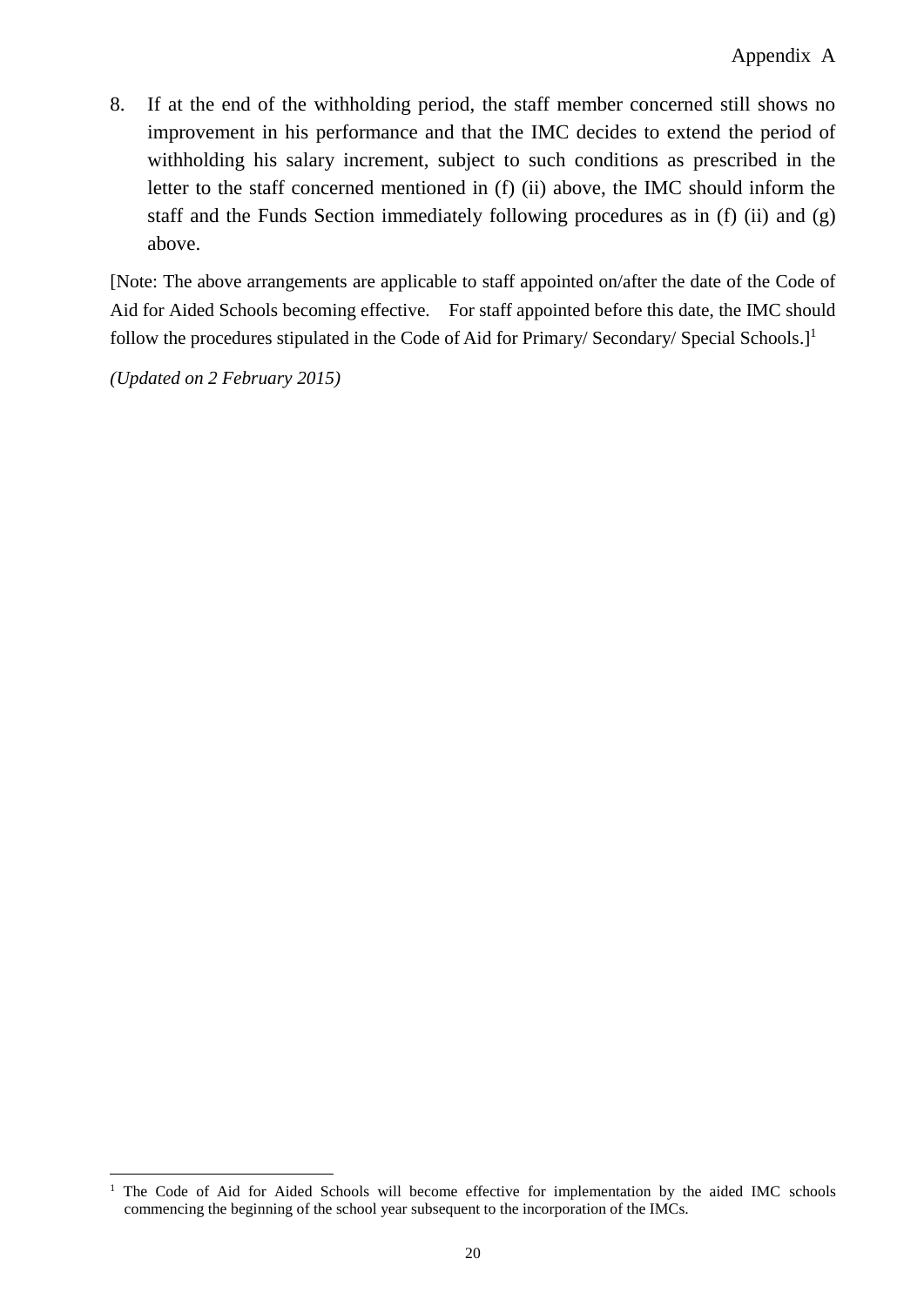8. If at the end of the withholding period, the staff member concerned still shows no improvement in his performance and that the IMC decides to extend the period of withholding his salary increment, subject to such conditions as prescribed in the letter to the staff concerned mentioned in (f) (ii) above, the IMC should inform the staff and the Funds Section immediately following procedures as in (f) (ii) and (g) above.

[Note: The above arrangements are applicable to staff appointed on/after the date of the Code of Aid for Aided Schools becoming effective. For staff appointed before this date, the IMC should follow the procedures stipulated in the Code of Aid for Primary/ Secondary/ Special Schools.][1]

*(Updated on 2 February 2015)*

[1] The Code of Aid for Aided Schools will become effective for implementation by the aided IMC schools commencing the beginning of the school year subsequent to the incorporation of the IMCs.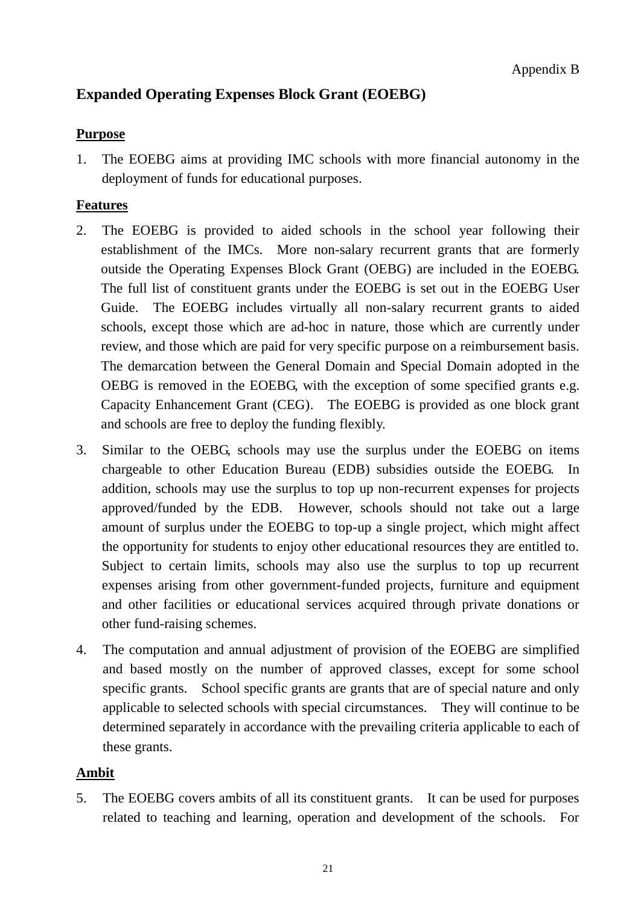Appendix B

## Expanded Operating Expenses Block Grant (EOEBG)

**Purpose**

1. The EOEBG aims at providing IMC schools with more financial autonomy in the deployment of funds for educational purposes.

**Features**

2. The EOEBG is provided to aided schools in the school year following their establishment of the IMCs. More non-salary recurrent grants that are formerly outside the Operating Expenses Block Grant (OEBG) are included in the EOEBG. The full list of constituent grants under the EOEBG is set out in the EOEBG User Guide. The EOEBG includes virtually all non-salary recurrent grants to aided schools, except those which are ad-hoc in nature, those which are currently under review, and those which are paid for very specific purpose on a reimbursement basis. The demarcation between the General Domain and Special Domain adopted in the OEBG is removed in the EOEBG, with the exception of some specified grants e.g. Capacity Enhancement Grant (CEG). The EOEBG is provided as one block grant and schools are free to deploy the funding flexibly.

3. Similar to the OEBG, schools may use the surplus under the EOEBG on items chargeable to other Education Bureau (EDB) subsidies outside the EOEBG. In addition, schools may use the surplus to top up non-recurrent expenses for projects approved/funded by the EDB. However, schools should not take out a large amount of surplus under the EOEBG to top-up a single project, which might affect the opportunity for students to enjoy other educational resources they are entitled to. Subject to certain limits, schools may also use the surplus to top up recurrent expenses arising from other government-funded projects, furniture and equipment and other facilities or educational services acquired through private donations or other fund-raising schemes.

4. The computation and annual adjustment of provision of the EOEBG are simplified and based mostly on the number of approved classes, except for some school specific grants. School specific grants are grants that are of special nature and only applicable to selected schools with special circumstances. They will continue to be determined separately in accordance with the prevailing criteria applicable to each of these grants.

**Ambit**

5. The EOEBG covers ambits of all its constituent grants. It can be used for purposes related to teaching and learning, operation and development of the schools. For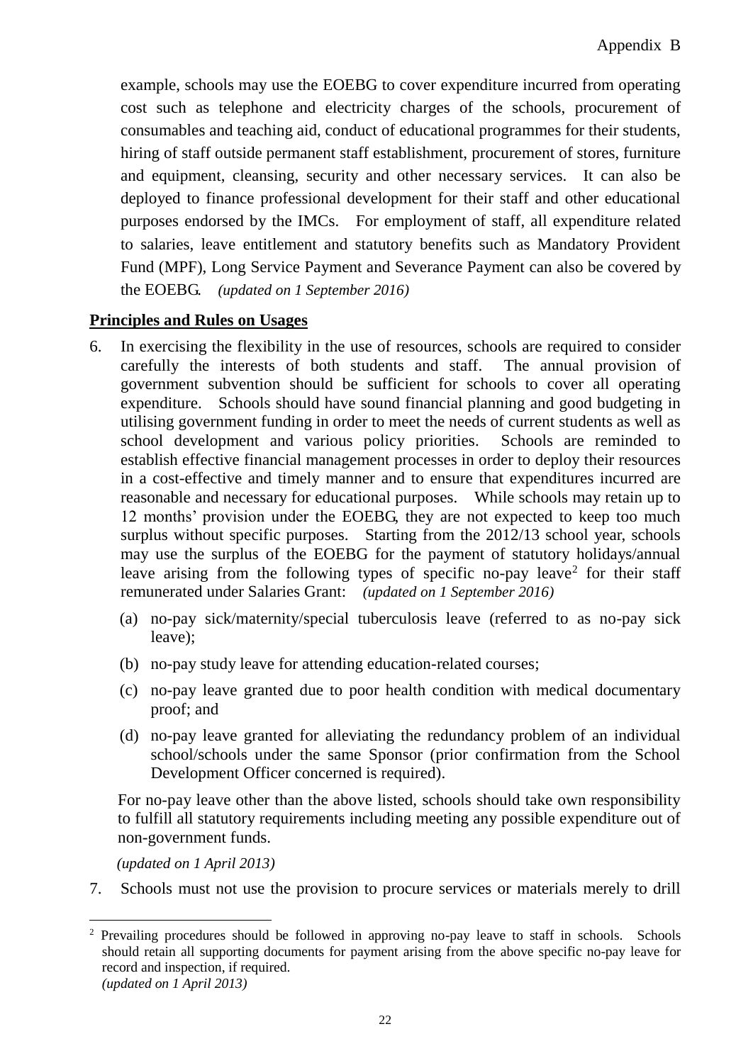example, schools may use the EOEBG to cover expenditure incurred from operating cost such as telephone and electricity charges of the schools, procurement of consumables and teaching aid, conduct of educational programmes for their students, hiring of staff outside permanent staff establishment, procurement of stores, furniture and equipment, cleansing, security and other necessary services. It can also be deployed to finance professional development for their staff and other educational purposes endorsed by the IMCs. For employment of staff, all expenditure related to salaries, leave entitlement and statutory benefits such as Mandatory Provident Fund (MPF), Long Service Payment and Severance Payment can also be covered by the EOEBG. *(updated on 1 September 2016)*

**<u>Principles and Rules on Usages</u>**

6. In exercising the flexibility in the use of resources, schools are required to consider carefully the interests of both students and staff. The annual provision of government subvention should be sufficient for schools to cover all operating expenditure. Schools should have sound financial planning and good budgeting in utilising government funding in order to meet the needs of current students as well as school development and various policy priorities. Schools are reminded to establish effective financial management processes in order to deploy their resources in a cost-effective and timely manner and to ensure that expenditures incurred are reasonable and necessary for educational purposes. While schools may retain up to 12 months' provision under the EOEBG, they are not expected to keep too much surplus without specific purposes. Starting from the 2012/13 school year, schools may use the surplus of the EOEBG for the payment of statutory holidays/annual leave arising from the following types of specific no-pay leave[2] for their staff remunerated under Salaries Grant: *(updated on 1 September 2016)*

   (a) no-pay sick/maternity/special tuberculosis leave (referred to as no-pay sick leave);

   (b) no-pay study leave for attending education-related courses;

   (c) no-pay leave granted due to poor health condition with medical documentary proof; and

   (d) no-pay leave granted for alleviating the redundancy problem of an individual school/schools under the same Sponsor (prior confirmation from the School Development Officer concerned is required).

   For no-pay leave other than the above listed, schools should take own responsibility to fulfill all statutory requirements including meeting any possible expenditure out of non-government funds.

   *(updated on 1 April 2013)*

7. Schools must not use the provision to procure services or materials merely to drill

---

[2] Prevailing procedures should be followed in approving no-pay leave to staff in schools. Schools should retain all supporting documents for payment arising from the above specific no-pay leave for record and inspection, if required.
*(updated on 1 April 2013)*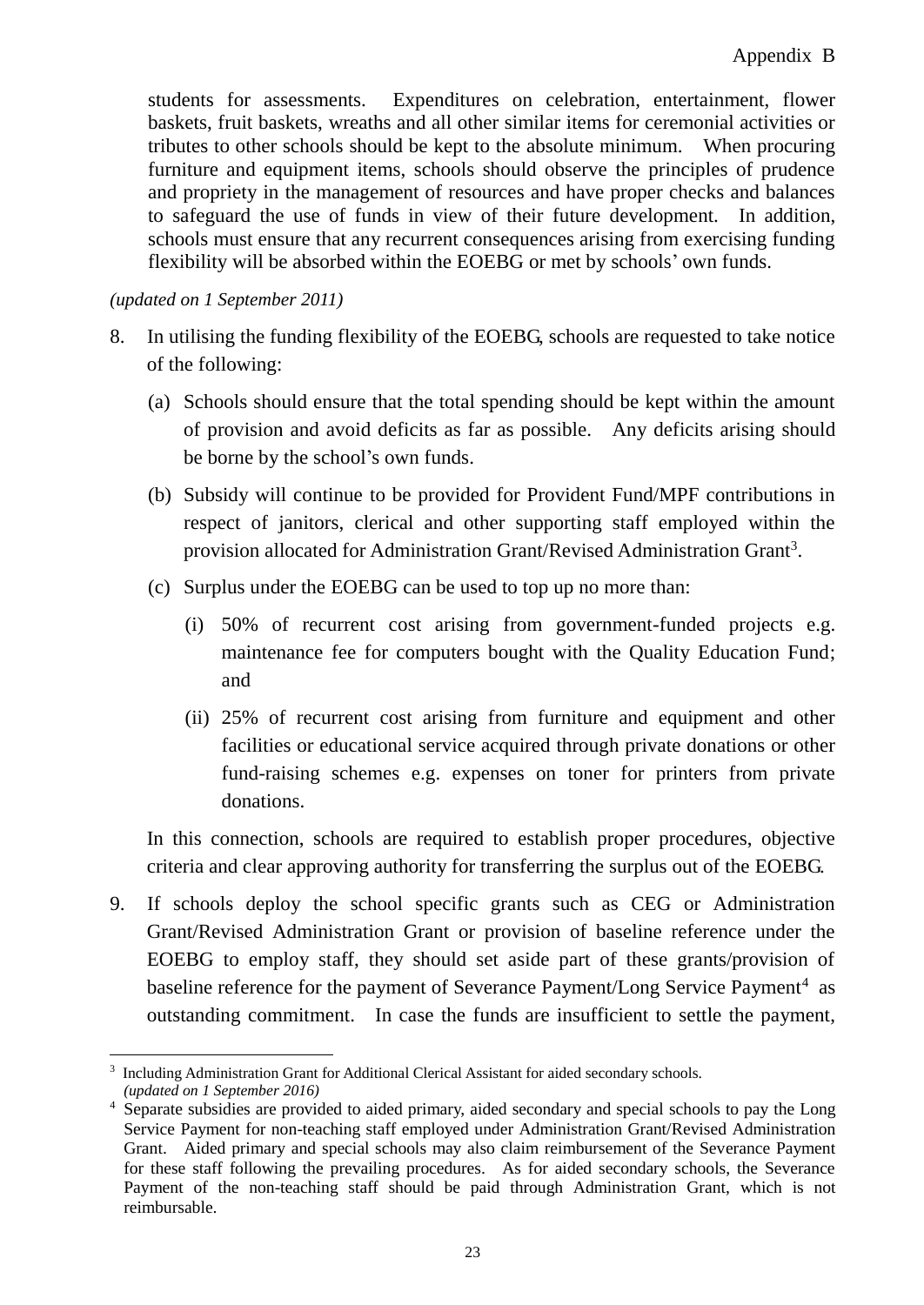students for assessments. Expenditures on celebration, entertainment, flower baskets, fruit baskets, wreaths and all other similar items for ceremonial activities or tributes to other schools should be kept to the absolute minimum. When procuring furniture and equipment items, schools should observe the principles of prudence and propriety in the management of resources and have proper checks and balances to safeguard the use of funds in view of their future development. In addition, schools must ensure that any recurrent consequences arising from exercising funding flexibility will be absorbed within the EOEBG or met by schools' own funds.

*(updated on 1 September 2011)*

8. In utilising the funding flexibility of the EOEBG, schools are requested to take notice of the following:

   (a) Schools should ensure that the total spending should be kept within the amount of provision and avoid deficits as far as possible. Any deficits arising should be borne by the school's own funds.

   (b) Subsidy will continue to be provided for Provident Fund/MPF contributions in respect of janitors, clerical and other supporting staff employed within the provision allocated for Administration Grant/Revised Administration Grant[3].

   (c) Surplus under the EOEBG can be used to top up no more than:

      (i) 50% of recurrent cost arising from government-funded projects e.g. maintenance fee for computers bought with the Quality Education Fund; and

      (ii) 25% of recurrent cost arising from furniture and equipment and other facilities or educational service acquired through private donations or other fund-raising schemes e.g. expenses on toner for printers from private donations.

   In this connection, schools are required to establish proper procedures, objective criteria and clear approving authority for transferring the surplus out of the EOEBG.

9. If schools deploy the school specific grants such as CEG or Administration Grant/Revised Administration Grant or provision of baseline reference under the EOEBG to employ staff, they should set aside part of these grants/provision of baseline reference for the payment of Severance Payment/Long Service Payment[4] as outstanding commitment. In case the funds are insufficient to settle the payment,

---

[3] Including Administration Grant for Additional Clerical Assistant for aided secondary schools. *(updated on 1 September 2016)*

[4] Separate subsidies are provided to aided primary, aided secondary and special schools to pay the Long Service Payment for non-teaching staff employed under Administration Grant/Revised Administration Grant. Aided primary and special schools may also claim reimbursement of the Severance Payment for these staff following the prevailing procedures. As for aided secondary schools, the Severance Payment of the non-teaching staff should be paid through Administration Grant, which is not reimbursable.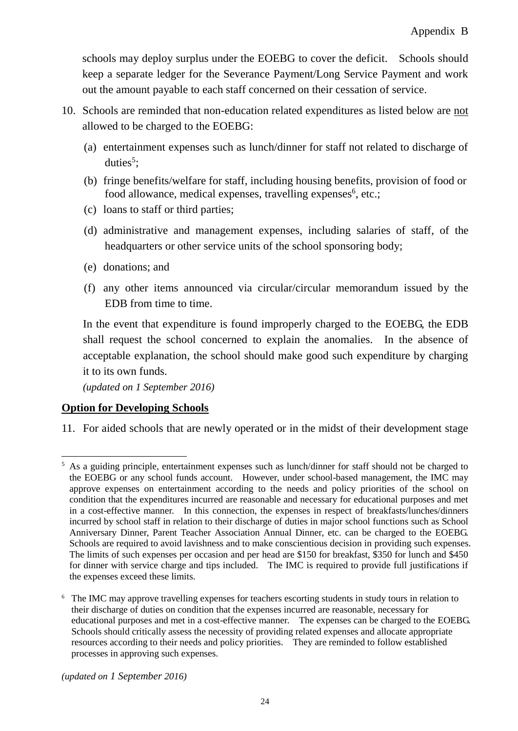schools may deploy surplus under the EOEBG to cover the deficit. Schools should keep a separate ledger for the Severance Payment/Long Service Payment and work out the amount payable to each staff concerned on their cessation of service.

10. Schools are reminded that non-education related expenditures as listed below are <u>not</u> allowed to be charged to the EOEBG:

    (a) entertainment expenses such as lunch/dinner for staff not related to discharge of duties[5];

    (b) fringe benefits/welfare for staff, including housing benefits, provision of food or food allowance, medical expenses, travelling expenses[6], etc.;

    (c) loans to staff or third parties;

    (d) administrative and management expenses, including salaries of staff, of the headquarters or other service units of the school sponsoring body;

    (e) donations; and

    (f) any other items announced via circular/circular memorandum issued by the EDB from time to time.

    In the event that expenditure is found improperly charged to the EOEBG, the EDB shall request the school concerned to explain the anomalies. In the absence of acceptable explanation, the school should make good such expenditure by charging it to its own funds.

    *(updated on 1 September 2016)*

**<u>Option for Developing Schools</u>**

11. For aided schools that are newly operated or in the midst of their development stage

---

[5] As a guiding principle, entertainment expenses such as lunch/dinner for staff should not be charged to the EOEBG or any school funds account. However, under school-based management, the IMC may approve expenses on entertainment according to the needs and policy priorities of the school on condition that the expenditures incurred are reasonable and necessary for educational purposes and met in a cost-effective manner. In this connection, the expenses in respect of breakfasts/lunches/dinners incurred by school staff in relation to their discharge of duties in major school functions such as School Anniversary Dinner, Parent Teacher Association Annual Dinner, etc. can be charged to the EOEBG. Schools are required to avoid lavishness and to make conscientious decision in providing such expenses. The limits of such expenses per occasion and per head are $150 for breakfast, $350 for lunch and $450 for dinner with service charge and tips included. The IMC is required to provide full justifications if the expenses exceed these limits.

[6] The IMC may approve travelling expenses for teachers escorting students in study tours in relation to their discharge of duties on condition that the expenses incurred are reasonable, necessary for educational purposes and met in a cost-effective manner. The expenses can be charged to the EOEBG. Schools should critically assess the necessity of providing related expenses and allocate appropriate resources according to their needs and policy priorities. They are reminded to follow established processes in approving such expenses.

*(updated on 1 September 2016)*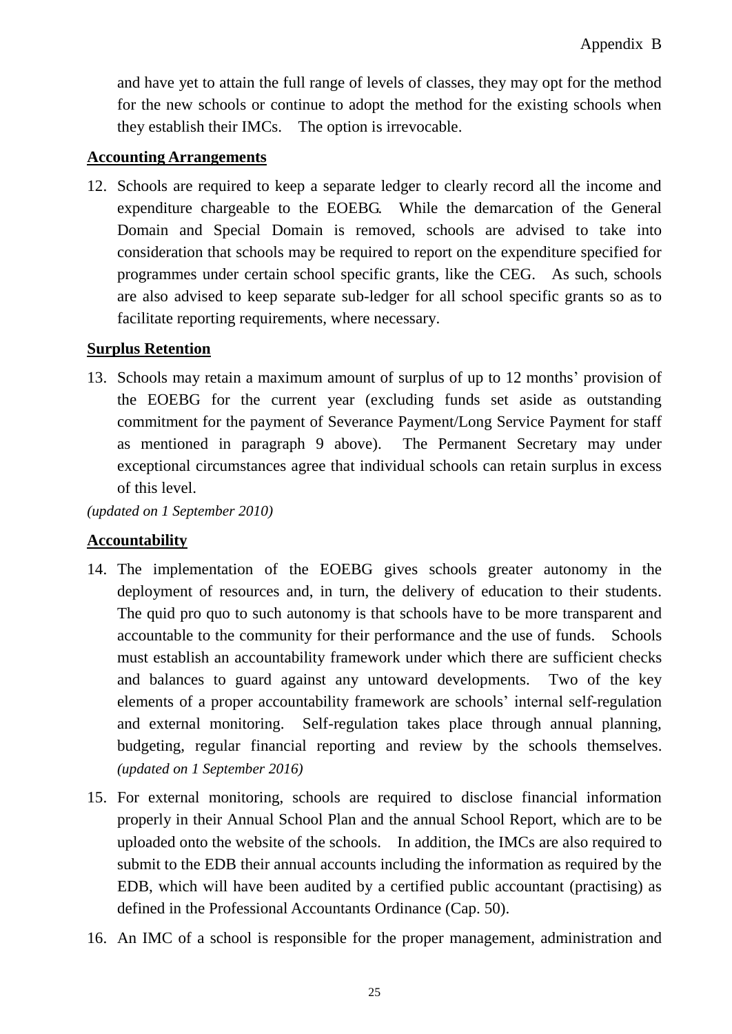and have yet to attain the full range of levels of classes, they may opt for the method for the new schools or continue to adopt the method for the existing schools when they establish their IMCs. The option is irrevocable.

**Accounting Arrangements**

12. Schools are required to keep a separate ledger to clearly record all the income and expenditure chargeable to the EOEBG. While the demarcation of the General Domain and Special Domain is removed, schools are advised to take into consideration that schools may be required to report on the expenditure specified for programmes under certain school specific grants, like the CEG. As such, schools are also advised to keep separate sub-ledger for all school specific grants so as to facilitate reporting requirements, where necessary.

**Surplus Retention**

13. Schools may retain a maximum amount of surplus of up to 12 months' provision of the EOEBG for the current year (excluding funds set aside as outstanding commitment for the payment of Severance Payment/Long Service Payment for staff as mentioned in paragraph 9 above). The Permanent Secretary may under exceptional circumstances agree that individual schools can retain surplus in excess of this level.

*(updated on 1 September 2010)*

**Accountability**

14. The implementation of the EOEBG gives schools greater autonomy in the deployment of resources and, in turn, the delivery of education to their students. The quid pro quo to such autonomy is that schools have to be more transparent and accountable to the community for their performance and the use of funds. Schools must establish an accountability framework under which there are sufficient checks and balances to guard against any untoward developments. Two of the key elements of a proper accountability framework are schools' internal self-regulation and external monitoring. Self-regulation takes place through annual planning, budgeting, regular financial reporting and review by the schools themselves. *(updated on 1 September 2016)*

15. For external monitoring, schools are required to disclose financial information properly in their Annual School Plan and the annual School Report, which are to be uploaded onto the website of the schools. In addition, the IMCs are also required to submit to the EDB their annual accounts including the information as required by the EDB, which will have been audited by a certified public accountant (practising) as defined in the Professional Accountants Ordinance (Cap. 50).

16. An IMC of a school is responsible for the proper management, administration and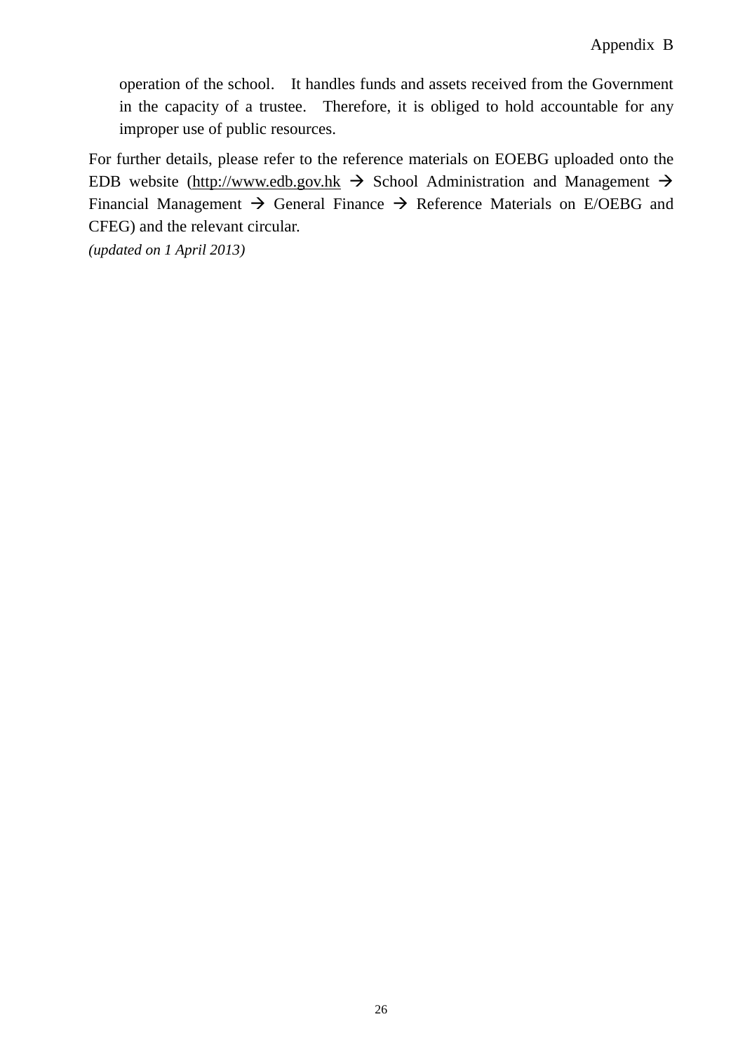operation of the school. It handles funds and assets received from the Government in the capacity of a trustee. Therefore, it is obliged to hold accountable for any improper use of public resources.

For further details, please refer to the reference materials on EOEBG uploaded onto the EDB website (http://www.edb.gov.hk → School Administration and Management → Financial Management → General Finance → Reference Materials on E/OEBG and CFEG) and the relevant circular.

*(updated on 1 April 2013)*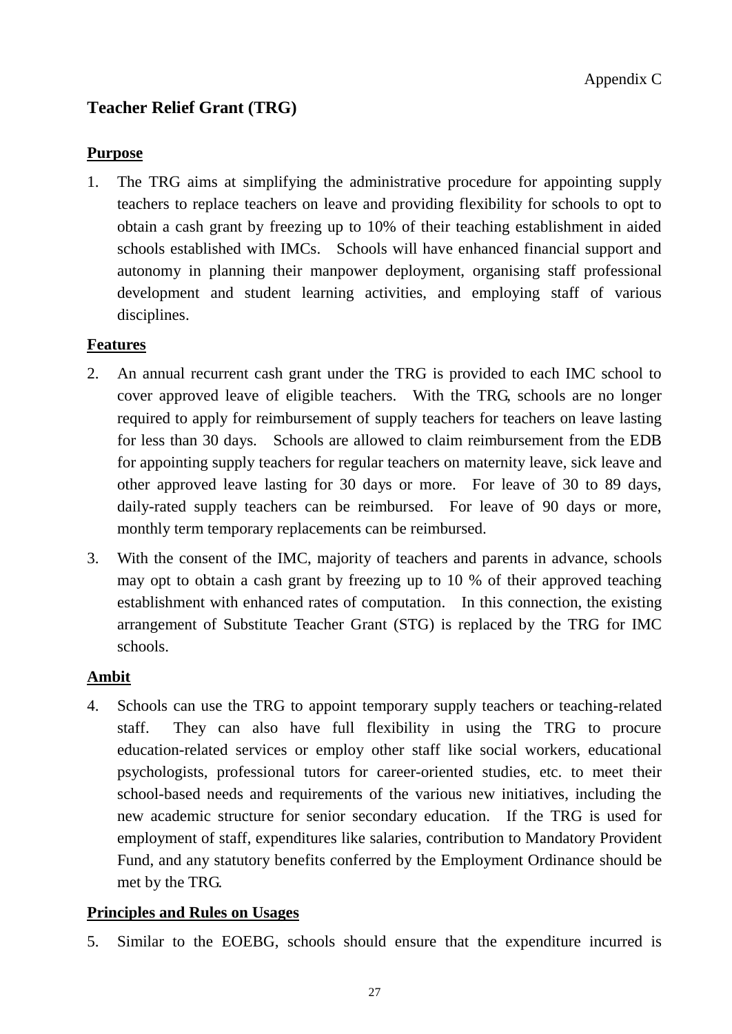Appendix C

## Teacher Relief Grant (TRG)

### Purpose

1. The TRG aims at simplifying the administrative procedure for appointing supply teachers to replace teachers on leave and providing flexibility for schools to opt to obtain a cash grant by freezing up to 10% of their teaching establishment in aided schools established with IMCs. Schools will have enhanced financial support and autonomy in planning their manpower deployment, organising staff professional development and student learning activities, and employing staff of various disciplines.

### Features

2. An annual recurrent cash grant under the TRG is provided to each IMC school to cover approved leave of eligible teachers. With the TRG, schools are no longer required to apply for reimbursement of supply teachers for teachers on leave lasting for less than 30 days. Schools are allowed to claim reimbursement from the EDB for appointing supply teachers for regular teachers on maternity leave, sick leave and other approved leave lasting for 30 days or more. For leave of 30 to 89 days, daily-rated supply teachers can be reimbursed. For leave of 90 days or more, monthly term temporary replacements can be reimbursed.

3. With the consent of the IMC, majority of teachers and parents in advance, schools may opt to obtain a cash grant by freezing up to 10 % of their approved teaching establishment with enhanced rates of computation. In this connection, the existing arrangement of Substitute Teacher Grant (STG) is replaced by the TRG for IMC schools.

### Ambit

4. Schools can use the TRG to appoint temporary supply teachers or teaching-related staff. They can also have full flexibility in using the TRG to procure education-related services or employ other staff like social workers, educational psychologists, professional tutors for career-oriented studies, etc. to meet their school-based needs and requirements of the various new initiatives, including the new academic structure for senior secondary education. If the TRG is used for employment of staff, expenditures like salaries, contribution to Mandatory Provident Fund, and any statutory benefits conferred by the Employment Ordinance should be met by the TRG.

### Principles and Rules on Usages

5. Similar to the EOEBG, schools should ensure that the expenditure incurred is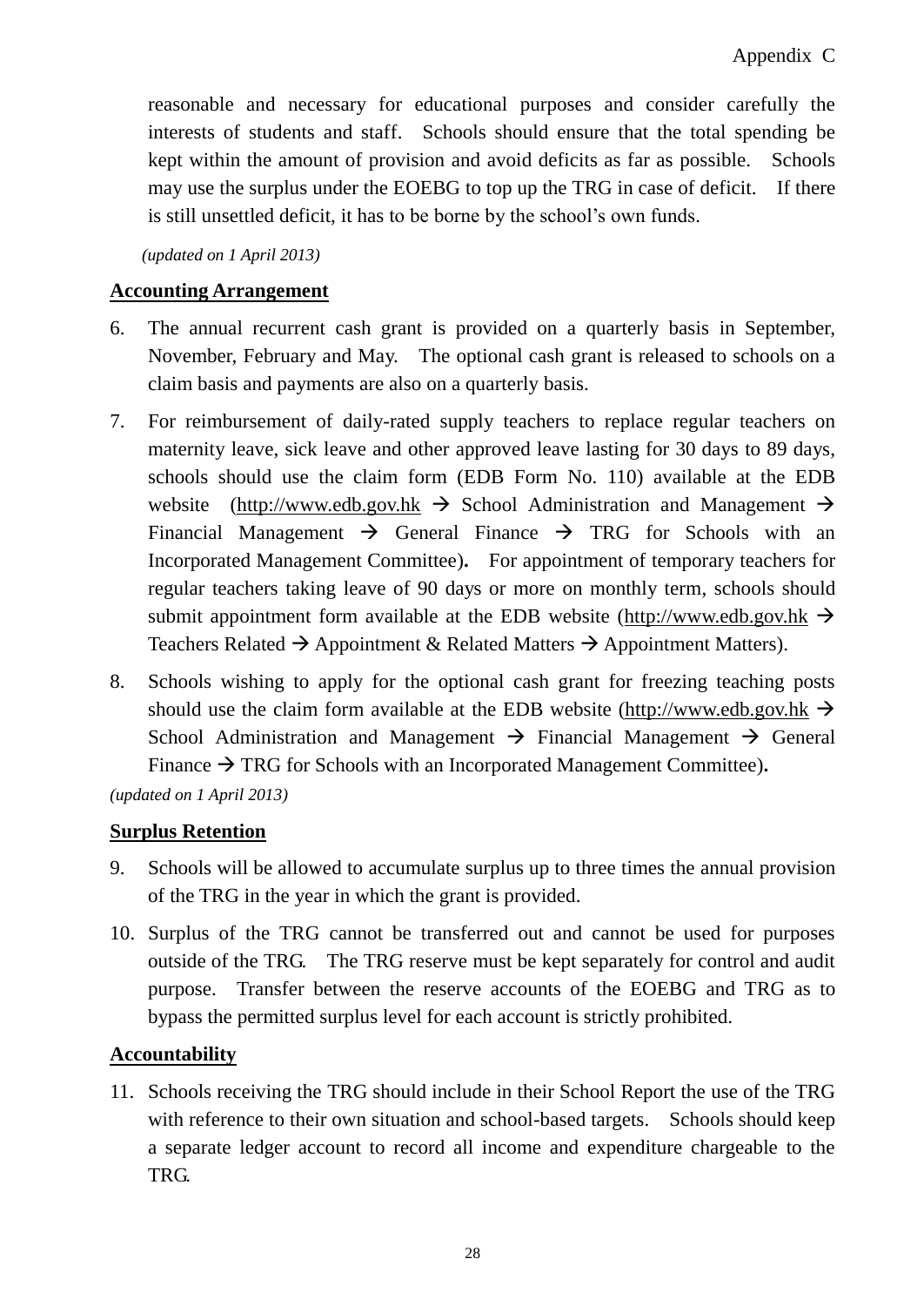reasonable and necessary for educational purposes and consider carefully the interests of students and staff. Schools should ensure that the total spending be kept within the amount of provision and avoid deficits as far as possible. Schools may use the surplus under the EOEBG to top up the TRG in case of deficit. If there is still unsettled deficit, it has to be borne by the school's own funds.

*(updated on 1 April 2013)*

**Accounting Arrangement**

6. The annual recurrent cash grant is provided on a quarterly basis in September, November, February and May. The optional cash grant is released to schools on a claim basis and payments are also on a quarterly basis.

7. For reimbursement of daily-rated supply teachers to replace regular teachers on maternity leave, sick leave and other approved leave lasting for 30 days to 89 days, schools should use the claim form (EDB Form No. 110) available at the EDB website (http://www.edb.gov.hk → School Administration and Management → Financial Management → General Finance → TRG for Schools with an Incorporated Management Committee)**.** For appointment of temporary teachers for regular teachers taking leave of 90 days or more on monthly term, schools should submit appointment form available at the EDB website (http://www.edb.gov.hk → Teachers Related → Appointment & Related Matters → Appointment Matters).

8. Schools wishing to apply for the optional cash grant for freezing teaching posts should use the claim form available at the EDB website (http://www.edb.gov.hk → School Administration and Management → Financial Management → General Finance → TRG for Schools with an Incorporated Management Committee)**.**

*(updated on 1 April 2013)*

**Surplus Retention**

9. Schools will be allowed to accumulate surplus up to three times the annual provision of the TRG in the year in which the grant is provided.

10. Surplus of the TRG cannot be transferred out and cannot be used for purposes outside of the TRG. The TRG reserve must be kept separately for control and audit purpose. Transfer between the reserve accounts of the EOEBG and TRG as to bypass the permitted surplus level for each account is strictly prohibited.

**Accountability**

11. Schools receiving the TRG should include in their School Report the use of the TRG with reference to their own situation and school-based targets. Schools should keep a separate ledger account to record all income and expenditure chargeable to the TRG.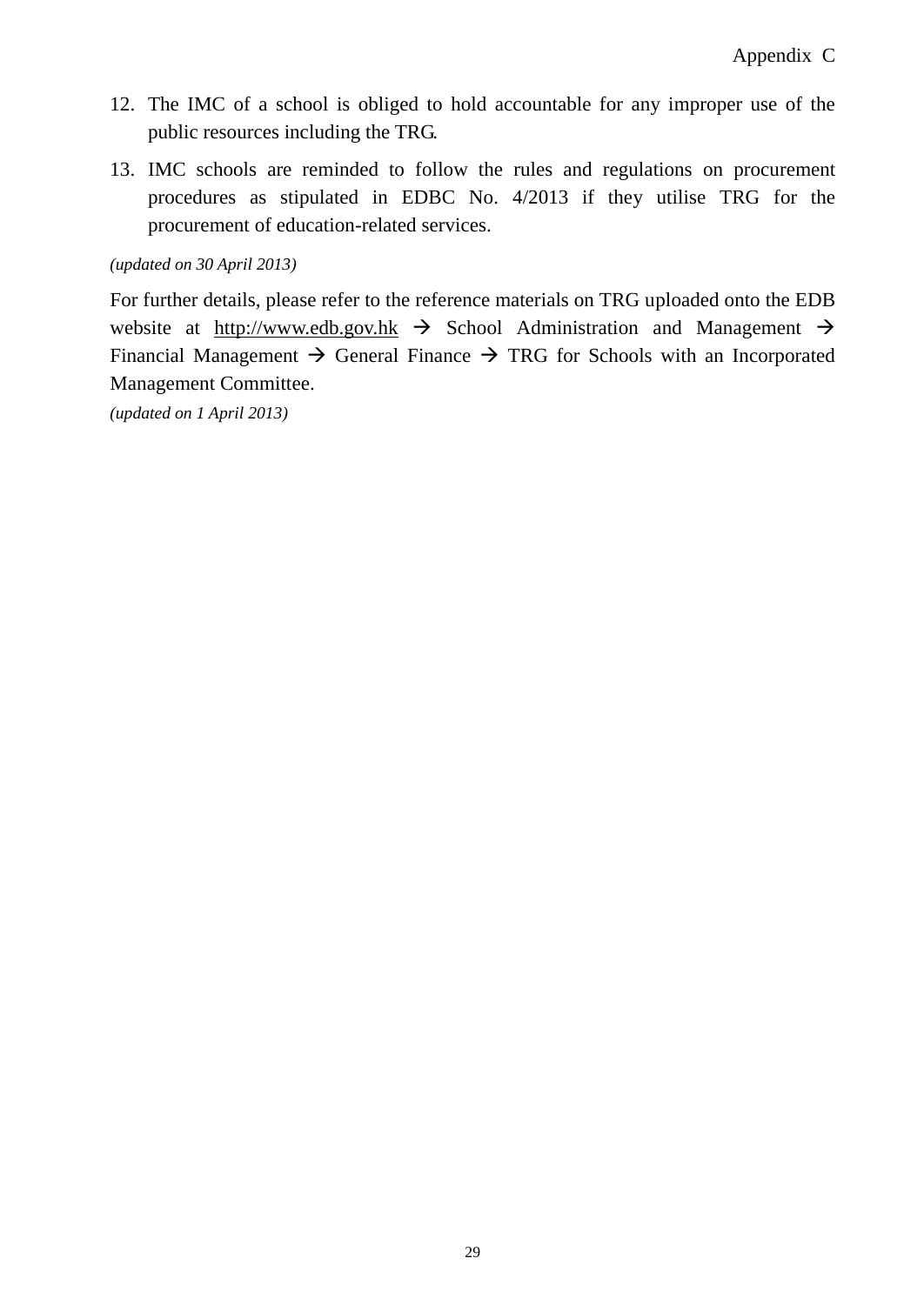12. The IMC of a school is obliged to hold accountable for any improper use of the public resources including the TRG.
13. IMC schools are reminded to follow the rules and regulations on procurement procedures as stipulated in EDBC No. 4/2013 if they utilise TRG for the procurement of education-related services.

*(updated on 30 April 2013)*

For further details, please refer to the reference materials on TRG uploaded onto the EDB website at http://www.edb.gov.hk → School Administration and Management → Financial Management → General Finance → TRG for Schools with an Incorporated Management Committee.

*(updated on 1 April 2013)*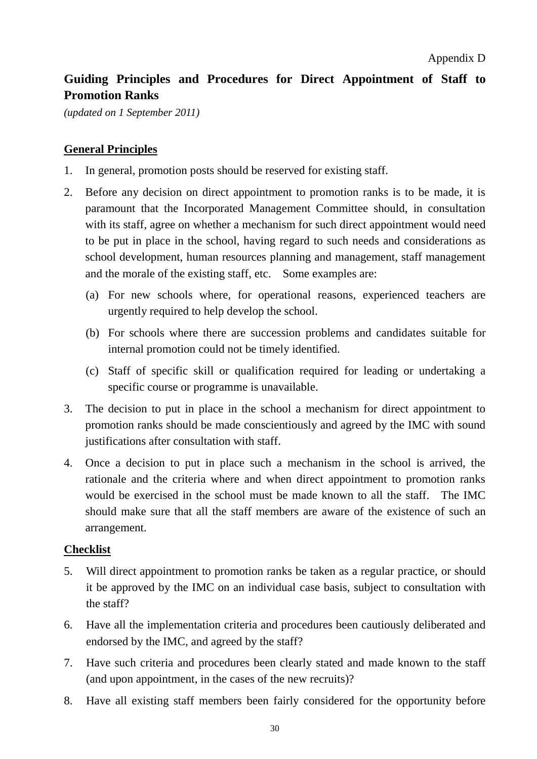Appendix D

## Guiding Principles and Procedures for Direct Appointment of Staff to Promotion Ranks

*(updated on 1 September 2011)*

### General Principles

1. In general, promotion posts should be reserved for existing staff.

2. Before any decision on direct appointment to promotion ranks is to be made, it is paramount that the Incorporated Management Committee should, in consultation with its staff, agree on whether a mechanism for such direct appointment would need to be put in place in the school, having regard to such needs and considerations as school development, human resources planning and management, staff management and the morale of the existing staff, etc. Some examples are:

   (a) For new schools where, for operational reasons, experienced teachers are urgently required to help develop the school.

   (b) For schools where there are succession problems and candidates suitable for internal promotion could not be timely identified.

   (c) Staff of specific skill or qualification required for leading or undertaking a specific course or programme is unavailable.

3. The decision to put in place in the school a mechanism for direct appointment to promotion ranks should be made conscientiously and agreed by the IMC with sound justifications after consultation with staff.

4. Once a decision to put in place such a mechanism in the school is arrived, the rationale and the criteria where and when direct appointment to promotion ranks would be exercised in the school must be made known to all the staff. The IMC should make sure that all the staff members are aware of the existence of such an arrangement.

### Checklist

5. Will direct appointment to promotion ranks be taken as a regular practice, or should it be approved by the IMC on an individual case basis, subject to consultation with the staff?

6. Have all the implementation criteria and procedures been cautiously deliberated and endorsed by the IMC, and agreed by the staff?

7. Have such criteria and procedures been clearly stated and made known to the staff (and upon appointment, in the cases of the new recruits)?

8. Have all existing staff members been fairly considered for the opportunity before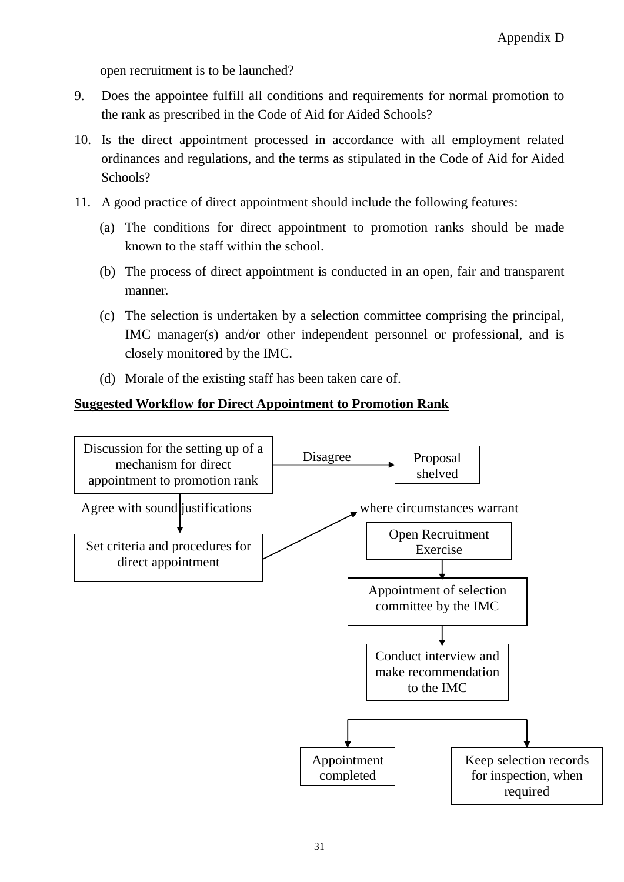open recruitment is to be launched?

9. Does the appointee fulfill all conditions and requirements for normal promotion to the rank as prescribed in the Code of Aid for Aided Schools?
10. Is the direct appointment processed in accordance with all employment related ordinances and regulations, and the terms as stipulated in the Code of Aid for Aided Schools?
11. A good practice of direct appointment should include the following features:
    (a) The conditions for direct appointment to promotion ranks should be made known to the staff within the school.
    (b) The process of direct appointment is conducted in an open, fair and transparent manner.
    (c) The selection is undertaken by a selection committee comprising the principal, IMC manager(s) and/or other independent personnel or professional, and is closely monitored by the IMC.
    (d) Morale of the existing staff has been taken care of.

**<u>Suggested Workflow for Direct Appointment to Promotion Rank</u>**

- Discussion for the setting up of a mechanism for direct appointment to promotion rank
  - Disagree → Proposal shelved
  - Agree with sound justifications → Set criteria and procedures for direct appointment
    - where circumstances warrant → Open Recruitment Exercise
      → Appointment of selection committee by the IMC
      → Conduct interview and make recommendation to the IMC
      → Appointment completed
      → Keep selection records for inspection, when required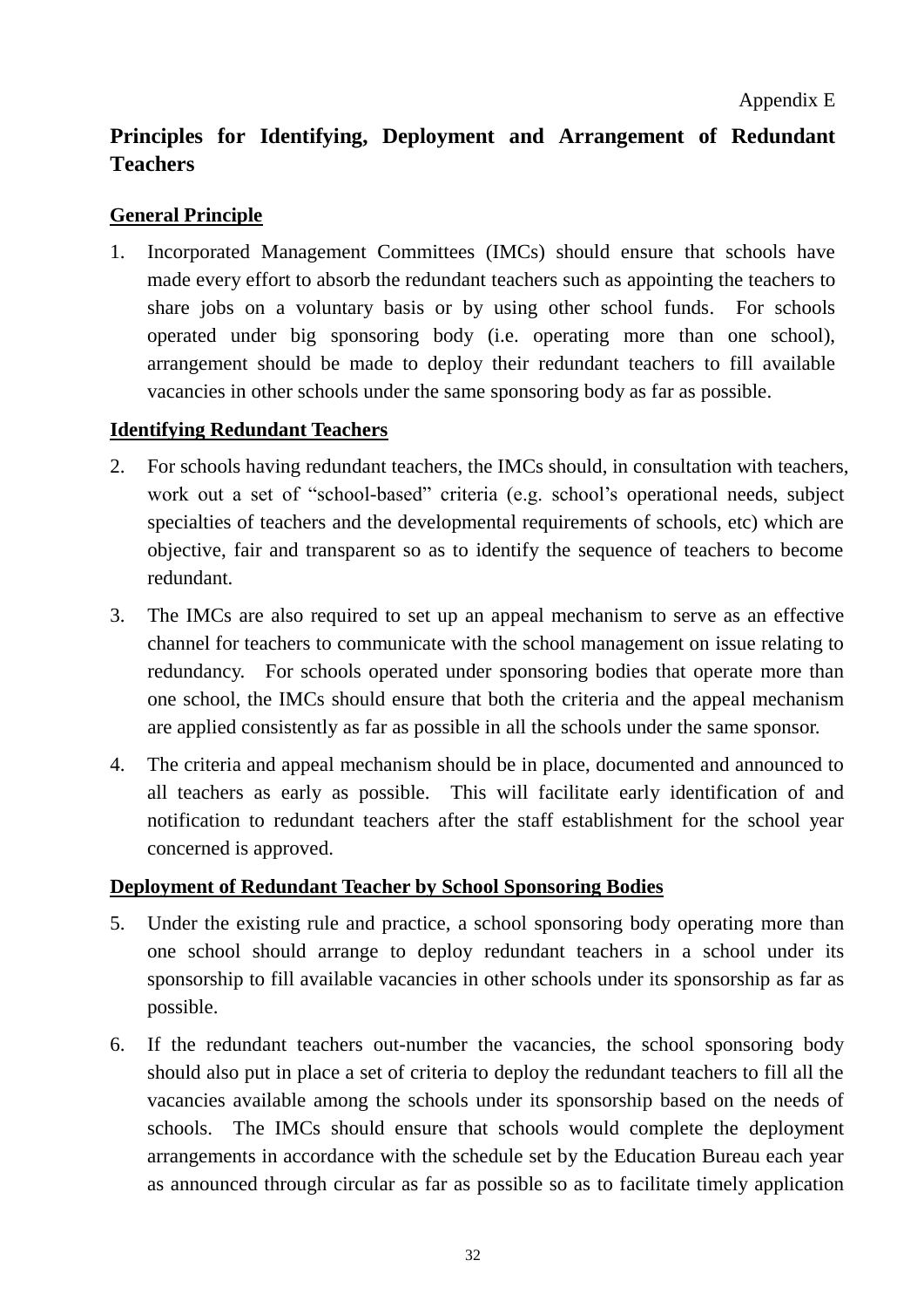Appendix E

# Principles for Identifying, Deployment and Arrangement of Redundant Teachers

## General Principle

1. Incorporated Management Committees (IMCs) should ensure that schools have made every effort to absorb the redundant teachers such as appointing the teachers to share jobs on a voluntary basis or by using other school funds. For schools operated under big sponsoring body (i.e. operating more than one school), arrangement should be made to deploy their redundant teachers to fill available vacancies in other schools under the same sponsoring body as far as possible.

## Identifying Redundant Teachers

2. For schools having redundant teachers, the IMCs should, in consultation with teachers, work out a set of "school-based" criteria (e.g. school's operational needs, subject specialties of teachers and the developmental requirements of schools, etc) which are objective, fair and transparent so as to identify the sequence of teachers to become redundant.

3. The IMCs are also required to set up an appeal mechanism to serve as an effective channel for teachers to communicate with the school management on issue relating to redundancy. For schools operated under sponsoring bodies that operate more than one school, the IMCs should ensure that both the criteria and the appeal mechanism are applied consistently as far as possible in all the schools under the same sponsor.

4. The criteria and appeal mechanism should be in place, documented and announced to all teachers as early as possible. This will facilitate early identification of and notification to redundant teachers after the staff establishment for the school year concerned is approved.

## Deployment of Redundant Teacher by School Sponsoring Bodies

5. Under the existing rule and practice, a school sponsoring body operating more than one school should arrange to deploy redundant teachers in a school under its sponsorship to fill available vacancies in other schools under its sponsorship as far as possible.

6. If the redundant teachers out-number the vacancies, the school sponsoring body should also put in place a set of criteria to deploy the redundant teachers to fill all the vacancies available among the schools under its sponsorship based on the needs of schools. The IMCs should ensure that schools would complete the deployment arrangements in accordance with the schedule set by the Education Bureau each year as announced through circular as far as possible so as to facilitate timely application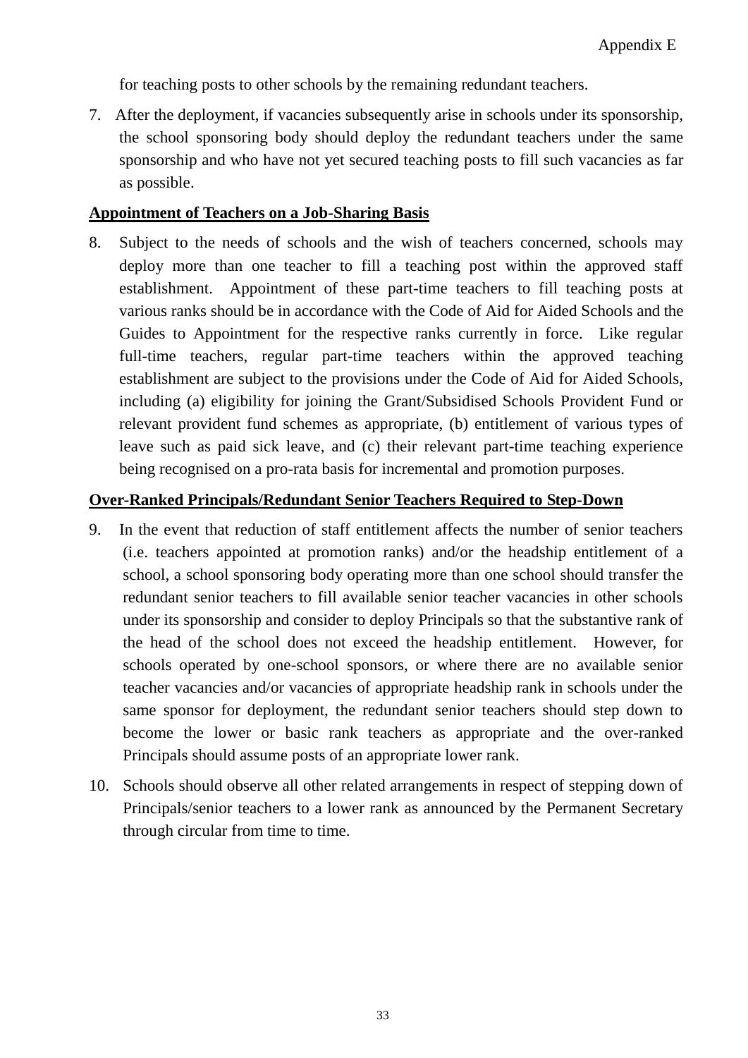for teaching posts to other schools by the remaining redundant teachers.

7. After the deployment, if vacancies subsequently arise in schools under its sponsorship, the school sponsoring body should deploy the redundant teachers under the same sponsorship and who have not yet secured teaching posts to fill such vacancies as far as possible.

**Appointment of Teachers on a Job-Sharing Basis**

8. Subject to the needs of schools and the wish of teachers concerned, schools may deploy more than one teacher to fill a teaching post within the approved staff establishment. Appointment of these part-time teachers to fill teaching posts at various ranks should be in accordance with the Code of Aid for Aided Schools and the Guides to Appointment for the respective ranks currently in force. Like regular full-time teachers, regular part-time teachers within the approved teaching establishment are subject to the provisions under the Code of Aid for Aided Schools, including (a) eligibility for joining the Grant/Subsidised Schools Provident Fund or relevant provident fund schemes as appropriate, (b) entitlement of various types of leave such as paid sick leave, and (c) their relevant part-time teaching experience being recognised on a pro-rata basis for incremental and promotion purposes.

**Over-Ranked Principals/Redundant Senior Teachers Required to Step-Down**

9. In the event that reduction of staff entitlement affects the number of senior teachers (i.e. teachers appointed at promotion ranks) and/or the headship entitlement of a school, a school sponsoring body operating more than one school should transfer the redundant senior teachers to fill available senior teacher vacancies in other schools under its sponsorship and consider to deploy Principals so that the substantive rank of the head of the school does not exceed the headship entitlement. However, for schools operated by one-school sponsors, or where there are no available senior teacher vacancies and/or vacancies of appropriate headship rank in schools under the same sponsor for deployment, the redundant senior teachers should step down to become the lower or basic rank teachers as appropriate and the over-ranked Principals should assume posts of an appropriate lower rank.

10. Schools should observe all other related arrangements in respect of stepping down of Principals/senior teachers to a lower rank as announced by the Permanent Secretary through circular from time to time.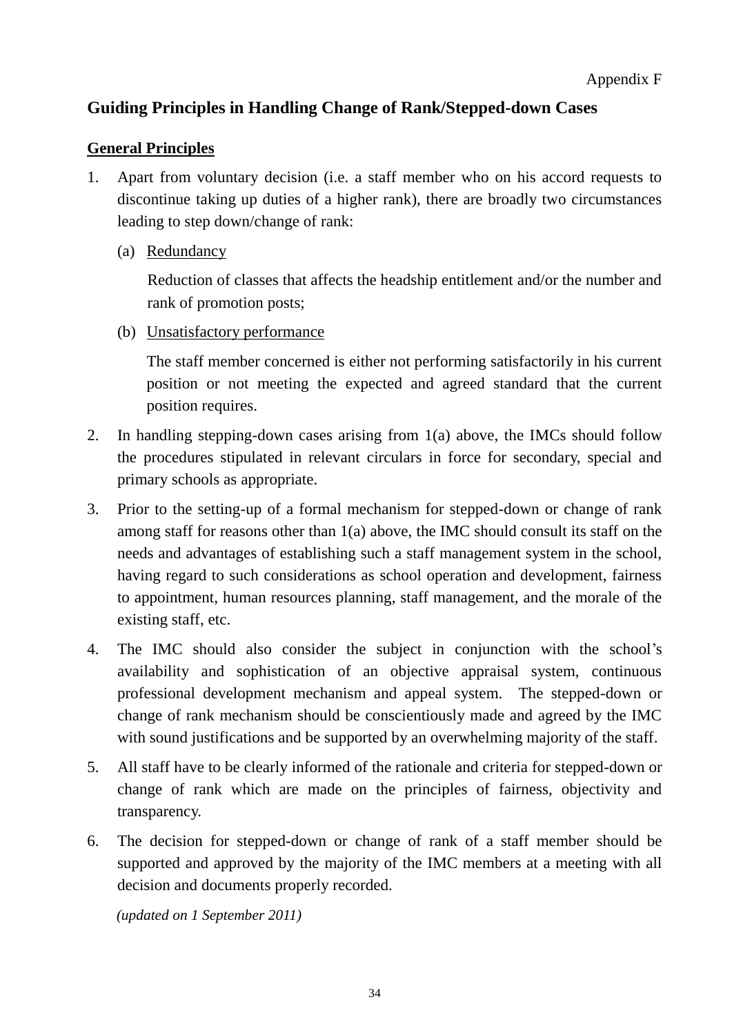Appendix F

## Guiding Principles in Handling Change of Rank/Stepped-down Cases

### General Principles

1. Apart from voluntary decision (i.e. a staff member who on his accord requests to discontinue taking up duties of a higher rank), there are broadly two circumstances leading to step down/change of rank:

   (a) Redundancy

   Reduction of classes that affects the headship entitlement and/or the number and rank of promotion posts;

   (b) Unsatisfactory performance

   The staff member concerned is either not performing satisfactorily in his current position or not meeting the expected and agreed standard that the current position requires.

2. In handling stepping-down cases arising from 1(a) above, the IMCs should follow the procedures stipulated in relevant circulars in force for secondary, special and primary schools as appropriate.

3. Prior to the setting-up of a formal mechanism for stepped-down or change of rank among staff for reasons other than 1(a) above, the IMC should consult its staff on the needs and advantages of establishing such a staff management system in the school, having regard to such considerations as school operation and development, fairness to appointment, human resources planning, staff management, and the morale of the existing staff, etc.

4. The IMC should also consider the subject in conjunction with the school's availability and sophistication of an objective appraisal system, continuous professional development mechanism and appeal system. The stepped-down or change of rank mechanism should be conscientiously made and agreed by the IMC with sound justifications and be supported by an overwhelming majority of the staff.

5. All staff have to be clearly informed of the rationale and criteria for stepped-down or change of rank which are made on the principles of fairness, objectivity and transparency.

6. The decision for stepped-down or change of rank of a staff member should be supported and approved by the majority of the IMC members at a meeting with all decision and documents properly recorded.

*(updated on 1 September 2011)*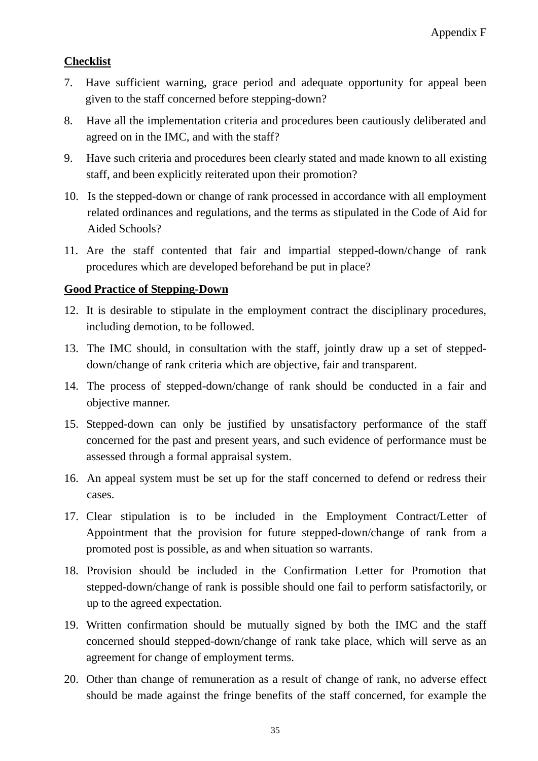Appendix F

**Checklist**

7. Have sufficient warning, grace period and adequate opportunity for appeal been given to the staff concerned before stepping-down?
8. Have all the implementation criteria and procedures been cautiously deliberated and agreed on in the IMC, and with the staff?
9. Have such criteria and procedures been clearly stated and made known to all existing staff, and been explicitly reiterated upon their promotion?
10. Is the stepped-down or change of rank processed in accordance with all employment related ordinances and regulations, and the terms as stipulated in the Code of Aid for Aided Schools?
11. Are the staff contented that fair and impartial stepped-down/change of rank procedures which are developed beforehand be put in place?

**Good Practice of Stepping-Down**

12. It is desirable to stipulate in the employment contract the disciplinary procedures, including demotion, to be followed.
13. The IMC should, in consultation with the staff, jointly draw up a set of stepped-down/change of rank criteria which are objective, fair and transparent.
14. The process of stepped-down/change of rank should be conducted in a fair and objective manner.
15. Stepped-down can only be justified by unsatisfactory performance of the staff concerned for the past and present years, and such evidence of performance must be assessed through a formal appraisal system.
16. An appeal system must be set up for the staff concerned to defend or redress their cases.
17. Clear stipulation is to be included in the Employment Contract/Letter of Appointment that the provision for future stepped-down/change of rank from a promoted post is possible, as and when situation so warrants.
18. Provision should be included in the Confirmation Letter for Promotion that stepped-down/change of rank is possible should one fail to perform satisfactorily, or up to the agreed expectation.
19. Written confirmation should be mutually signed by both the IMC and the staff concerned should stepped-down/change of rank take place, which will serve as an agreement for change of employment terms.
20. Other than change of remuneration as a result of change of rank, no adverse effect should be made against the fringe benefits of the staff concerned, for example the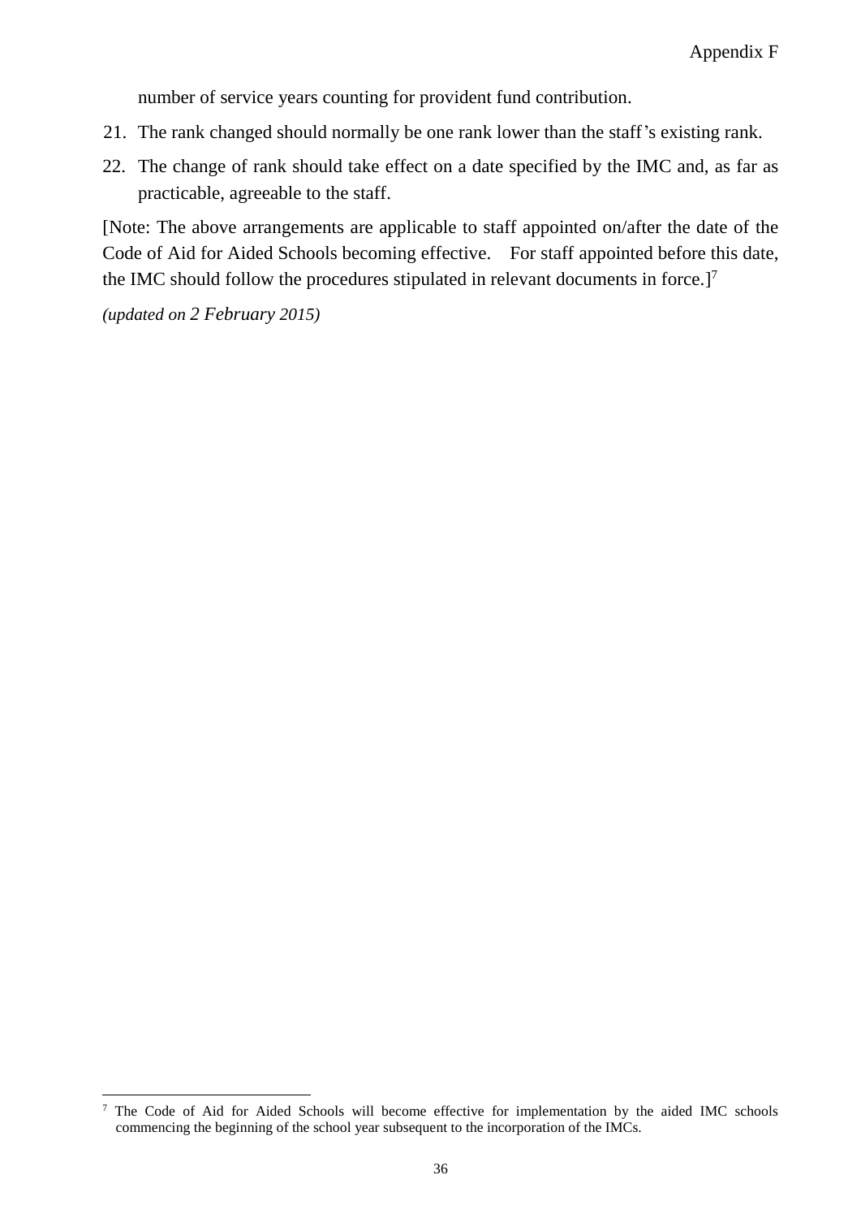number of service years counting for provident fund contribution.

21. The rank changed should normally be one rank lower than the staff's existing rank.
22. The change of rank should take effect on a date specified by the IMC and, as far as practicable, agreeable to the staff.

[Note: The above arrangements are applicable to staff appointed on/after the date of the Code of Aid for Aided Schools becoming effective. For staff appointed before this date, the IMC should follow the procedures stipulated in relevant documents in force.][7]

*(updated on 2 February 2015)*

[7] The Code of Aid for Aided Schools will become effective for implementation by the aided IMC schools commencing the beginning of the school year subsequent to the incorporation of the IMCs.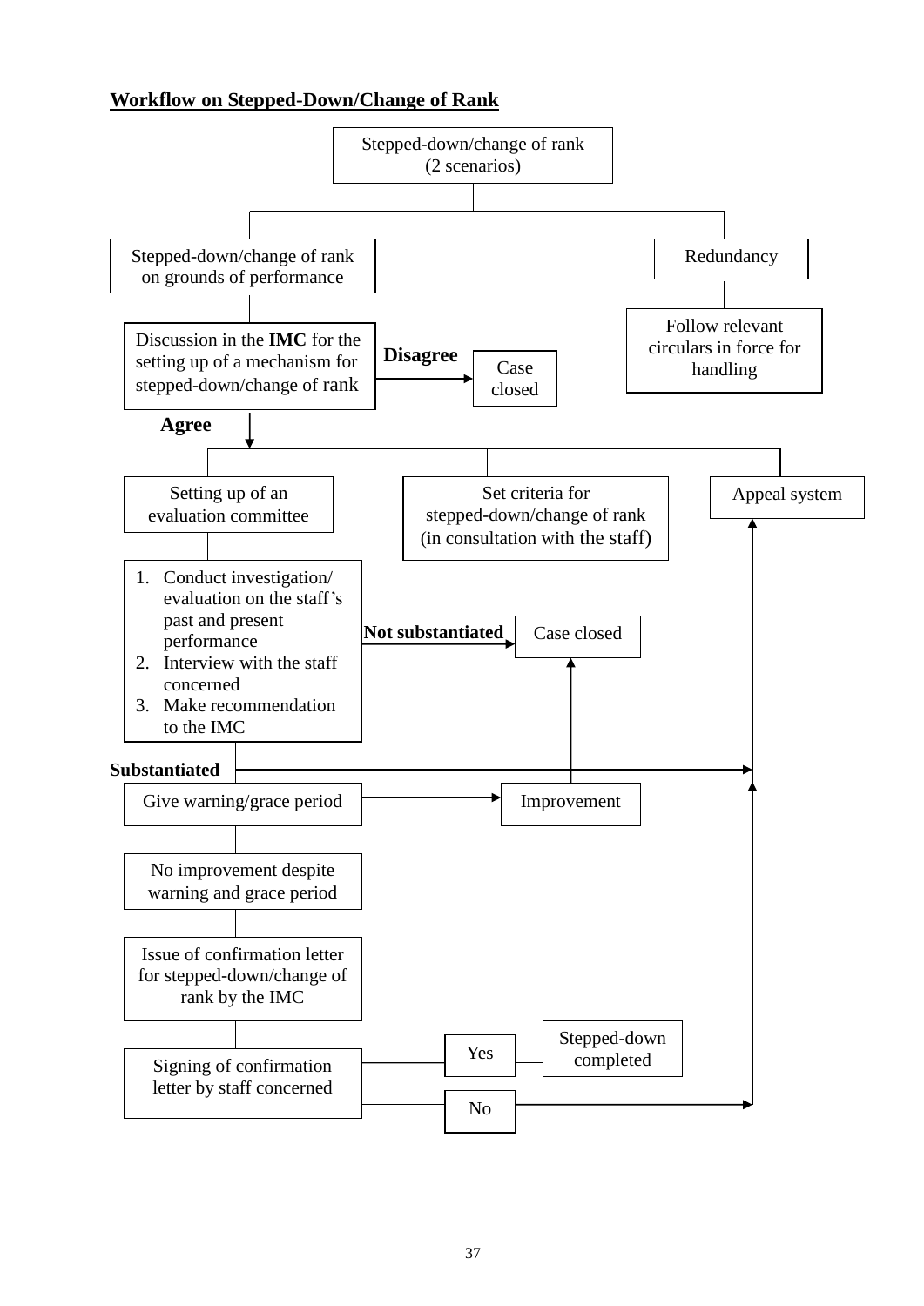## Workflow on Stepped-Down/Change of Rank

Stepped-down/change of rank (2 scenarios)

- Stepped-down/change of rank on grounds of performance
  - Discussion in the **IMC** for the setting up of a mechanism for stepped-down/change of rank
    - **Disagree** → Case closed
    - **Agree** →
      - Setting up of an evaluation committee
        1. Conduct investigation/ evaluation on the staff's past and present performance
        2. Interview with the staff concerned
        3. Make recommendation to the IMC
        - **Not substantiated** → Case closed
        - **Substantiated** → Appeal system
          - Give warning/grace period
            - Improvement → Case closed
            - No improvement despite warning and grace period
              - Issue of confirmation letter for stepped-down/change of rank by the IMC
                - Signing of confirmation letter by staff concerned
                  - Yes → Stepped-down completed
                  - No → Appeal system
      - Set criteria for stepped-down/change of rank (in consultation with the staff)
      - Appeal system
- Redundancy
  - Follow relevant circulars in force for handling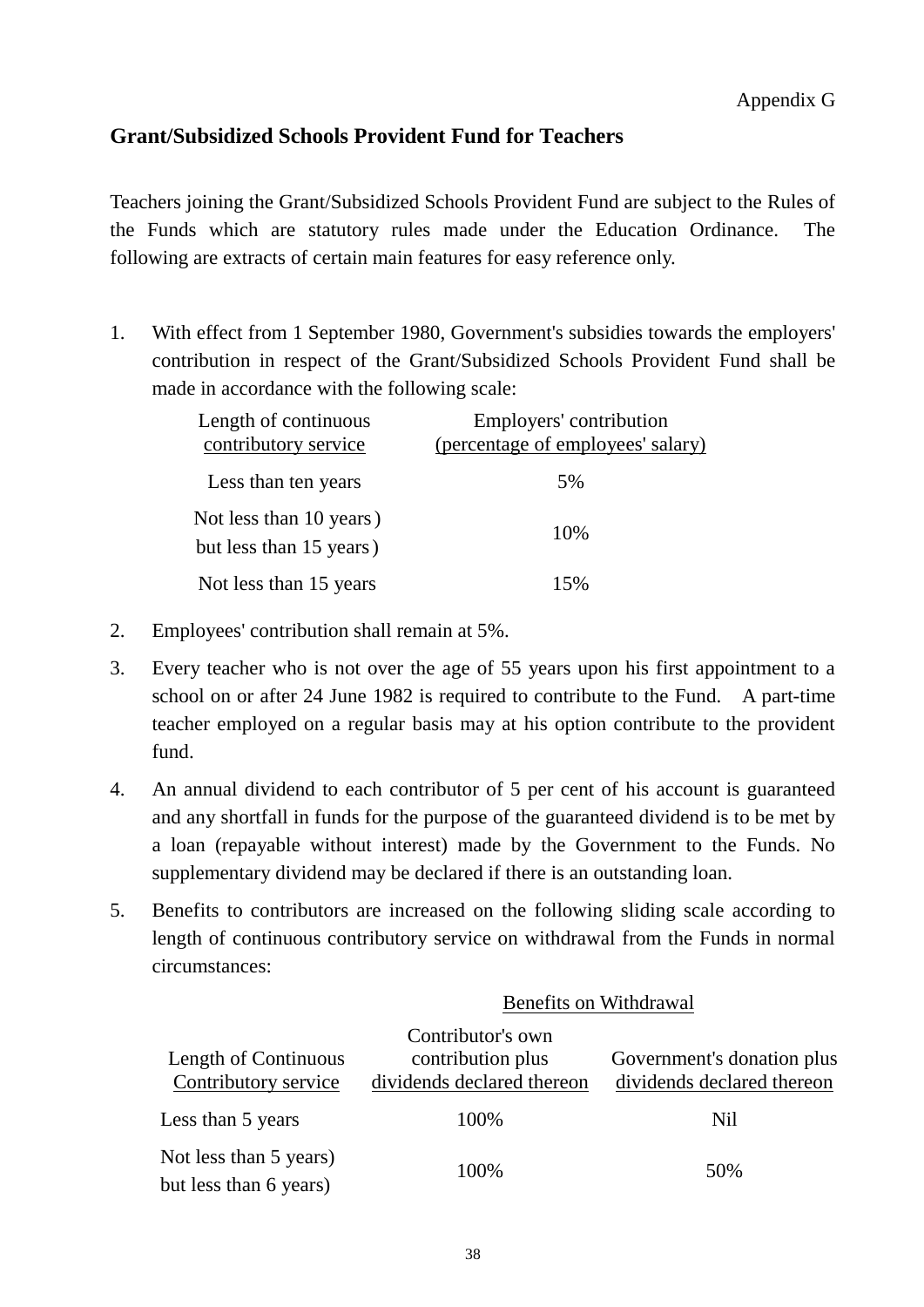Appendix G

## Grant/Subsidized Schools Provident Fund for Teachers

Teachers joining the Grant/Subsidized Schools Provident Fund are subject to the Rules of the Funds which are statutory rules made under the Education Ordinance. The following are extracts of certain main features for easy reference only.

1. With effect from 1 September 1980, Government's subsidies towards the employers' contribution in respect of the Grant/Subsidized Schools Provident Fund shall be made in accordance with the following scale:

| Length of continuous contributory service | Employers' contribution (percentage of employees' salary) |
|---|---|
| Less than ten years | 5% |
| Not less than 10 years) but less than 15 years) | 10% |
| Not less than 15 years | 15% |

2. Employees' contribution shall remain at 5%.

3. Every teacher who is not over the age of 55 years upon his first appointment to a school on or after 24 June 1982 is required to contribute to the Fund. A part-time teacher employed on a regular basis may at his option contribute to the provident fund.

4. An annual dividend to each contributor of 5 per cent of his account is guaranteed and any shortfall in funds for the purpose of the guaranteed dividend is to be met by a loan (repayable without interest) made by the Government to the Funds. No supplementary dividend may be declared if there is an outstanding loan.

5. Benefits to contributors are increased on the following sliding scale according to length of continuous contributory service on withdrawal from the Funds in normal circumstances:

| | Benefits on Withdrawal | |
|---|---|---|
| Length of Continuous Contributory service | Contributor's own contribution plus dividends declared thereon | Government's donation plus dividends declared thereon |
| Less than 5 years | 100% | Nil |
| Not less than 5 years) but less than 6 years) | 100% | 50% |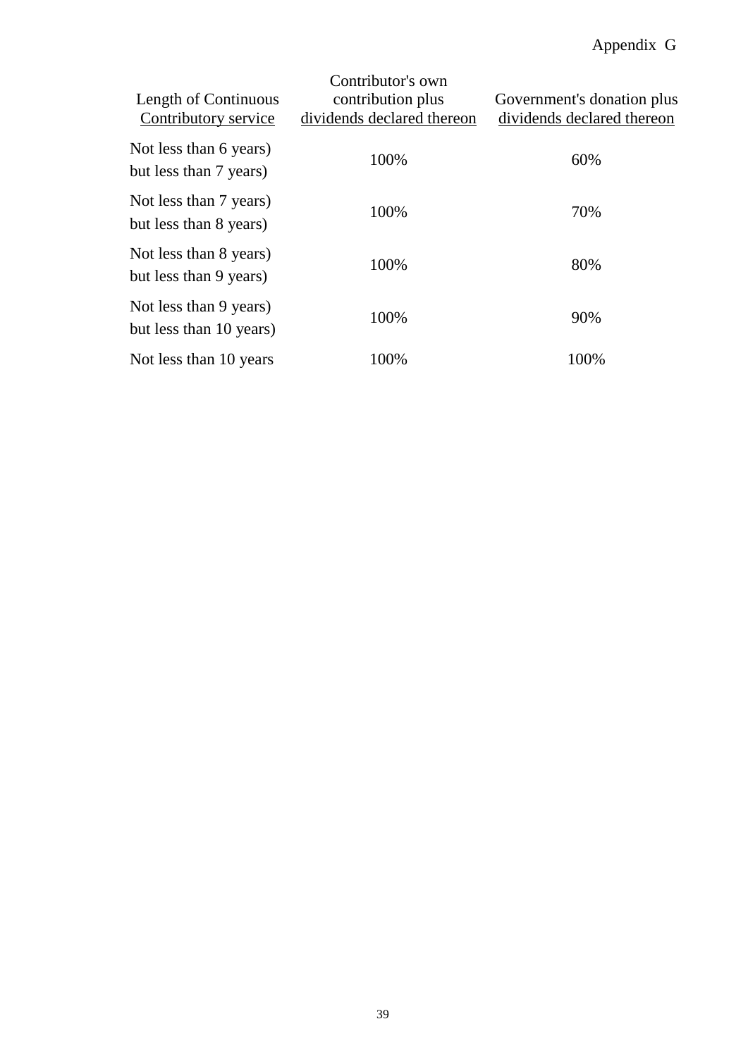Appendix G

| Length of Continuous Contributory service | Contributor's own contribution plus dividends declared thereon | Government's donation plus dividends declared thereon |
|---|---|---|
| Not less than 6 years) but less than 7 years) | 100% | 60% |
| Not less than 7 years) but less than 8 years) | 100% | 70% |
| Not less than 8 years) but less than 9 years) | 100% | 80% |
| Not less than 9 years) but less than 10 years) | 100% | 90% |
| Not less than 10 years | 100% | 100% |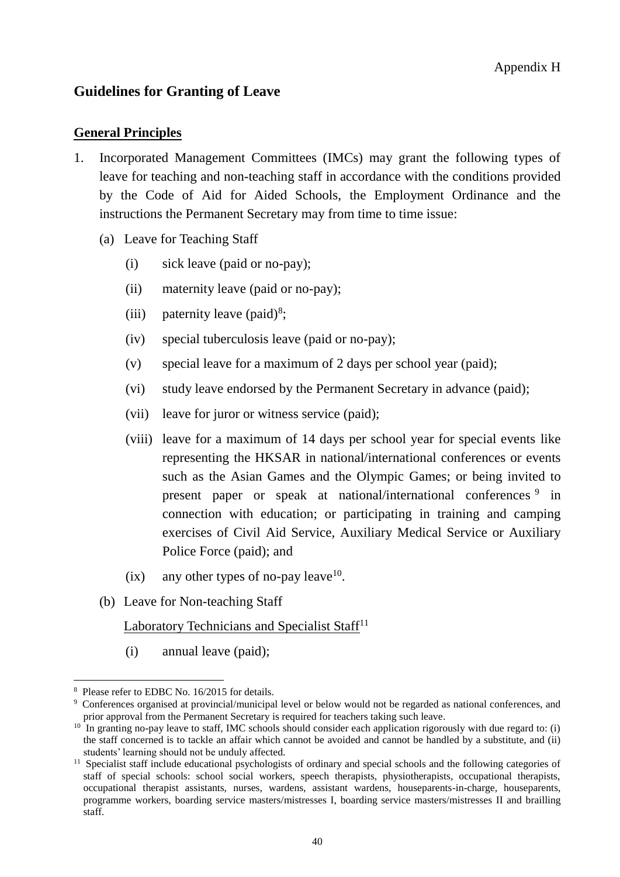Appendix H

## Guidelines for Granting of Leave

### General Principles

1. Incorporated Management Committees (IMCs) may grant the following types of leave for teaching and non-teaching staff in accordance with the conditions provided by the Code of Aid for Aided Schools, the Employment Ordinance and the instructions the Permanent Secretary may from time to time issue:

   (a) Leave for Teaching Staff

      (i) sick leave (paid or no-pay);

      (ii) maternity leave (paid or no-pay);

      (iii) paternity leave (paid)[8];

      (iv) special tuberculosis leave (paid or no-pay);

      (v) special leave for a maximum of 2 days per school year (paid);

      (vi) study leave endorsed by the Permanent Secretary in advance (paid);

      (vii) leave for juror or witness service (paid);

      (viii) leave for a maximum of 14 days per school year for special events like representing the HKSAR in national/international conferences or events such as the Asian Games and the Olympic Games; or being invited to present paper or speak at national/international conferences[9] in connection with education; or participating in training and camping exercises of Civil Aid Service, Auxiliary Medical Service or Auxiliary Police Force (paid); and

      (ix) any other types of no-pay leave[10].

   (b) Leave for Non-teaching Staff

      <u>Laboratory Technicians and Specialist Staff</u>[11]

      (i) annual leave (paid);

---

[8] Please refer to EDBC No. 16/2015 for details.

[9] Conferences organised at provincial/municipal level or below would not be regarded as national conferences, and prior approval from the Permanent Secretary is required for teachers taking such leave.

[10] In granting no-pay leave to staff, IMC schools should consider each application rigorously with due regard to: (i) the staff concerned is to tackle an affair which cannot be avoided and cannot be handled by a substitute, and (ii) students' learning should not be unduly affected.

[11] Specialist staff include educational psychologists of ordinary and special schools and the following categories of staff of special schools: school social workers, speech therapists, physiotherapists, occupational therapists, occupational therapist assistants, nurses, wardens, assistant wardens, houseparents-in-charge, houseparents, programme workers, boarding service masters/mistresses I, boarding service masters/mistresses II and brailling staff.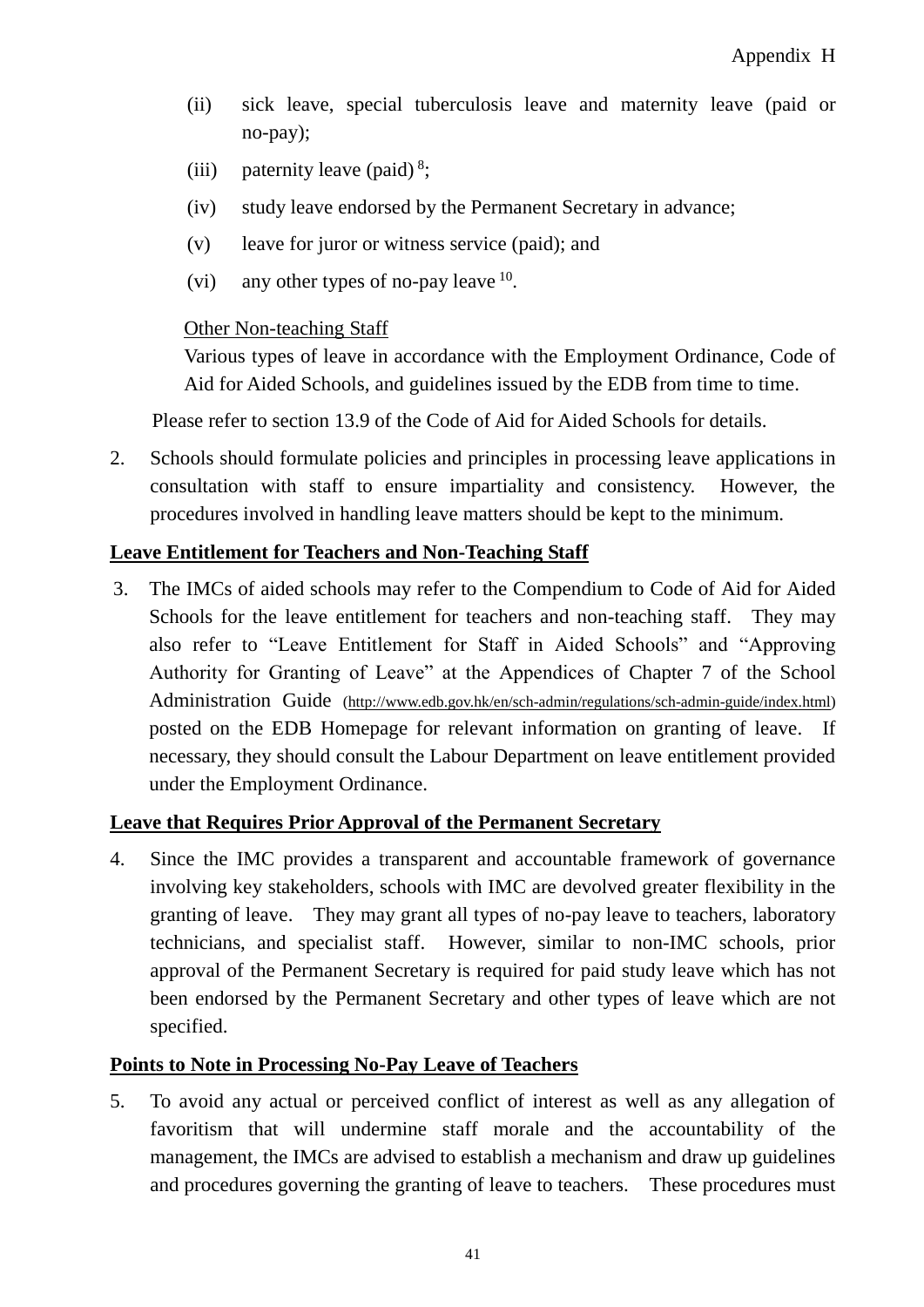(ii) sick leave, special tuberculosis leave and maternity leave (paid or no-pay);

(iii) paternity leave (paid) [8];

(iv) study leave endorsed by the Permanent Secretary in advance;

(v) leave for juror or witness service (paid); and

(vi) any other types of no-pay leave [10].

Other Non-teaching Staff

Various types of leave in accordance with the Employment Ordinance, Code of Aid for Aided Schools, and guidelines issued by the EDB from time to time.

Please refer to section 13.9 of the Code of Aid for Aided Schools for details.

2. Schools should formulate policies and principles in processing leave applications in consultation with staff to ensure impartiality and consistency. However, the procedures involved in handling leave matters should be kept to the minimum.

**Leave Entitlement for Teachers and Non-Teaching Staff**

3. The IMCs of aided schools may refer to the Compendium to Code of Aid for Aided Schools for the leave entitlement for teachers and non-teaching staff. They may also refer to "Leave Entitlement for Staff in Aided Schools" and "Approving Authority for Granting of Leave" at the Appendices of Chapter 7 of the School Administration Guide (http://www.edb.gov.hk/en/sch-admin/regulations/sch-admin-guide/index.html) posted on the EDB Homepage for relevant information on granting of leave. If necessary, they should consult the Labour Department on leave entitlement provided under the Employment Ordinance.

**Leave that Requires Prior Approval of the Permanent Secretary**

4. Since the IMC provides a transparent and accountable framework of governance involving key stakeholders, schools with IMC are devolved greater flexibility in the granting of leave. They may grant all types of no-pay leave to teachers, laboratory technicians, and specialist staff. However, similar to non-IMC schools, prior approval of the Permanent Secretary is required for paid study leave which has not been endorsed by the Permanent Secretary and other types of leave which are not specified.

**Points to Note in Processing No-Pay Leave of Teachers**

5. To avoid any actual or perceived conflict of interest as well as any allegation of favoritism that will undermine staff morale and the accountability of the management, the IMCs are advised to establish a mechanism and draw up guidelines and procedures governing the granting of leave to teachers. These procedures must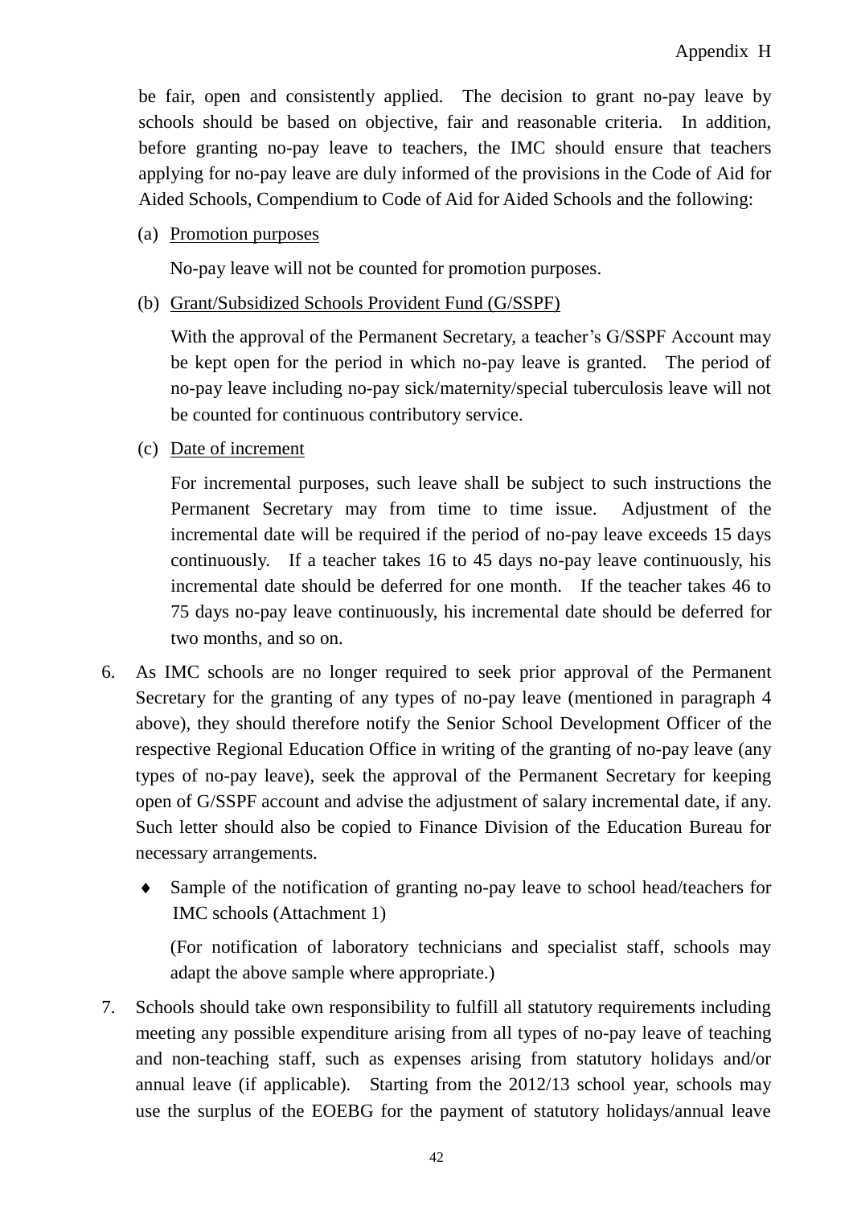be fair, open and consistently applied. The decision to grant no-pay leave by schools should be based on objective, fair and reasonable criteria. In addition, before granting no-pay leave to teachers, the IMC should ensure that teachers applying for no-pay leave are duly informed of the provisions in the Code of Aid for Aided Schools, Compendium to Code of Aid for Aided Schools and the following:

(a) <u>Promotion purposes</u>

No-pay leave will not be counted for promotion purposes.

(b) <u>Grant/Subsidized Schools Provident Fund (G/SSPF)</u>

With the approval of the Permanent Secretary, a teacher's G/SSPF Account may be kept open for the period in which no-pay leave is granted. The period of no-pay leave including no-pay sick/maternity/special tuberculosis leave will not be counted for continuous contributory service.

(c) <u>Date of increment</u>

For incremental purposes, such leave shall be subject to such instructions the Permanent Secretary may from time to time issue. Adjustment of the incremental date will be required if the period of no-pay leave exceeds 15 days continuously. If a teacher takes 16 to 45 days no-pay leave continuously, his incremental date should be deferred for one month. If the teacher takes 46 to 75 days no-pay leave continuously, his incremental date should be deferred for two months, and so on.

6. As IMC schools are no longer required to seek prior approval of the Permanent Secretary for the granting of any types of no-pay leave (mentioned in paragraph 4 above), they should therefore notify the Senior School Development Officer of the respective Regional Education Office in writing of the granting of no-pay leave (any types of no-pay leave), seek the approval of the Permanent Secretary for keeping open of G/SSPF account and advise the adjustment of salary incremental date, if any. Such letter should also be copied to Finance Division of the Education Bureau for necessary arrangements.

   - Sample of the notification of granting no-pay leave to school head/teachers for IMC schools (Attachment 1)

   (For notification of laboratory technicians and specialist staff, schools may adapt the above sample where appropriate.)

7. Schools should take own responsibility to fulfill all statutory requirements including meeting any possible expenditure arising from all types of no-pay leave of teaching and non-teaching staff, such as expenses arising from statutory holidays and/or annual leave (if applicable). Starting from the 2012/13 school year, schools may use the surplus of the EOEBG for the payment of statutory holidays/annual leave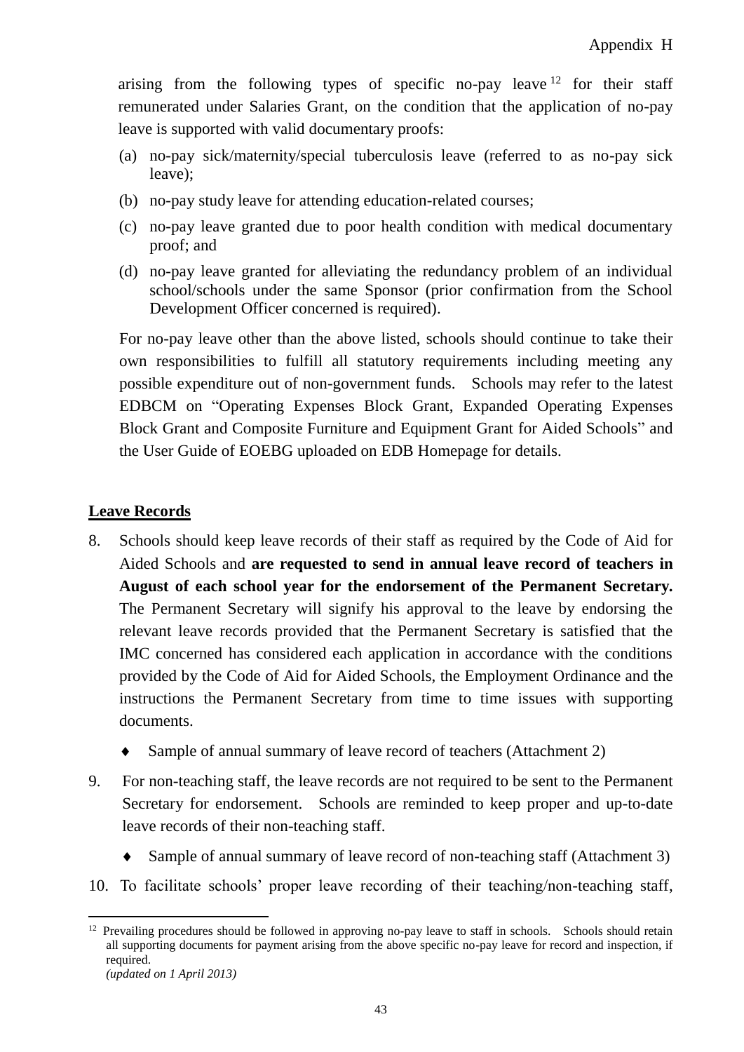arising from the following types of specific no-pay leave [12] for their staff remunerated under Salaries Grant, on the condition that the application of no-pay leave is supported with valid documentary proofs:

(a) no-pay sick/maternity/special tuberculosis leave (referred to as no-pay sick leave);

(b) no-pay study leave for attending education-related courses;

(c) no-pay leave granted due to poor health condition with medical documentary proof; and

(d) no-pay leave granted for alleviating the redundancy problem of an individual school/schools under the same Sponsor (prior confirmation from the School Development Officer concerned is required).

For no-pay leave other than the above listed, schools should continue to take their own responsibilities to fulfill all statutory requirements including meeting any possible expenditure out of non-government funds. Schools may refer to the latest EDBCM on "Operating Expenses Block Grant, Expanded Operating Expenses Block Grant and Composite Furniture and Equipment Grant for Aided Schools" and the User Guide of EOEBG uploaded on EDB Homepage for details.

## Leave Records

8. Schools should keep leave records of their staff as required by the Code of Aid for Aided Schools and **are requested to send in annual leave record of teachers in August of each school year for the endorsement of the Permanent Secretary.** The Permanent Secretary will signify his approval to the leave by endorsing the relevant leave records provided that the Permanent Secretary is satisfied that the IMC concerned has considered each application in accordance with the conditions provided by the Code of Aid for Aided Schools, the Employment Ordinance and the instructions the Permanent Secretary from time to time issues with supporting documents.

   - Sample of annual summary of leave record of teachers (Attachment 2)

9. For non-teaching staff, the leave records are not required to be sent to the Permanent Secretary for endorsement. Schools are reminded to keep proper and up-to-date leave records of their non-teaching staff.

   - Sample of annual summary of leave record of non-teaching staff (Attachment 3)

10. To facilitate schools' proper leave recording of their teaching/non-teaching staff,

---

[12] Prevailing procedures should be followed in approving no-pay leave to staff in schools. Schools should retain all supporting documents for payment arising from the above specific no-pay leave for record and inspection, if required.
*(updated on 1 April 2013)*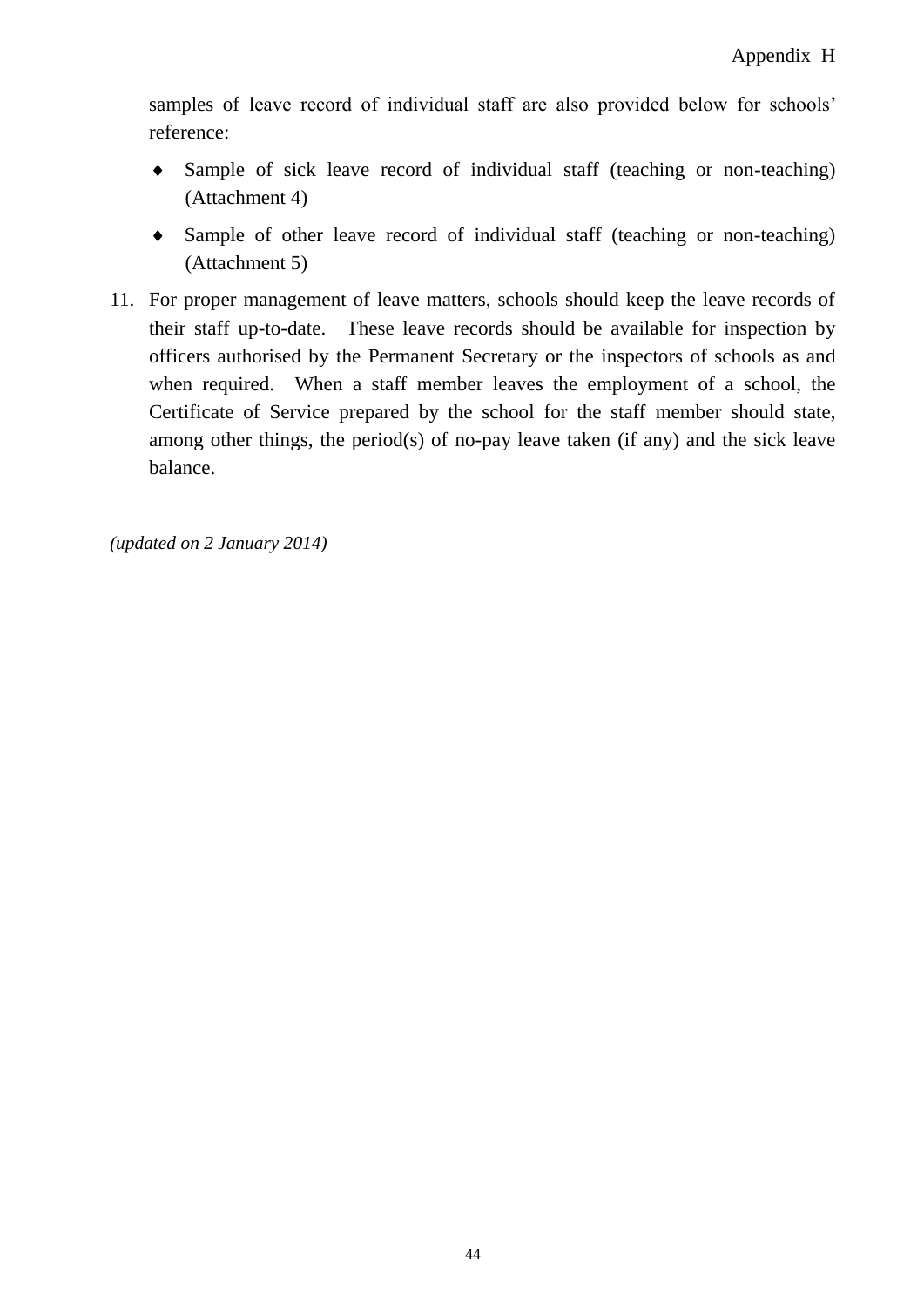samples of leave record of individual staff are also provided below for schools' reference:

- Sample of sick leave record of individual staff (teaching or non-teaching) (Attachment 4)
- Sample of other leave record of individual staff (teaching or non-teaching) (Attachment 5)

11. For proper management of leave matters, schools should keep the leave records of their staff up-to-date. These leave records should be available for inspection by officers authorised by the Permanent Secretary or the inspectors of schools as and when required. When a staff member leaves the employment of a school, the Certificate of Service prepared by the school for the staff member should state, among other things, the period(s) of no-pay leave taken (if any) and the sick leave balance.

*(updated on 2 January 2014)*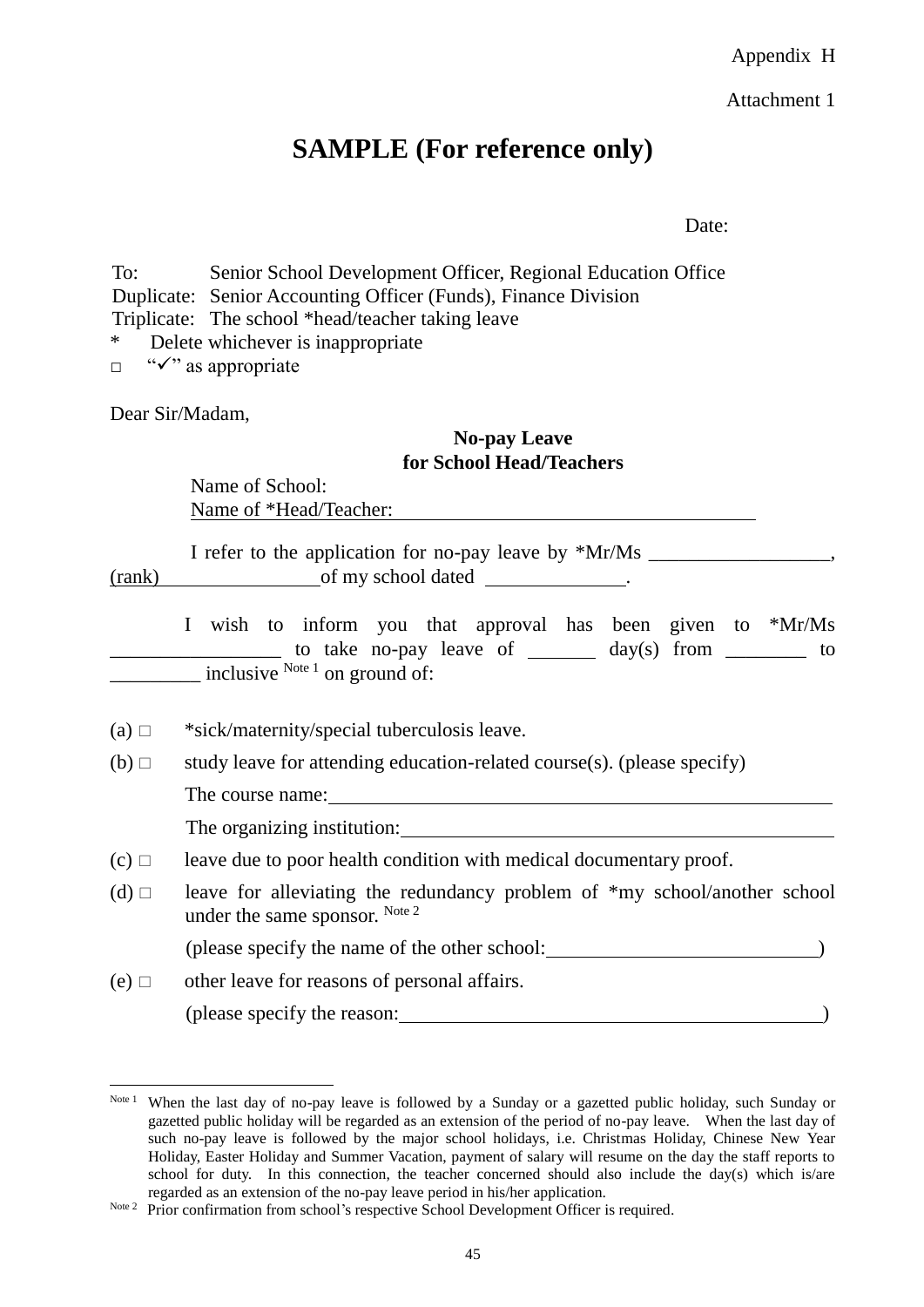Appendix H

Attachment 1

# SAMPLE (For reference only)

Date:

To: Senior School Development Officer, Regional Education Office
Duplicate: Senior Accounting Officer (Funds), Finance Division
Triplicate: The school *head/teacher taking leave

\* Delete whichever is inappropriate
□ "✓" as appropriate

Dear Sir/Madam,

**No-pay Leave**
**for School Head/Teachers**

Name of School:
Name of *Head/Teacher: ______________________________

I refer to the application for no-pay leave by *Mr/Ms ________________, (rank) ______________ of my school dated ____________.

I wish to inform you that approval has been given to *Mr/Ms ______________ to take no-pay leave of ______ day(s) from _______ to ________ inclusive [Note 1] on ground of:

(a) □ *sick/maternity/special tuberculosis leave.

(b) □ study leave for attending education-related course(s). (please specify)
The course name: ______________________________
The organizing institution: ______________________________

(c) □ leave due to poor health condition with medical documentary proof.

(d) □ leave for alleviating the redundancy problem of *my school/another school under the same sponsor. [Note 2]
(please specify the name of the other school: ______________________)

(e) □ other leave for reasons of personal affairs.
(please specify the reason: ______________________________)

---

[Note 1] When the last day of no-pay leave is followed by a Sunday or a gazetted public holiday, such Sunday or gazetted public holiday will be regarded as an extension of the period of no-pay leave. When the last day of such no-pay leave is followed by the major school holidays, i.e. Christmas Holiday, Chinese New Year Holiday, Easter Holiday and Summer Vacation, payment of salary will resume on the day the staff reports to school for duty. In this connection, the teacher concerned should also include the day(s) which is/are regarded as an extension of the no-pay leave period in his/her application.

[Note 2] Prior confirmation from school's respective School Development Officer is required.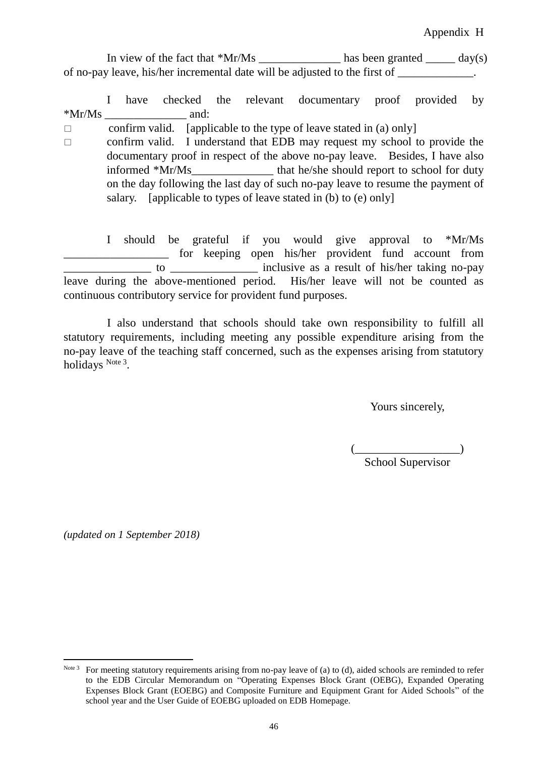Appendix H

In view of the fact that *Mr/Ms ______________ has been granted _____ day(s) of no-pay leave, his/her incremental date will be adjusted to the first of _____________.

I have checked the relevant documentary proof provided by *Mr/Ms ______________ and:

□ confirm valid. [applicable to the type of leave stated in (a) only]

□ confirm valid. I understand that EDB may request my school to provide the documentary proof in respect of the above no-pay leave. Besides, I have also informed *Mr/Ms______________ that he/she should report to school for duty on the day following the last day of such no-pay leave to resume the payment of salary. [applicable to types of leave stated in (b) to (e) only]

I should be grateful if you would give approval to *Mr/Ms __________________ for keeping open his/her provident fund account from _______________ to _______________ inclusive as a result of his/her taking no-pay leave during the above-mentioned period. His/her leave will not be counted as continuous contributory service for provident fund purposes.

I also understand that schools should take own responsibility to fulfill all statutory requirements, including meeting any possible expenditure arising from the no-pay leave of the teaching staff concerned, such as the expenses arising from statutory holidays [Note 3].

Yours sincerely,

(__________________)
School Supervisor

*(updated on 1 September 2018)*

---

[Note 3] For meeting statutory requirements arising from no-pay leave of (a) to (d), aided schools are reminded to refer to the EDB Circular Memorandum on "Operating Expenses Block Grant (OEBG), Expanded Operating Expenses Block Grant (EOEBG) and Composite Furniture and Equipment Grant for Aided Schools" of the school year and the User Guide of EOEBG uploaded on EDB Homepage.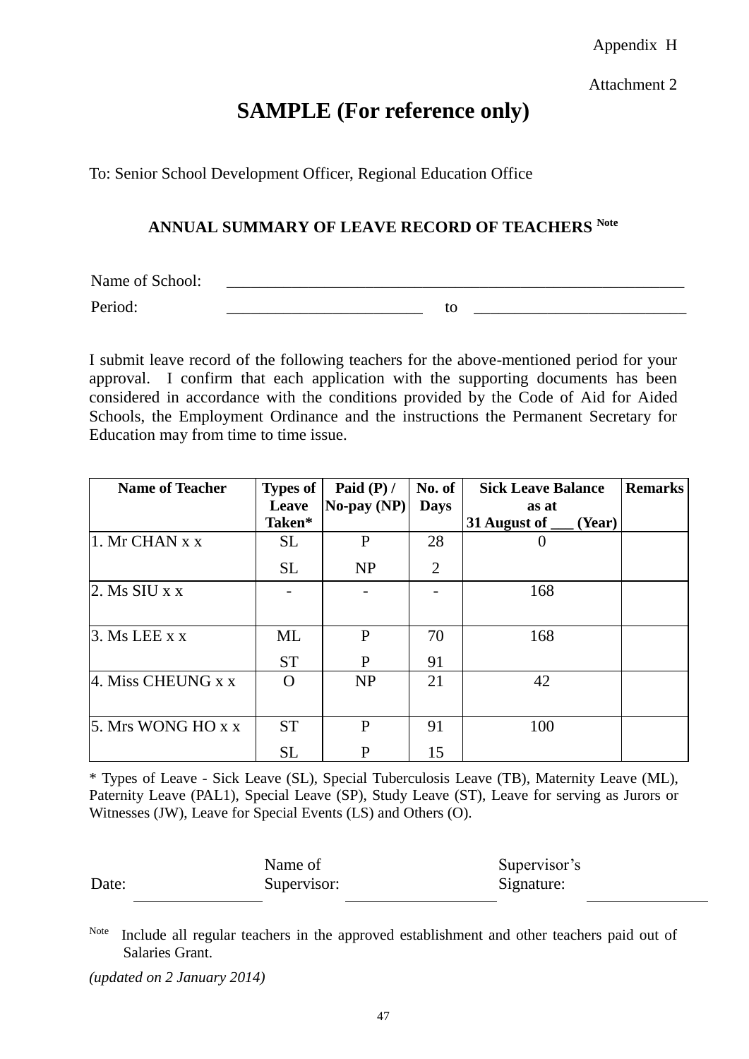Appendix H

Attachment 2

# SAMPLE (For reference only)

To: Senior School Development Officer, Regional Education Office

## ANNUAL SUMMARY OF LEAVE RECORD OF TEACHERS [Note]

Name of School: ___________________________________________

Period: ______________________ to ______________________

I submit leave record of the following teachers for the above-mentioned period for your approval. I confirm that each application with the supporting documents has been considered in accordance with the conditions provided by the Code of Aid for Aided Schools, the Employment Ordinance and the instructions the Permanent Secretary for Education may from time to time issue.

| Name of Teacher | Types of Leave Taken* | Paid (P) / No-pay (NP) | No. of Days | Sick Leave Balance as at 31 August of ___ (Year) | Remarks |
|---|---|---|---|---|---|
| 1. Mr CHAN x x | SL | P | 28 | 0 | |
| | SL | NP | 2 | | |
| 2. Ms SIU x x | - | - | - | 168 | |
| 3. Ms LEE x x | ML | P | 70 | 168 | |
| | ST | P | 91 | | |
| 4. Miss CHEUNG x x | O | NP | 21 | 42 | |
| 5. Mrs WONG HO x x | ST | P | 91 | 100 | |
| | SL | P | 15 | | |

* Types of Leave - Sick Leave (SL), Special Tuberculosis Leave (TB), Maternity Leave (ML), Paternity Leave (PAL1), Special Leave (SP), Study Leave (ST), Leave for serving as Jurors or Witnesses (JW), Leave for Special Events (LS) and Others (O).

Date: ______________ Name of Supervisor: ______________ Supervisor's Signature: ______________

[Note] Include all regular teachers in the approved establishment and other teachers paid out of Salaries Grant.

*(updated on 2 January 2014)*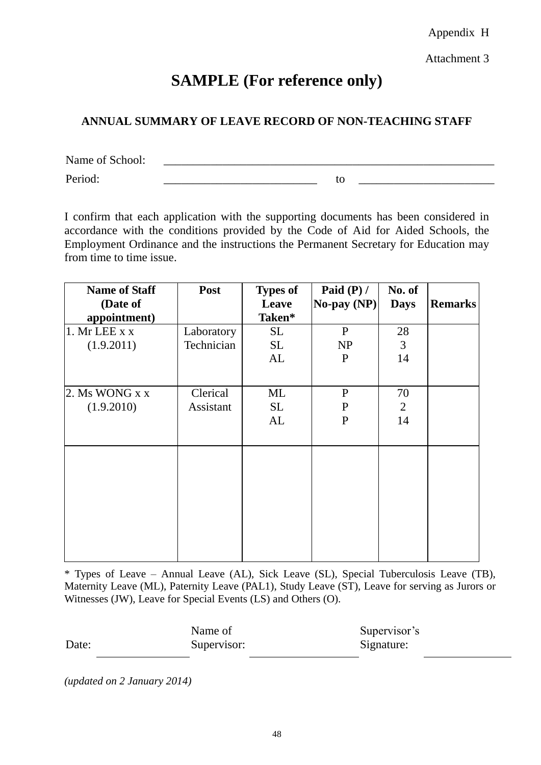Appendix H

Attachment 3

# SAMPLE (For reference only)

## ANNUAL SUMMARY OF LEAVE RECORD OF NON-TEACHING STAFF

Name of School: ____________________________________________

Period: ____________________ to ____________________

I confirm that each application with the supporting documents has been considered in accordance with the conditions provided by the Code of Aid for Aided Schools, the Employment Ordinance and the instructions the Permanent Secretary for Education may from time to time issue.

| **Name of Staff (Date of appointment)** | **Post** | **Types of Leave Taken*** | **Paid (P) / No-pay (NP)** | **No. of Days** | **Remarks** |
|---|---|---|---|---|---|
| 1. Mr LEE x x (1.9.2011) | Laboratory Technician | SL<br>SL<br>AL | P<br>NP<br>P | 28<br>3<br>14 | |
| 2. Ms WONG x x (1.9.2010) | Clerical Assistant | ML<br>SL<br>AL | P<br>P<br>P | 70<br>2<br>14 | |
| | | | | | |

\* Types of Leave – Annual Leave (AL), Sick Leave (SL), Special Tuberculosis Leave (TB), Maternity Leave (ML), Paternity Leave (PAL1), Study Leave (ST), Leave for serving as Jurors or Witnesses (JW), Leave for Special Events (LS) and Others (O).

Date: ______________ Name of Supervisor: ______________ Supervisor's Signature: ______________

*(updated on 2 January 2014)*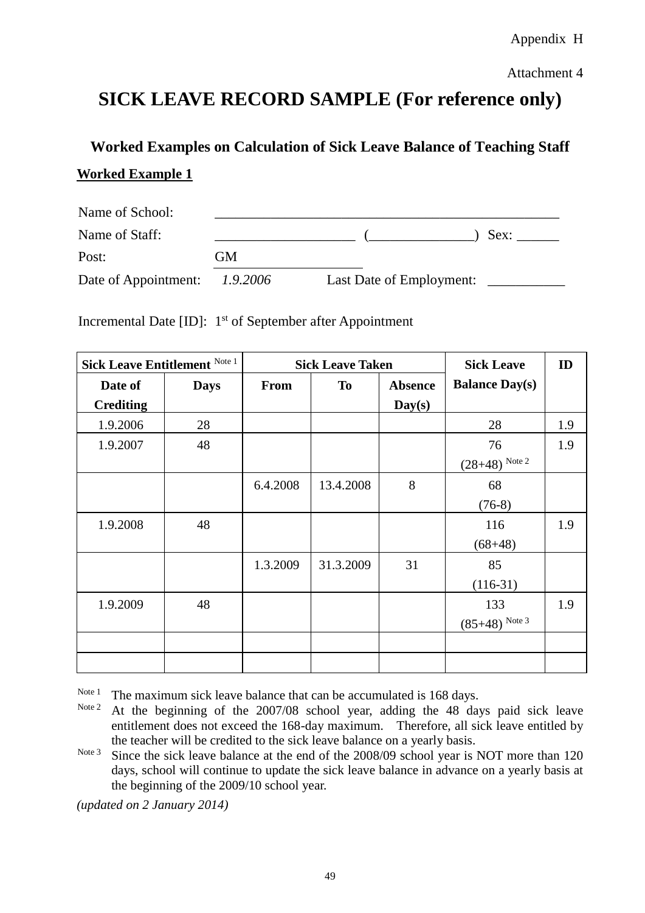Appendix H

Attachment 4

# SICK LEAVE RECORD SAMPLE (For reference only)

## Worked Examples on Calculation of Sick Leave Balance of Teaching Staff

**Worked Example 1**

Name of School: ____________________________________________

Name of Staff: ____________________ (______________) Sex: ______

Post: GM

Date of Appointment: *1.9.2006* Last Date of Employment: ___________

Incremental Date [ID]: 1st of September after Appointment

| Sick Leave Entitlement [Note 1] | | Sick Leave Taken | | | Sick Leave Balance Day(s) | ID |
|---|---|---|---|---|---|---|
| Date of Crediting | Days | From | To | Absence Day(s) | | |
| 1.9.2006 | 28 | | | | 28 | 1.9 |
| 1.9.2007 | 48 | | | | 76 (28+48) [Note 2] | 1.9 |
| | | 6.4.2008 | 13.4.2008 | 8 | 68 (76-8) | |
| 1.9.2008 | 48 | | | | 116 (68+48) | 1.9 |
| | | 1.3.2009 | 31.3.2009 | 31 | 85 (116-31) | |
| 1.9.2009 | 48 | | | | 133 (85+48) [Note 3] | 1.9 |
| | | | | | | |
| | | | | | | |

[Note 1] The maximum sick leave balance that can be accumulated is 168 days.

[Note 2] At the beginning of the 2007/08 school year, adding the 48 days paid sick leave entitlement does not exceed the 168-day maximum. Therefore, all sick leave entitled by the teacher will be credited to the sick leave balance on a yearly basis.

[Note 3] Since the sick leave balance at the end of the 2008/09 school year is NOT more than 120 days, school will continue to update the sick leave balance in advance on a yearly basis at the beginning of the 2009/10 school year.

*(updated on 2 January 2014)*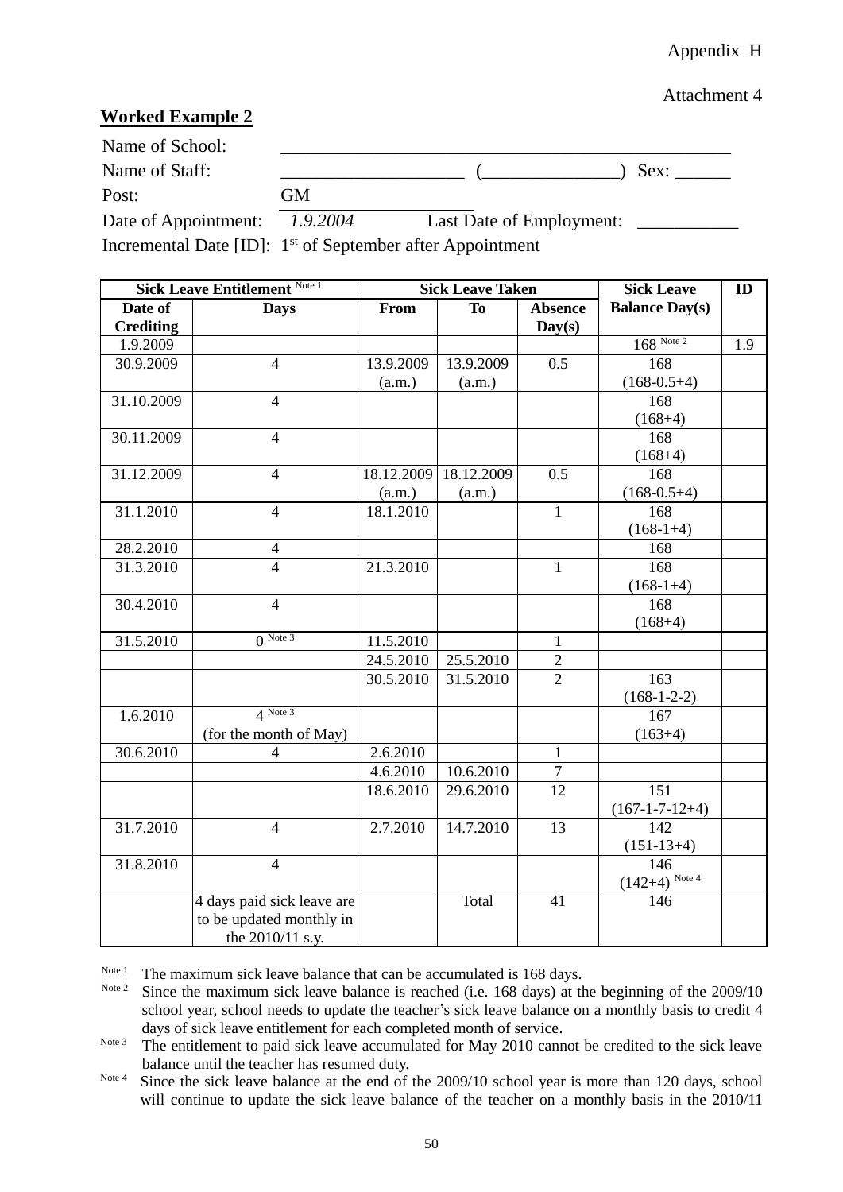Appendix H

Attachment 4

## Worked Example 2

Name of School: ______________________________________________

Name of Staff: ____________________ (______________) Sex: ______

Post: GM

Date of Appointment: *1.9.2004* Last Date of Employment: __________

Incremental Date [ID]: 1st of September after Appointment

| Sick Leave Entitlement [Note 1] | | Sick Leave Taken | | | Sick Leave Balance Day(s) | ID |
|---|---|---|---|---|---|---|
| Date of Crediting | Days | From | To | Absence Day(s) | | |
| 1.9.2009 | | | | | 168 [Note 2] | 1.9 |
| 30.9.2009 | 4 | 13.9.2009 (a.m.) | 13.9.2009 (a.m.) | 0.5 | 168 (168-0.5+4) | |
| 31.10.2009 | 4 | | | | 168 (168+4) | |
| 30.11.2009 | 4 | | | | 168 (168+4) | |
| 31.12.2009 | 4 | 18.12.2009 (a.m.) | 18.12.2009 (a.m.) | 0.5 | 168 (168-0.5+4) | |
| 31.1.2010 | 4 | 18.1.2010 | | 1 | 168 (168-1+4) | |
| 28.2.2010 | 4 | | | | 168 | |
| 31.3.2010 | 4 | 21.3.2010 | | 1 | 168 (168-1+4) | |
| 30.4.2010 | 4 | | | | 168 (168+4) | |
| 31.5.2010 | 0 [Note 3] | 11.5.2010 | | 1 | | |
| | | 24.5.2010 | 25.5.2010 | 2 | | |
| | | 30.5.2010 | 31.5.2010 | 2 | 163 (168-1-2-2) | |
| 1.6.2010 | 4 [Note 3] (for the month of May) | | | | 167 (163+4) | |
| 30.6.2010 | 4 | 2.6.2010 | | 1 | | |
| | | 4.6.2010 | 10.6.2010 | 7 | | |
| | | 18.6.2010 | 29.6.2010 | 12 | 151 (167-1-7-12+4) | |
| 31.7.2010 | 4 | 2.7.2010 | 14.7.2010 | 13 | 142 (151-13+4) | |
| 31.8.2010 | 4 | | | | 146 (142+4) [Note 4] | |
| | 4 days paid sick leave are to be updated monthly in the 2010/11 s.y. | | Total | 41 | 146 | |

[Note 1] The maximum sick leave balance that can be accumulated is 168 days.

[Note 2] Since the maximum sick leave balance is reached (i.e. 168 days) at the beginning of the 2009/10 school year, school needs to update the teacher's sick leave balance on a monthly basis to credit 4 days of sick leave entitlement for each completed month of service.

[Note 3] The entitlement to paid sick leave accumulated for May 2010 cannot be credited to the sick leave balance until the teacher has resumed duty.

[Note 4] Since the sick leave balance at the end of the 2009/10 school year is more than 120 days, school will continue to update the sick leave balance of the teacher on a monthly basis in the 2010/11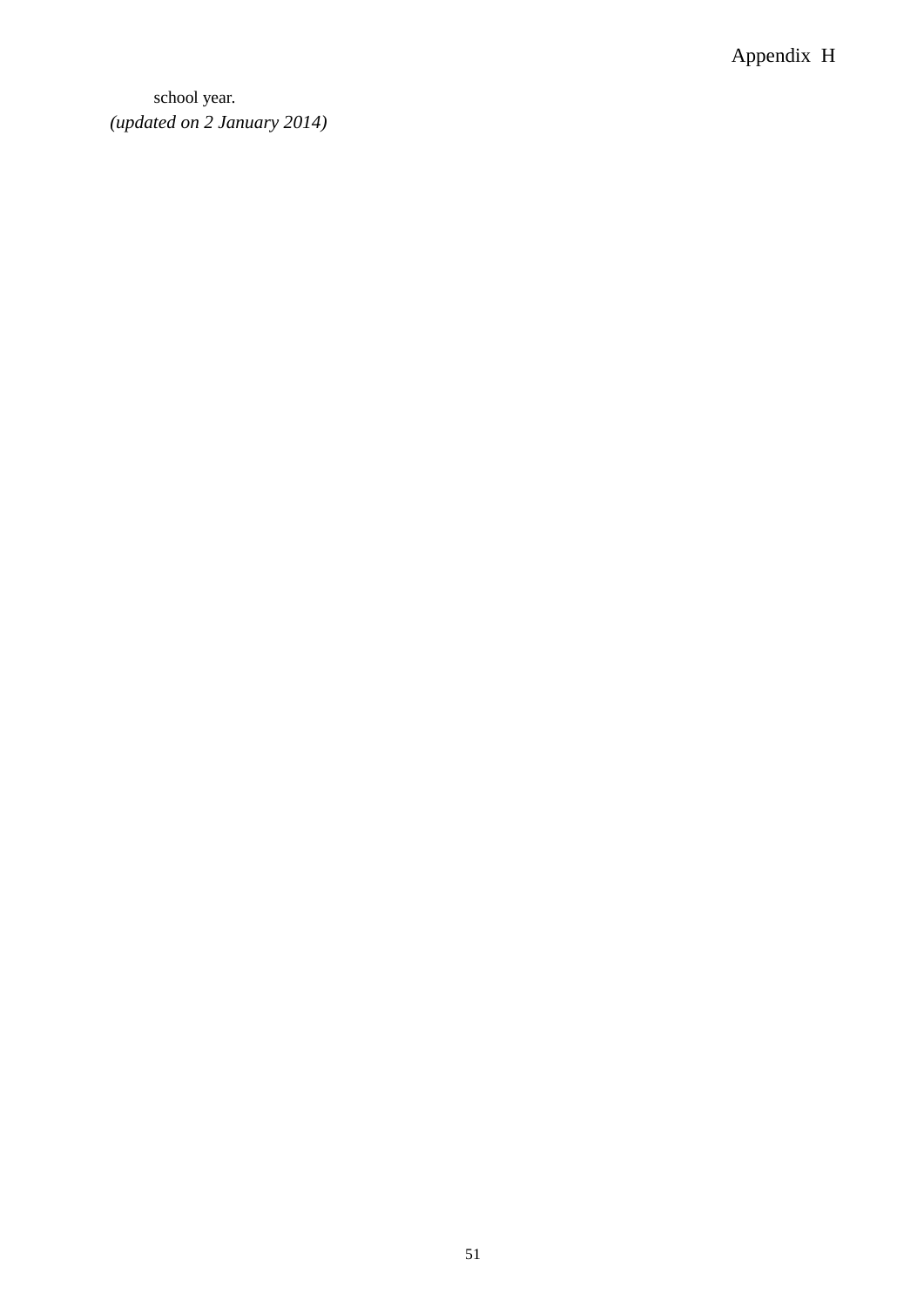school year.

*(updated on 2 January 2014)*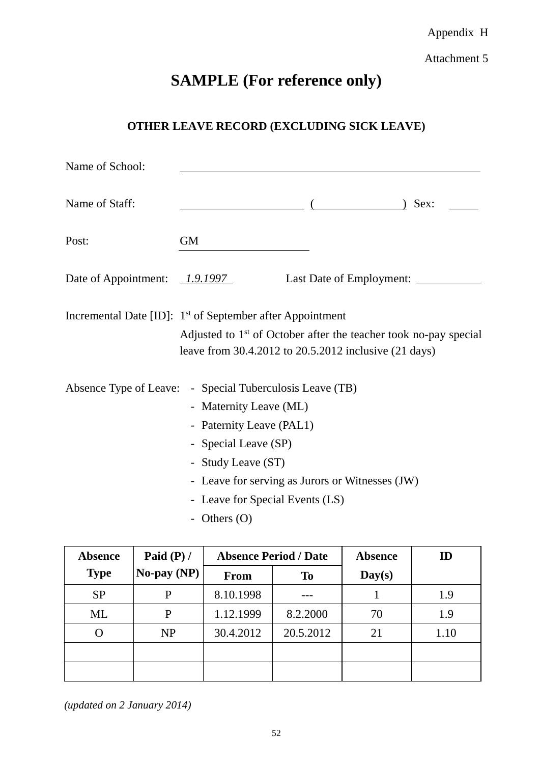Appendix H

Attachment 5

# SAMPLE (For reference only)

## OTHER LEAVE RECORD (EXCLUDING SICK LEAVE)

Name of School: \_\_\_\_\_\_\_\_\_\_\_\_\_\_\_\_\_\_\_\_\_\_\_\_\_\_\_\_\_\_\_\_\_\_\_\_\_\_\_\_

Name of Staff: \_\_\_\_\_\_\_\_\_\_\_\_\_\_\_\_\_\_\_\_ ( \_\_\_\_\_\_\_\_\_\_\_\_\_\_ ) Sex: \_\_\_\_\_

Post: GM

Date of Appointment: *1.9.1997* Last Date of Employment: \_\_\_\_\_\_\_\_\_\_

Incremental Date [ID]: 1st of September after Appointment

Adjusted to 1st of October after the teacher took no-pay special leave from 30.4.2012 to 20.5.2012 inclusive (21 days)

Absence Type of Leave:

- Special Tuberculosis Leave (TB)
- Maternity Leave (ML)
- Paternity Leave (PAL1)
- Special Leave (SP)
- Study Leave (ST)
- Leave for serving as Jurors or Witnesses (JW)
- Leave for Special Events (LS)
- Others (O)

| Absence Type | Paid (P) / No-pay (NP) | Absence Period / Date | | Absence Day(s) | ID |
|---|---|---|---|---|---|
| | | From | To | | |
| SP | P | 8.10.1998 | --- | 1 | 1.9 |
| ML | P | 1.12.1999 | 8.2.2000 | 70 | 1.9 |
| O | NP | 30.4.2012 | 20.5.2012 | 21 | 1.10 |
| | | | | | |
| | | | | | |

*(updated on 2 January 2014)*